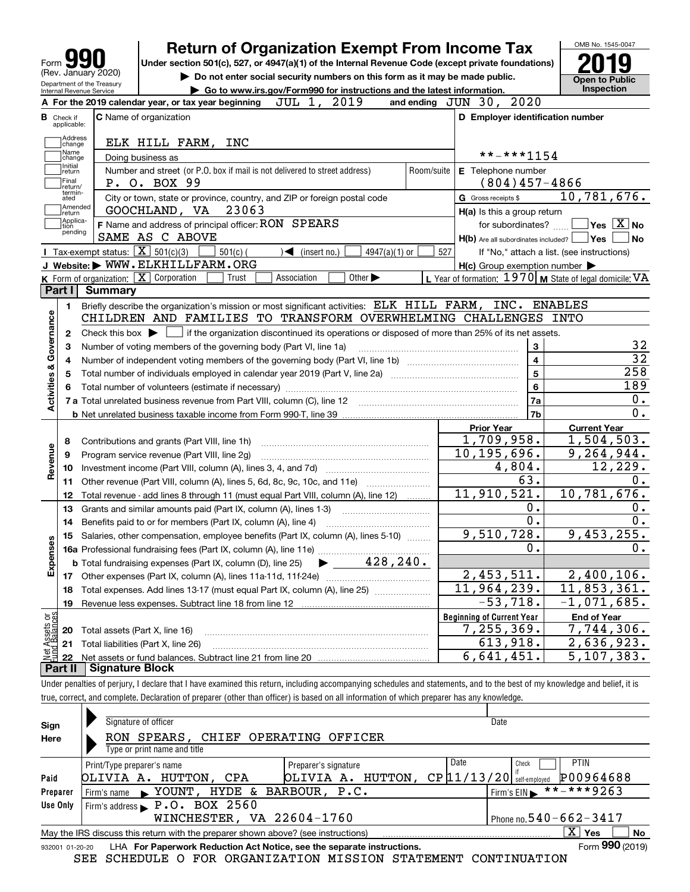Form **990** (Rev. January 2020)
Department of the Treasury
Internal Revenue Service

# Return of Organization Exempt From Income Tax

**Under section 501(c), 527, or 4947(a)(1) of the Internal Revenue Code (except private foundations)**

▶ Do not enter social security numbers on this form as it may be made public.

▶ Go to www.irs.gov/Form990 for instructions and the latest information.

OMB No. 1545-0047

**2019**

**Open to Public Inspection**

**A** For the 2019 calendar year, or tax year beginning JUL 1, 2019 and ending JUN 30, 2020

**B** Check if applicable: Address change, Name change, Initial return, Final return/terminated, Amended return, Application pending

**C** Name of organization: ELK HILL FARM, INC

Doing business as

Number and street (or P.O. box if mail is not delivered to street address): P. O. BOX 99 — Room/suite

City or town, state or province, country, and ZIP or foreign postal code: GOOCHLAND, VA 23063

**F** Name and address of principal officer: RON SPEARS, SAME AS C ABOVE

**D** Employer identification number: **-***1154

**E** Telephone number: (804)457-4866

**G** Gross receipts $ 10,781,676.

**H(a)** Is this a group return for subordinates? ☐ Yes ☒ No

**H(b)** Are all subordinates included? ☐ Yes ☐ No — If "No," attach a list. (see instructions)

**H(c)** Group exemption number ▶

**I** Tax-exempt status: ☒ 501(c)(3) ☐ 501(c) ( ) ◀ (insert no.) ☐ 4947(a)(1) or ☐ 527

**J** Website: ▶ WWW.ELKHILLFARM.ORG

**K** Form of organization: ☒ Corporation ☐ Trust ☐ Association ☐ Other ▶

**L** Year of formation: 1970 **M** State of legal domicile: VA

## Part I Summary

**Activities & Governance**

1. Briefly describe the organization's mission or most significant activities: ELK HILL FARM, INC. ENABLES CHILDREN AND FAMILIES TO TRANSFORM OVERWHELMING CHALLENGES INTO
2. Check this box ▶ ☐ if the organization discontinued its operations or disposed of more than 25% of its net assets.

| Line | Description | | Value |
|---|---|---|---|
| 3 | Number of voting members of the governing body (Part VI, line 1a) | 3 | 32 |
| 4 | Number of independent voting members of the governing body (Part VI, line 1b) | 4 | 32 |
| 5 | Total number of individuals employed in calendar year 2019 (Part V, line 2a) | 5 | 258 |
| 6 | Total number of volunteers (estimate if necessary) | 6 | 189 |
| 7a | Total unrelated business revenue from Part VIII, column (C), line 12 | 7a | 0. |
| b | Net unrelated business taxable income from Form 990-T, line 39 | 7b | 0. |

| Line | Description | Prior Year | Current Year |
|---|---|---|---|
| **Revenue** | | | |
| 8 | Contributions and grants (Part VIII, line 1h) | 1,709,958. | 1,504,503. |
| 9 | Program service revenue (Part VIII, line 2g) | 10,195,696. | 9,264,944. |
| 10 | Investment income (Part VIII, column (A), lines 3, 4, and 7d) | 4,804. | 12,229. |
| 11 | Other revenue (Part VIII, column (A), lines 5, 6d, 8c, 9c, 10c, and 11e) | 63. | 0. |
| 12 | Total revenue - add lines 8 through 11 (must equal Part VIII, column (A), line 12) | 11,910,521. | 10,781,676. |
| **Expenses** | | | |
| 13 | Grants and similar amounts paid (Part IX, column (A), lines 1-3) | 0. | 0. |
| 14 | Benefits paid to or for members (Part IX, column (A), line 4) | 0. | 0. |
| 15 | Salaries, other compensation, employee benefits (Part IX, column (A), lines 5-10) | 9,510,728. | 9,453,255. |
| 16a | Professional fundraising fees (Part IX, column (A), line 11e) | 0. | 0. |
| b | Total fundraising expenses (Part IX, column (D), line 25) ▶ 428,240. | | |
| 17 | Other expenses (Part IX, column (A), lines 11a-11d, 11f-24e) | 2,453,511. | 2,400,106. |
| 18 | Total expenses. Add lines 13-17 (must equal Part IX, column (A), line 25) | 11,964,239. | 11,853,361. |
| 19 | Revenue less expenses. Subtract line 18 from line 12 | -53,718. | -1,071,685. |

| Line | Net Assets or Fund Balances | Beginning of Current Year | End of Year |
|---|---|---|---|
| 20 | Total assets (Part X, line 16) | 7,255,369. | 7,744,306. |
| 21 | Total liabilities (Part X, line 26) | 613,918. | 2,636,923. |
| 22 | Net assets or fund balances. Subtract line 21 from line 20 | 6,641,451. | 5,107,383. |

## Part II Signature Block

Under penalties of perjury, I declare that I have examined this return, including accompanying schedules and statements, and to the best of my knowledge and belief, it is true, correct, and complete. Declaration of preparer (other than officer) is based on all information of which preparer has any knowledge.

**Sign Here**

Signature of officer — Date

RON SPEARS, CHIEF OPERATING OFFICER
Type or print name and title

**Paid Preparer Use Only**

| Print/Type preparer's name | Preparer's signature | Date | Check if self-employed | PTIN |
|---|---|---|---|---|
| OLIVIA A. HUTTON, CPA | OLIVIA A. HUTTON, CP | 11/13/20 | ☐ | P00964688 |

Firm's name ▶ YOUNT, HYDE & BARBOUR, P.C. — Firm's EIN ▶ **-***9263

Firm's address ▶ P.O. BOX 2560, WINCHESTER, VA 22604-1760 — Phone no. 540-662-3417

May the IRS discuss this return with the preparer shown above? (see instructions) ☒ Yes ☐ No

932001 01-20-20 LHA For Paperwork Reduction Act Notice, see the separate instructions. Form **990** (2019)

SEE SCHEDULE O FOR ORGANIZATION MISSION STATEMENT CONTINUATION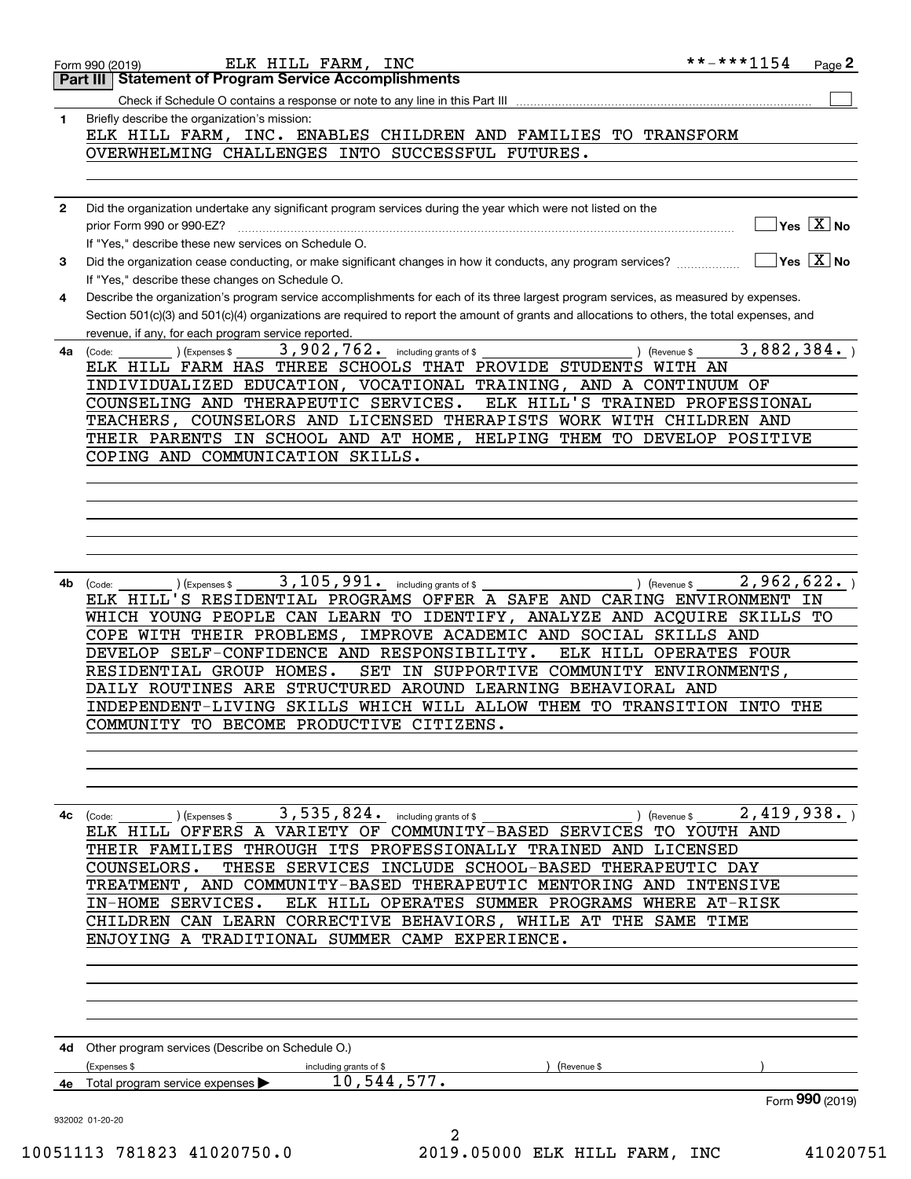Form 990 (2019) ELK HILL FARM, INC **-***1154 Page 2

## Part III Statement of Program Service Accomplishments

Check if Schedule O contains a response or note to any line in this Part III [ ]

**1** Briefly describe the organization's mission:

ELK HILL FARM, INC. ENABLES CHILDREN AND FAMILIES TO TRANSFORM OVERWHELMING CHALLENGES INTO SUCCESSFUL FUTURES.

**2** Did the organization undertake any significant program services during the year which were not listed on the prior Form 990 or 990-EZ? [ ] Yes [X] No

If "Yes," describe these new services on Schedule O.

**3** Did the organization cease conducting, or make significant changes in how it conducts, any program services? [ ] Yes [X] No

If "Yes," describe these changes on Schedule O.

**4** Describe the organization's program service accomplishments for each of its three largest program services, as measured by expenses. Section 501(c)(3) and 501(c)(4) organizations are required to report the amount of grants and allocations to others, the total expenses, and revenue, if any, for each program service reported.

**4a** (Code: ) (Expenses $ 3,902,762. including grants of $ ) (Revenue $ 3,882,384. )

ELK HILL FARM HAS THREE SCHOOLS THAT PROVIDE STUDENTS WITH AN INDIVIDUALIZED EDUCATION, VOCATIONAL TRAINING, AND A CONTINUUM OF COUNSELING AND THERAPEUTIC SERVICES. ELK HILL'S TRAINED PROFESSIONAL TEACHERS, COUNSELORS AND LICENSED THERAPISTS WORK WITH CHILDREN AND THEIR PARENTS IN SCHOOL AND AT HOME, HELPING THEM TO DEVELOP POSITIVE COPING AND COMMUNICATION SKILLS.

**4b** (Code: ) (Expenses $ 3,105,991. including grants of $ ) (Revenue $ 2,962,622. )

ELK HILL'S RESIDENTIAL PROGRAMS OFFER A SAFE AND CARING ENVIRONMENT IN WHICH YOUNG PEOPLE CAN LEARN TO IDENTIFY, ANALYZE AND ACQUIRE SKILLS TO COPE WITH THEIR PROBLEMS, IMPROVE ACADEMIC AND SOCIAL SKILLS AND DEVELOP SELF-CONFIDENCE AND RESPONSIBILITY. ELK HILL OPERATES FOUR RESIDENTIAL GROUP HOMES. SET IN SUPPORTIVE COMMUNITY ENVIRONMENTS, DAILY ROUTINES ARE STRUCTURED AROUND LEARNING BEHAVIORAL AND INDEPENDENT-LIVING SKILLS WHICH WILL ALLOW THEM TO TRANSITION INTO THE COMMUNITY TO BECOME PRODUCTIVE CITIZENS.

**4c** (Code: ) (Expenses $ 3,535,824. including grants of $ ) (Revenue $ 2,419,938. )

ELK HILL OFFERS A VARIETY OF COMMUNITY-BASED SERVICES TO YOUTH AND THEIR FAMILIES THROUGH ITS PROFESSIONALLY TRAINED AND LICENSED COUNSELORS. THESE SERVICES INCLUDE SCHOOL-BASED THERAPEUTIC DAY TREATMENT, AND COMMUNITY-BASED THERAPEUTIC MENTORING AND INTENSIVE IN-HOME SERVICES. ELK HILL OPERATES SUMMER PROGRAMS WHERE AT-RISK CHILDREN CAN LEARN CORRECTIVE BEHAVIORS, WHILE AT THE SAME TIME ENJOYING A TRADITIONAL SUMMER CAMP EXPERIENCE.

**4d** Other program services (Describe on Schedule O.)

(Expenses $ including grants of $ ) (Revenue $ )

**4e** Total program service expenses ▶ 10,544,577.

Form **990** (2019)

932002 01-20-20

10051113 781823 41020750.0 2019.05000 ELK HILL FARM, INC 41020751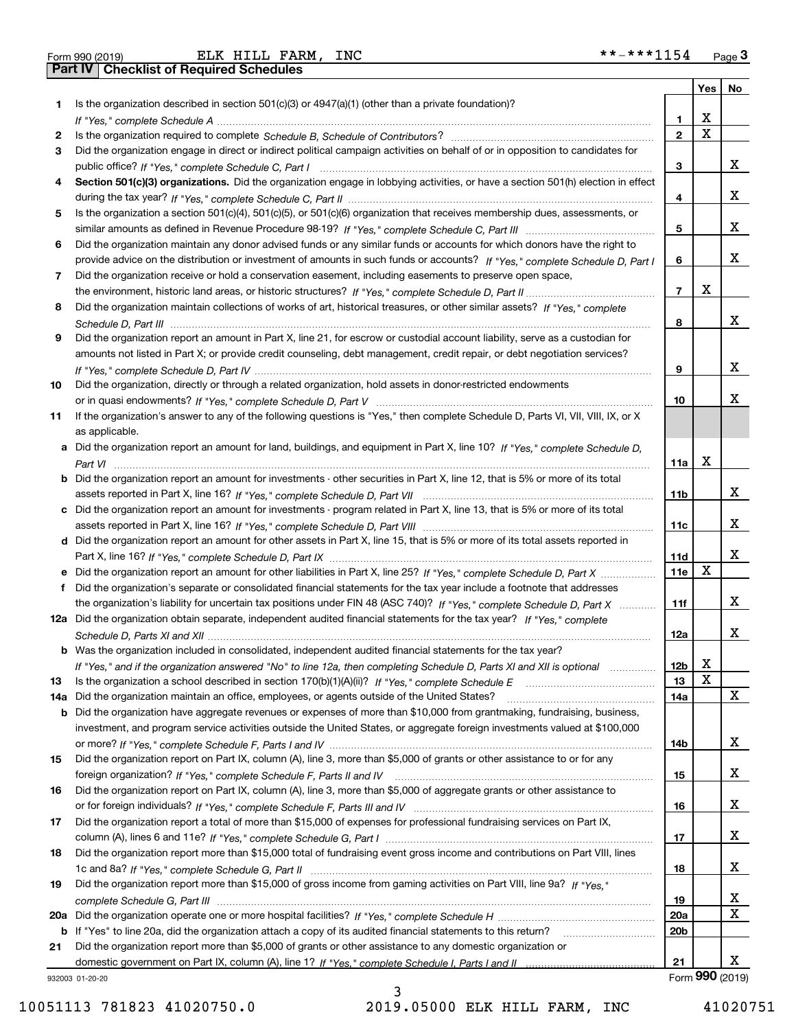Form 990 (2019) ELK HILL FARM, INC **-***1154 Page **3**

## Part IV Checklist of Required Schedules

| | | | Yes | No |
|---|---|---|---|---|
| **1** | Is the organization described in section 501(c)(3) or 4947(a)(1) (other than a private foundation)? *If "Yes," complete Schedule A* | **1** | X | |
| **2** | Is the organization required to complete *Schedule B, Schedule of Contributors*? | **2** | X | |
| **3** | Did the organization engage in direct or indirect political campaign activities on behalf of or in opposition to candidates for public office? *If "Yes," complete Schedule C, Part I* | **3** | | X |
| **4** | **Section 501(c)(3) organizations.** Did the organization engage in lobbying activities, or have a section 501(h) election in effect during the tax year? *If "Yes," complete Schedule C, Part II* | **4** | | X |
| **5** | Is the organization a section 501(c)(4), 501(c)(5), or 501(c)(6) organization that receives membership dues, assessments, or similar amounts as defined in Revenue Procedure 98-19? *If "Yes," complete Schedule C, Part III* | **5** | | X |
| **6** | Did the organization maintain any donor advised funds or any similar funds or accounts for which donors have the right to provide advice on the distribution or investment of amounts in such funds or accounts? *If "Yes," complete Schedule D, Part I* | **6** | | X |
| **7** | Did the organization receive or hold a conservation easement, including easements to preserve open space, the environment, historic land areas, or historic structures? *If "Yes," complete Schedule D, Part II* | **7** | X | |
| **8** | Did the organization maintain collections of works of art, historical treasures, or other similar assets? *If "Yes," complete Schedule D, Part III* | **8** | | X |
| **9** | Did the organization report an amount in Part X, line 21, for escrow or custodial account liability, serve as a custodian for amounts not listed in Part X; or provide credit counseling, debt management, credit repair, or debt negotiation services? *If "Yes," complete Schedule D, Part IV* | **9** | | X |
| **10** | Did the organization, directly or through a related organization, hold assets in donor-restricted endowments or in quasi endowments? *If "Yes," complete Schedule D, Part V* | **10** | | X |
| **11** | If the organization's answer to any of the following questions is "Yes," then complete Schedule D, Parts VI, VII, VIII, IX, or X as applicable. | | | |
| **a** | Did the organization report an amount for land, buildings, and equipment in Part X, line 10? *If "Yes," complete Schedule D, Part VI* | **11a** | X | |
| **b** | Did the organization report an amount for investments - other securities in Part X, line 12, that is 5% or more of its total assets reported in Part X, line 16? *If "Yes," complete Schedule D, Part VII* | **11b** | | X |
| **c** | Did the organization report an amount for investments - program related in Part X, line 13, that is 5% or more of its total assets reported in Part X, line 16? *If "Yes," complete Schedule D, Part VIII* | **11c** | | X |
| **d** | Did the organization report an amount for other assets in Part X, line 15, that is 5% or more of its total assets reported in Part X, line 16? *If "Yes," complete Schedule D, Part IX* | **11d** | | X |
| **e** | Did the organization report an amount for other liabilities in Part X, line 25? *If "Yes," complete Schedule D, Part X* | **11e** | X | |
| **f** | Did the organization's separate or consolidated financial statements for the tax year include a footnote that addresses the organization's liability for uncertain tax positions under FIN 48 (ASC 740)? *If "Yes," complete Schedule D, Part X* | **11f** | | X |
| **12a** | Did the organization obtain separate, independent audited financial statements for the tax year? *If "Yes," complete Schedule D, Parts XI and XII* | **12a** | | X |
| **b** | Was the organization included in consolidated, independent audited financial statements for the tax year? *If "Yes," and if the organization answered "No" to line 12a, then completing Schedule D, Parts XI and XII is optional* | **12b** | X | |
| **13** | Is the organization a school described in section 170(b)(1)(A)(ii)? *If "Yes," complete Schedule E* | **13** | X | |
| **14a** | Did the organization maintain an office, employees, or agents outside of the United States? | **14a** | | X |
| **b** | Did the organization have aggregate revenues or expenses of more than $10,000 from grantmaking, fundraising, business, investment, and program service activities outside the United States, or aggregate foreign investments valued at $100,000 or more? *If "Yes," complete Schedule F, Parts I and IV* | **14b** | | X |
| **15** | Did the organization report on Part IX, column (A), line 3, more than $5,000 of grants or other assistance to or for any foreign organization? *If "Yes," complete Schedule F, Parts II and IV* | **15** | | X |
| **16** | Did the organization report on Part IX, column (A), line 3, more than $5,000 of aggregate grants or other assistance to or for foreign individuals? *If "Yes," complete Schedule F, Parts III and IV* | **16** | | X |
| **17** | Did the organization report a total of more than $15,000 of expenses for professional fundraising services on Part IX, column (A), lines 6 and 11e? *If "Yes," complete Schedule G, Part I* | **17** | | X |
| **18** | Did the organization report more than $15,000 total of fundraising event gross income and contributions on Part VIII, lines 1c and 8a? *If "Yes," complete Schedule G, Part II* | **18** | | X |
| **19** | Did the organization report more than $15,000 of gross income from gaming activities on Part VIII, line 9a? *If "Yes," complete Schedule G, Part III* | **19** | | X |
| **20a** | Did the organization operate one or more hospital facilities? *If "Yes," complete Schedule H* | **20a** | | X |
| **b** | If "Yes" to line 20a, did the organization attach a copy of its audited financial statements to this return? | **20b** | | |
| **21** | Did the organization report more than $5,000 of grants or other assistance to any domestic organization or domestic government on Part IX, column (A), line 1? *If "Yes," complete Schedule I, Parts I and II* | **21** | | X |

932003 01-20-20 Form **990** (2019)

10051113 781823 41020750.0 2019.05000 ELK HILL FARM, INC 41020751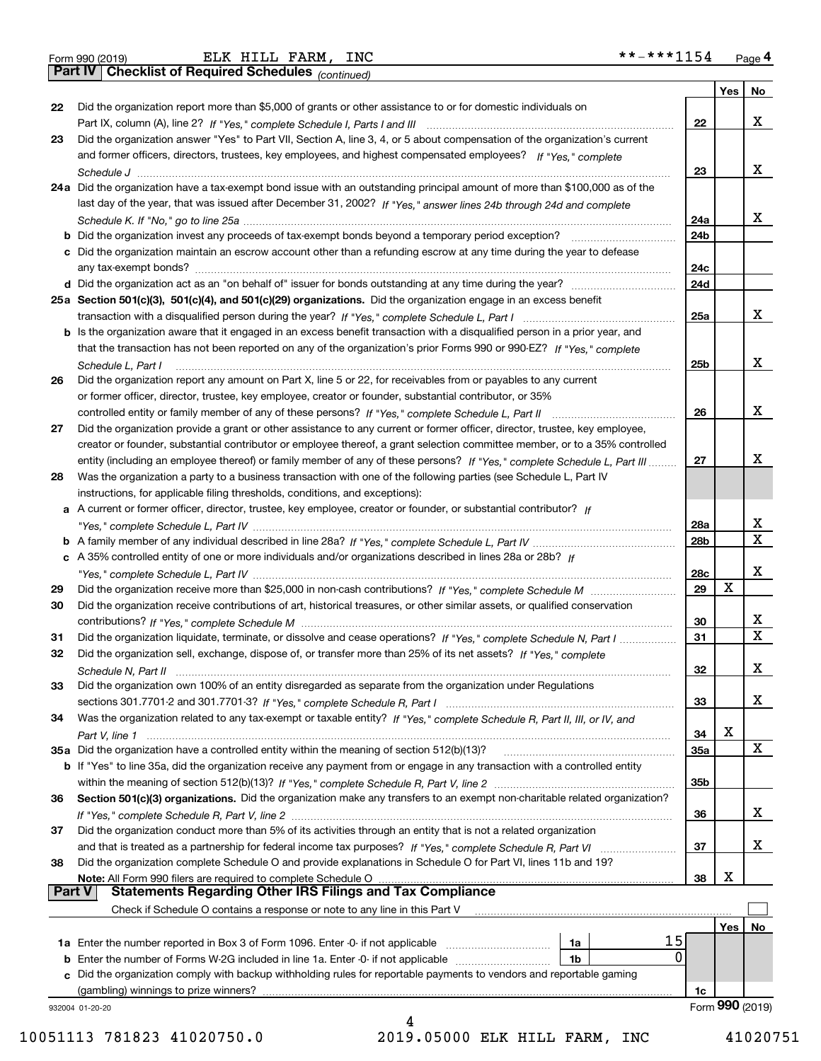Form 990 (2019) ELK HILL FARM, INC **-***1154 Page 4

**Part IV Checklist of Required Schedules** *(continued)*

| | | Line | Yes | No |
|---|---|---|---|---|
| 22 | Did the organization report more than $5,000 of grants or other assistance to or for domestic individuals on Part IX, column (A), line 2? *If "Yes," complete Schedule I, Parts I and III* | 22 | | X |
| 23 | Did the organization answer "Yes" to Part VII, Section A, line 3, 4, or 5 about compensation of the organization's current and former officers, directors, trustees, key employees, and highest compensated employees? *If "Yes," complete Schedule J* | 23 | | X |
| 24a | Did the organization have a tax-exempt bond issue with an outstanding principal amount of more than $100,000 as of the last day of the year, that was issued after December 31, 2002? *If "Yes," answer lines 24b through 24d and complete Schedule K. If "No," go to line 25a* | 24a | | X |
| b | Did the organization invest any proceeds of tax-exempt bonds beyond a temporary period exception? | 24b | | |
| c | Did the organization maintain an escrow account other than a refunding escrow at any time during the year to defease any tax-exempt bonds? | 24c | | |
| d | Did the organization act as an "on behalf of" issuer for bonds outstanding at any time during the year? | 24d | | |
| 25a | **Section 501(c)(3), 501(c)(4), and 501(c)(29) organizations.** Did the organization engage in an excess benefit transaction with a disqualified person during the year? *If "Yes," complete Schedule L, Part I* | 25a | | X |
| b | Is the organization aware that it engaged in an excess benefit transaction with a disqualified person in a prior year, and that the transaction has not been reported on any of the organization's prior Forms 990 or 990-EZ? *If "Yes," complete Schedule L, Part I* | 25b | | X |
| 26 | Did the organization report any amount on Part X, line 5 or 22, for receivables from or payables to any current or former officer, director, trustee, key employee, creator or founder, substantial contributor, or 35% controlled entity or family member of any of these persons? *If "Yes," complete Schedule L, Part II* | 26 | | X |
| 27 | Did the organization provide a grant or other assistance to any current or former officer, director, trustee, key employee, creator or founder, substantial contributor or employee thereof, a grant selection committee member, or to a 35% controlled entity (including an employee thereof) or family member of any of these persons? *If "Yes," complete Schedule L, Part III* | 27 | | X |
| 28 | Was the organization a party to a business transaction with one of the following parties (see Schedule L, Part IV instructions, for applicable filing thresholds, conditions, and exceptions): | | | |
| a | A current or former officer, director, trustee, key employee, creator or founder, or substantial contributor? *If "Yes," complete Schedule L, Part IV* | 28a | | X |
| b | A family member of any individual described in line 28a? *If "Yes," complete Schedule L, Part IV* | 28b | | X |
| c | A 35% controlled entity of one or more individuals and/or organizations described in lines 28a or 28b? *If "Yes," complete Schedule L, Part IV* | 28c | | X |
| 29 | Did the organization receive more than $25,000 in non-cash contributions? *If "Yes," complete Schedule M* | 29 | X | |
| 30 | Did the organization receive contributions of art, historical treasures, or other similar assets, or qualified conservation contributions? *If "Yes," complete Schedule M* | 30 | | X |
| 31 | Did the organization liquidate, terminate, or dissolve and cease operations? *If "Yes," complete Schedule N, Part I* | 31 | | X |
| 32 | Did the organization sell, exchange, dispose of, or transfer more than 25% of its net assets? *If "Yes," complete Schedule N, Part II* | 32 | | X |
| 33 | Did the organization own 100% of an entity disregarded as separate from the organization under Regulations sections 301.7701-2 and 301.7701-3? *If "Yes," complete Schedule R, Part I* | 33 | | X |
| 34 | Was the organization related to any tax-exempt or taxable entity? *If "Yes," complete Schedule R, Part II, III, or IV, and Part V, line 1* | 34 | X | |
| 35a | Did the organization have a controlled entity within the meaning of section 512(b)(13)? | 35a | | X |
| b | If "Yes" to line 35a, did the organization receive any payment from or engage in any transaction with a controlled entity within the meaning of section 512(b)(13)? *If "Yes," complete Schedule R, Part V, line 2* | 35b | | |
| 36 | **Section 501(c)(3) organizations.** Did the organization make any transfers to an exempt non-charitable related organization? *If "Yes," complete Schedule R, Part V, line 2* | 36 | | X |
| 37 | Did the organization conduct more than 5% of its activities through an entity that is not a related organization and that is treated as a partnership for federal income tax purposes? *If "Yes," complete Schedule R, Part VI* | 37 | | X |
| 38 | Did the organization complete Schedule O and provide explanations in Schedule O for Part VI, lines 11b and 19? **Note:** All Form 990 filers are required to complete Schedule O | 38 | X | |

**Part V Statements Regarding Other IRS Filings and Tax Compliance**

Check if Schedule O contains a response or note to any line in this Part V ☐

| | | | | Line | Yes | No |
|---|---|---|---|---|---|---|
| 1a | Enter the number reported in Box 3 of Form 1096. Enter -0- if not applicable | 1a | 15 | | | |
| b | Enter the number of Forms W-2G included in line 1a. Enter -0- if not applicable | 1b | 0 | | | |
| c | Did the organization comply with backup withholding rules for reportable payments to vendors and reportable gaming (gambling) winnings to prize winners? | | | 1c | | |

932004 01-20-20 Form **990** (2019)

10051113 781823 41020750.0 2019.05000 ELK HILL FARM, INC 41020751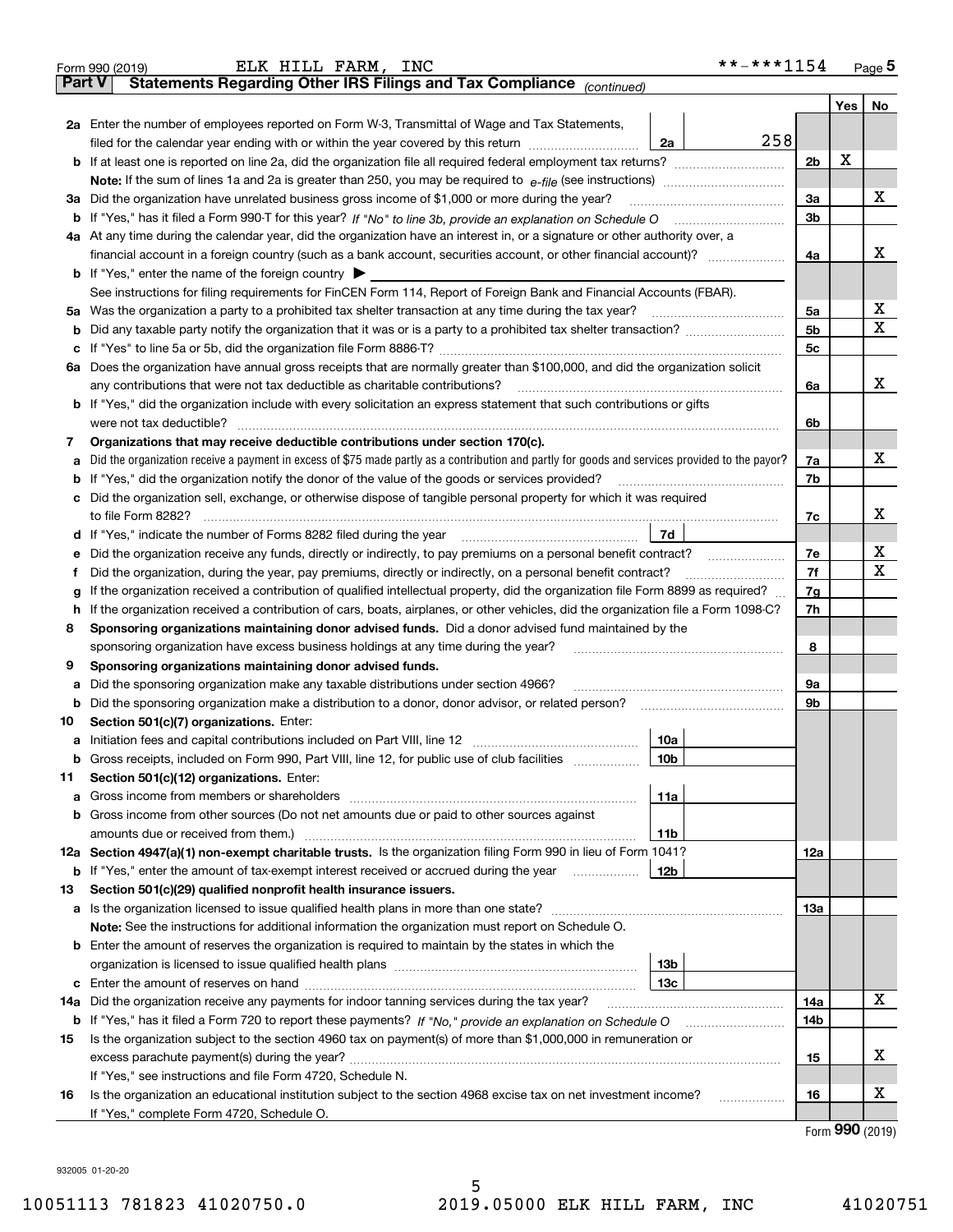Form 990 (2019) ELK HILL FARM, INC **-***1154 Page 5

**Part V Statements Regarding Other IRS Filings and Tax Compliance** *(continued)*

| | | | | | Yes | No |
|---|---|---|---|---|---|---|
| **2a** | Enter the number of employees reported on Form W-3, Transmittal of Wage and Tax Statements, filed for the calendar year ending with or within the year covered by this return | 2a | 258 | | | |
| **b** | If at least one is reported on line 2a, did the organization file all required federal employment tax returns? | | | 2b | X | |
| | **Note:** If the sum of lines 1a and 2a is greater than 250, you may be required to *e-file* (see instructions) | | | | | |
| **3a** | Did the organization have unrelated business gross income of $1,000 or more during the year? | | | 3a | | X |
| **b** | If "Yes," has it filed a Form 990-T for this year? *If "No" to line 3b, provide an explanation on Schedule O* | | | 3b | | |
| **4a** | At any time during the calendar year, did the organization have an interest in, or a signature or other authority over, a financial account in a foreign country (such as a bank account, securities account, or other financial account)? | | | 4a | | X |
| **b** | If "Yes," enter the name of the foreign country ▶ | | | | | |
| | See instructions for filing requirements for FinCEN Form 114, Report of Foreign Bank and Financial Accounts (FBAR). | | | | | |
| **5a** | Was the organization a party to a prohibited tax shelter transaction at any time during the tax year? | | | 5a | | X |
| **b** | Did any taxable party notify the organization that it was or is a party to a prohibited tax shelter transaction? | | | 5b | | X |
| **c** | If "Yes" to line 5a or 5b, did the organization file Form 8886-T? | | | 5c | | |
| **6a** | Does the organization have annual gross receipts that are normally greater than $100,000, and did the organization solicit any contributions that were not tax deductible as charitable contributions? | | | 6a | | X |
| **b** | If "Yes," did the organization include with every solicitation an express statement that such contributions or gifts were not tax deductible? | | | 6b | | |
| **7** | **Organizations that may receive deductible contributions under section 170(c).** | | | | | |
| **a** | Did the organization receive a payment in excess of $75 made partly as a contribution and partly for goods and services provided to the payor? | | | 7a | | X |
| **b** | If "Yes," did the organization notify the donor of the value of the goods or services provided? | | | 7b | | |
| **c** | Did the organization sell, exchange, or otherwise dispose of tangible personal property for which it was required to file Form 8282? | | | 7c | | X |
| **d** | If "Yes," indicate the number of Forms 8282 filed during the year | 7d | | | | |
| **e** | Did the organization receive any funds, directly or indirectly, to pay premiums on a personal benefit contract? | | | 7e | | X |
| **f** | Did the organization, during the year, pay premiums, directly or indirectly, on a personal benefit contract? | | | 7f | | X |
| **g** | If the organization received a contribution of qualified intellectual property, did the organization file Form 8899 as required? | | | 7g | | |
| **h** | If the organization received a contribution of cars, boats, airplanes, or other vehicles, did the organization file a Form 1098-C? | | | 7h | | |
| **8** | **Sponsoring organizations maintaining donor advised funds.** Did a donor advised fund maintained by the sponsoring organization have excess business holdings at any time during the year? | | | 8 | | |
| **9** | **Sponsoring organizations maintaining donor advised funds.** | | | | | |
| **a** | Did the sponsoring organization make any taxable distributions under section 4966? | | | 9a | | |
| **b** | Did the sponsoring organization make a distribution to a donor, donor advisor, or related person? | | | 9b | | |
| **10** | **Section 501(c)(7) organizations.** Enter: | | | | | |
| **a** | Initiation fees and capital contributions included on Part VIII, line 12 | 10a | | | | |
| **b** | Gross receipts, included on Form 990, Part VIII, line 12, for public use of club facilities | 10b | | | | |
| **11** | **Section 501(c)(12) organizations.** Enter: | | | | | |
| **a** | Gross income from members or shareholders | 11a | | | | |
| **b** | Gross income from other sources (Do not net amounts due or paid to other sources against amounts due or received from them.) | 11b | | | | |
| **12a** | **Section 4947(a)(1) non-exempt charitable trusts.** Is the organization filing Form 990 in lieu of Form 1041? | | | 12a | | |
| **b** | If "Yes," enter the amount of tax-exempt interest received or accrued during the year | 12b | | | | |
| **13** | **Section 501(c)(29) qualified nonprofit health insurance issuers.** | | | | | |
| **a** | Is the organization licensed to issue qualified health plans in more than one state? | | | 13a | | |
| | **Note:** See the instructions for additional information the organization must report on Schedule O. | | | | | |
| **b** | Enter the amount of reserves the organization is required to maintain by the states in which the organization is licensed to issue qualified health plans | 13b | | | | |
| **c** | Enter the amount of reserves on hand | 13c | | | | |
| **14a** | Did the organization receive any payments for indoor tanning services during the tax year? | | | 14a | | X |
| **b** | If "Yes," has it filed a Form 720 to report these payments? *If "No," provide an explanation on Schedule O* | | | 14b | | |
| **15** | Is the organization subject to the section 4960 tax on payment(s) of more than $1,000,000 in remuneration or excess parachute payment(s) during the year? | | | 15 | | X |
| | If "Yes," see instructions and file Form 4720, Schedule N. | | | | | |
| **16** | Is the organization an educational institution subject to the section 4968 excise tax on net investment income? | | | 16 | | X |
| | If "Yes," complete Form 4720, Schedule O. | | | | | |

Form **990** (2019)

932005 01-20-20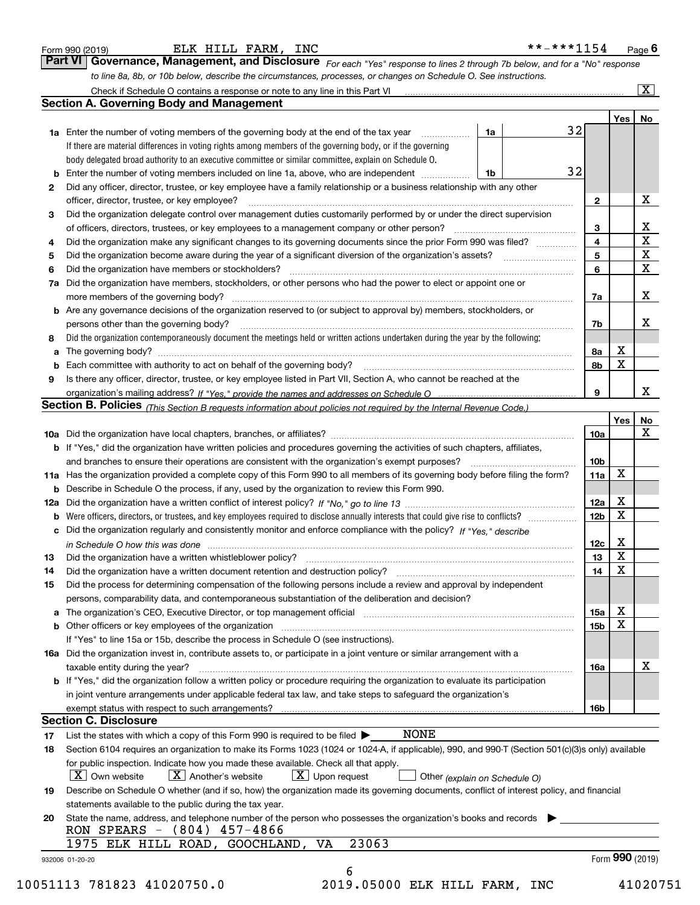Form 990 (2019) ELK HILL FARM, INC **-***1154 Page 6

## Part VI Governance, Management, and Disclosure

*For each "Yes" response to lines 2 through 7b below, and for a "No" response to line 8a, 8b, or 10b below, describe the circumstances, processes, or changes on Schedule O. See instructions.*

Check if Schedule O contains a response or note to any line in this Part VI [X]

### Section A. Governing Body and Management

| | | | | Yes | No |
|---|---|---|---|---|---|
| 1a | Enter the number of voting members of the governing body at the end of the tax year. If there are material differences in voting rights among members of the governing body, or if the governing body delegated broad authority to an executive committee or similar committee, explain on Schedule O. | 1a | 32 | | |
| b | Enter the number of voting members included on line 1a, above, who are independent | 1b | 32 | | |
| 2 | Did any officer, director, trustee, or key employee have a family relationship or a business relationship with any other officer, director, trustee, or key employee? | 2 | | | X |
| 3 | Did the organization delegate control over management duties customarily performed by or under the direct supervision of officers, directors, trustees, or key employees to a management company or other person? | 3 | | | X |
| 4 | Did the organization make any significant changes to its governing documents since the prior Form 990 was filed? | 4 | | | X |
| 5 | Did the organization become aware during the year of a significant diversion of the organization's assets? | 5 | | | X |
| 6 | Did the organization have members or stockholders? | 6 | | | X |
| 7a | Did the organization have members, stockholders, or other persons who had the power to elect or appoint one or more members of the governing body? | 7a | | | X |
| b | Are any governance decisions of the organization reserved to (or subject to approval by) members, stockholders, or persons other than the governing body? | 7b | | | X |
| 8 | Did the organization contemporaneously document the meetings held or written actions undertaken during the year by the following: | | | | |
| a | The governing body? | 8a | | X | |
| b | Each committee with authority to act on behalf of the governing body? | 8b | | X | |
| 9 | Is there any officer, director, trustee, or key employee listed in Part VII, Section A, who cannot be reached at the organization's mailing address? *If "Yes," provide the names and addresses on Schedule O* | 9 | | | X |

### Section B. Policies *(This Section B requests information about policies not required by the Internal Revenue Code.)*

| | | | Yes | No |
|---|---|---|---|---|
| 10a | Did the organization have local chapters, branches, or affiliates? | 10a | | X |
| b | If "Yes," did the organization have written policies and procedures governing the activities of such chapters, affiliates, and branches to ensure their operations are consistent with the organization's exempt purposes? | 10b | | |
| 11a | Has the organization provided a complete copy of this Form 990 to all members of its governing body before filing the form? | 11a | X | |
| b | Describe in Schedule O the process, if any, used by the organization to review this Form 990. | | | |
| 12a | Did the organization have a written conflict of interest policy? *If "No," go to line 13* | 12a | X | |
| b | Were officers, directors, or trustees, and key employees required to disclose annually interests that could give rise to conflicts? | 12b | X | |
| c | Did the organization regularly and consistently monitor and enforce compliance with the policy? *If "Yes," describe in Schedule O how this was done* | 12c | X | |
| 13 | Did the organization have a written whistleblower policy? | 13 | X | |
| 14 | Did the organization have a written document retention and destruction policy? | 14 | X | |
| 15 | Did the process for determining compensation of the following persons include a review and approval by independent persons, comparability data, and contemporaneous substantiation of the deliberation and decision? | | | |
| a | The organization's CEO, Executive Director, or top management official | 15a | X | |
| b | Other officers or key employees of the organization | 15b | X | |
| | If "Yes" to line 15a or 15b, describe the process in Schedule O (see instructions). | | | |
| 16a | Did the organization invest in, contribute assets to, or participate in a joint venture or similar arrangement with a taxable entity during the year? | 16a | | X |
| b | If "Yes," did the organization follow a written policy or procedure requiring the organization to evaluate its participation in joint venture arrangements under applicable federal tax law, and take steps to safeguard the organization's exempt status with respect to such arrangements? | 16b | | |

### Section C. Disclosure

17 List the states with which a copy of this Form 990 is required to be filed ▶ NONE

18 Section 6104 requires an organization to make its Forms 1023 (1024 or 1024-A, if applicable), 990, and 990-T (Section 501(c)(3)s only) available for public inspection. Indicate how you made these available. Check all that apply.

[X] Own website [X] Another's website [X] Upon request [ ] Other *(explain on Schedule O)*

19 Describe on Schedule O whether (and if so, how) the organization made its governing documents, conflict of interest policy, and financial statements available to the public during the tax year.

20 State the name, address, and telephone number of the person who possesses the organization's books and records ▶

RON SPEARS - (804) 457-4866
1975 ELK HILL ROAD, GOOCHLAND, VA 23063

932006 01-20-20 Form **990** (2019)

10051113 781823 41020750.0 2019.05000 ELK HILL FARM, INC 41020751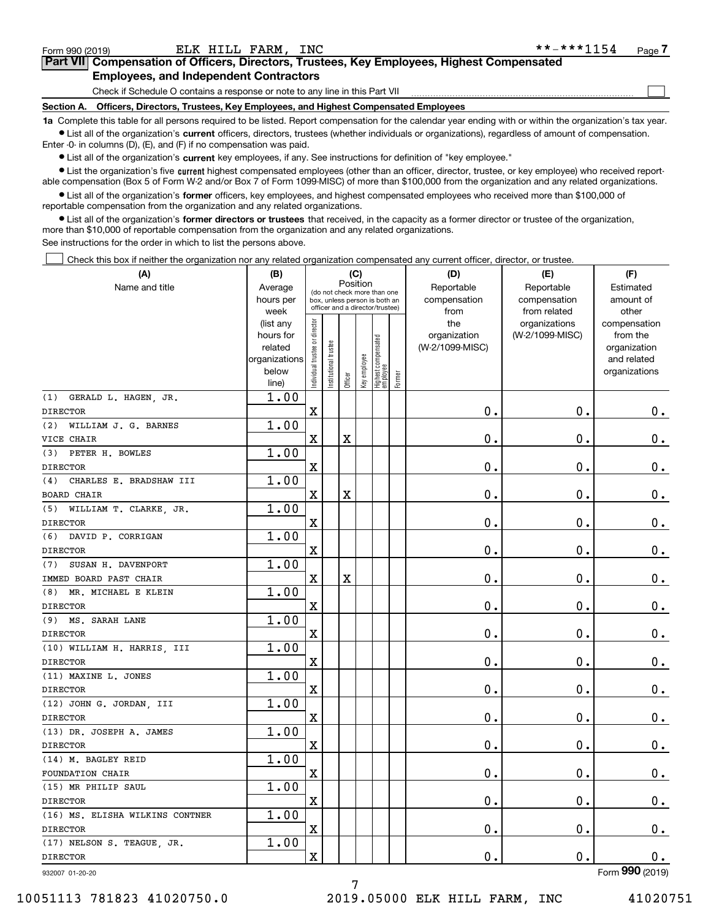Form 990 (2019) ELK HILL FARM, INC **-***1154 Page 7

## Part VII Compensation of Officers, Directors, Trustees, Key Employees, Highest Compensated Employees, and Independent Contractors

Check if Schedule O contains a response or note to any line in this Part VII

### Section A. Officers, Directors, Trustees, Key Employees, and Highest Compensated Employees

**1a** Complete this table for all persons required to be listed. Report compensation for the calendar year ending with or within the organization's tax year.

- List all of the organization's **current** officers, directors, trustees (whether individuals or organizations), regardless of amount of compensation. Enter -0- in columns (D), (E), and (F) if no compensation was paid.
- List all of the organization's **current** key employees, if any. See instructions for definition of "key employee."
- List the organization's five **current** highest compensated employees (other than an officer, director, trustee, or key employee) who received reportable compensation (Box 5 of Form W-2 and/or Box 7 of Form 1099-MISC) of more than $100,000 from the organization and any related organizations.
- List all of the organization's **former** officers, key employees, and highest compensated employees who received more than $100,000 of reportable compensation from the organization and any related organizations.
- List all of the organization's **former directors or trustees** that received, in the capacity as a former director or trustee of the organization, more than $10,000 of reportable compensation from the organization and any related organizations.

See instructions for the order in which to list the persons above.

Check this box if neither the organization nor any related organization compensated any current officer, director, or trustee.

| (A) Name and title | (B) Average hours per week (list any hours for related organizations below line) | (C) Position: Individual trustee or director | Institutional trustee | Officer | Key employee | Highest compensated employee | Former | (D) Reportable compensation from the organization (W-2/1099-MISC) | (E) Reportable compensation from related organizations (W-2/1099-MISC) | (F) Estimated amount of other compensation from the organization and related organizations |
|---|---|---|---|---|---|---|---|---|---|---|
| (1) GERALD L. HAGEN, JR. DIRECTOR | 1.00 | X | | | | | | 0. | 0. | 0. |
| (2) WILLIAM J. G. BARNES VICE CHAIR | 1.00 | X | | X | | | | 0. | 0. | 0. |
| (3) PETER H. BOWLES DIRECTOR | 1.00 | X | | | | | | 0. | 0. | 0. |
| (4) CHARLES E. BRADSHAW III BOARD CHAIR | 1.00 | X | | X | | | | 0. | 0. | 0. |
| (5) WILLIAM T. CLARKE, JR. DIRECTOR | 1.00 | X | | | | | | 0. | 0. | 0. |
| (6) DAVID P. CORRIGAN DIRECTOR | 1.00 | X | | | | | | 0. | 0. | 0. |
| (7) SUSAN H. DAVENPORT IMMED BOARD PAST CHAIR | 1.00 | X | | X | | | | 0. | 0. | 0. |
| (8) MR. MICHAEL E KLEIN DIRECTOR | 1.00 | X | | | | | | 0. | 0. | 0. |
| (9) MS. SARAH LANE DIRECTOR | 1.00 | X | | | | | | 0. | 0. | 0. |
| (10) WILLIAM H. HARRIS, III DIRECTOR | 1.00 | X | | | | | | 0. | 0. | 0. |
| (11) MAXINE L. JONES DIRECTOR | 1.00 | X | | | | | | 0. | 0. | 0. |
| (12) JOHN G. JORDAN, III DIRECTOR | 1.00 | X | | | | | | 0. | 0. | 0. |
| (13) DR. JOSEPH A. JAMES DIRECTOR | 1.00 | X | | | | | | 0. | 0. | 0. |
| (14) M. BAGLEY REID FOUNDATION CHAIR | 1.00 | X | | | | | | 0. | 0. | 0. |
| (15) MR PHILIP SAUL DIRECTOR | 1.00 | X | | | | | | 0. | 0. | 0. |
| (16) MS. ELISHA WILKINS CONTNER DIRECTOR | 1.00 | X | | | | | | 0. | 0. | 0. |
| (17) NELSON S. TEAGUE, JR. DIRECTOR | 1.00 | X | | | | | | 0. | 0. | 0. |

932007 01-20-20 Form 990 (2019)

10051113 781823 41020750.0 2019.05000 ELK HILL FARM, INC 41020751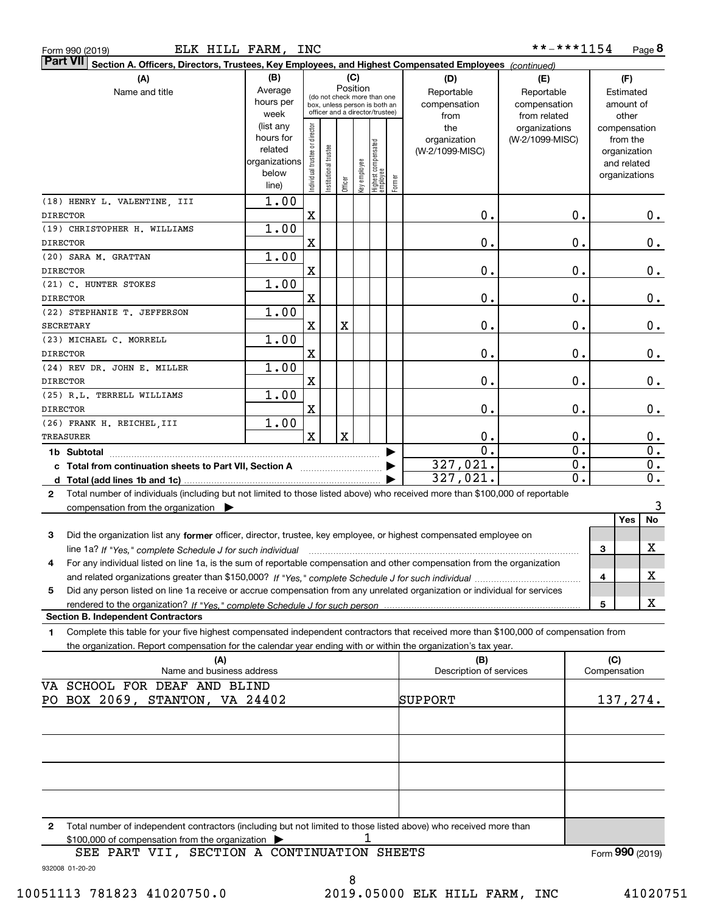Form 990 (2019) ELK HILL FARM, INC \*\*-\*\*\*1154 Page 8

**Part VII** **Section A. Officers, Directors, Trustees, Key Employees, and Highest Compensated Employees** *(continued)*

| (A) Name and title | (B) Average hours per week (list any hours for related organizations below line) | (C) Position: Individual trustee or director | Institutional trustee | Officer | Key employee | Highest compensated employee | Former | (D) Reportable compensation from the organization (W-2/1099-MISC) | (E) Reportable compensation from related organizations (W-2/1099-MISC) | (F) Estimated amount of other compensation from the organization and related organizations |
|---|---|---|---|---|---|---|---|---|---|---|
| (18) HENRY L. VALENTINE, III DIRECTOR | 1.00 | X | | | | | | 0. | 0. | 0. |
| (19) CHRISTOPHER H. WILLIAMS DIRECTOR | 1.00 | X | | | | | | 0. | 0. | 0. |
| (20) SARA M. GRATTAN DIRECTOR | 1.00 | X | | | | | | 0. | 0. | 0. |
| (21) C. HUNTER STOKES DIRECTOR | 1.00 | X | | | | | | 0. | 0. | 0. |
| (22) STEPHANIE T. JEFFERSON SECRETARY | 1.00 | X | | X | | | | 0. | 0. | 0. |
| (23) MICHAEL C. MORRELL DIRECTOR | 1.00 | X | | | | | | 0. | 0. | 0. |
| (24) REV DR. JOHN E. MILLER DIRECTOR | 1.00 | X | | | | | | 0. | 0. | 0. |
| (25) R.L. TERRELL WILLIAMS DIRECTOR | 1.00 | X | | | | | | 0. | 0. | 0. |
| (26) FRANK H. REICHEL,III TREASURER | 1.00 | X | | X | | | | 0. | 0. | 0. |
| **1b Subtotal** | | | | | | | | 0. | 0. | 0. |
| **c Total from continuation sheets to Part VII, Section A** | | | | | | | | 327,021. | 0. | 0. |
| **d Total (add lines 1b and 1c)** | | | | | | | | 327,021. | 0. | 0. |

**2** Total number of individuals (including but not limited to those listed above) who received more than $100,000 of reportable compensation from the organization ▶ 3

| | | | Yes | No |
|---|---|---|---|---|
| **3** | Did the organization list any **former** officer, director, trustee, key employee, or highest compensated employee on line 1a? *If "Yes," complete Schedule J for such individual* | 3 | | X |
| **4** | For any individual listed on line 1a, is the sum of reportable compensation and other compensation from the organization and related organizations greater than $150,000? *If "Yes," complete Schedule J for such individual* | 4 | | X |
| **5** | Did any person listed on line 1a receive or accrue compensation from any unrelated organization or individual for services rendered to the organization? *If "Yes," complete Schedule J for such person* | 5 | | X |

**Section B. Independent Contractors**

**1** Complete this table for your five highest compensated independent contractors that received more than $100,000 of compensation from the organization. Report compensation for the calendar year ending with or within the organization's tax year.

| (A) Name and business address | (B) Description of services | (C) Compensation |
|---|---|---|
| VA SCHOOL FOR DEAF AND BLIND PO BOX 2069, STANTON, VA 24402 | SUPPORT | 137,274. |
| | | |
| | | |
| | | |
| | | |

**2** Total number of independent contractors (including but not limited to those listed above) who received more than $100,000 of compensation from the organization ▶ 1

SEE PART VII, SECTION A CONTINUATION SHEETS

Form **990** (2019)

932008 01-20-20

10051113 781823 41020750.0 2019.05000 ELK HILL FARM, INC 41020751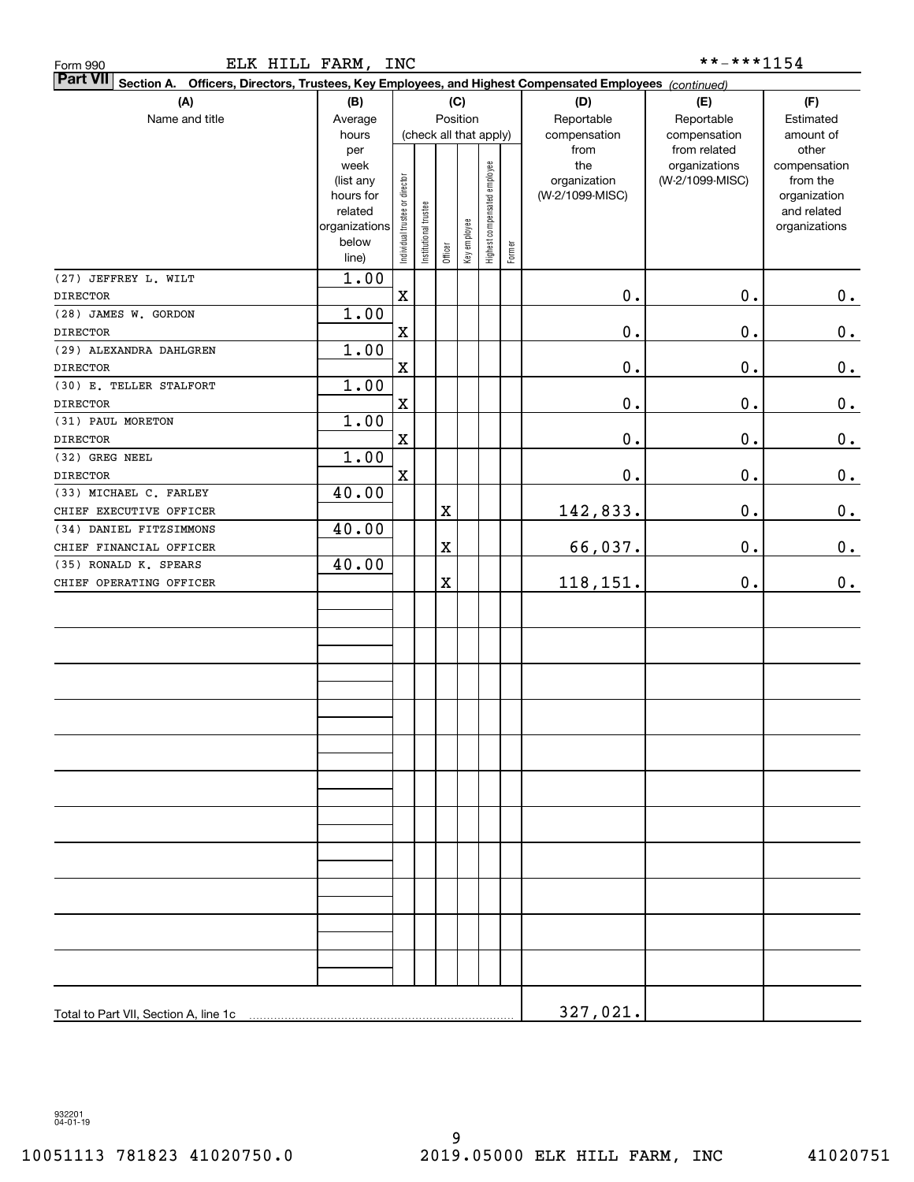Form 990 ELK HILL FARM, INC **-***1154

**Part VII Section A. Officers, Directors, Trustees, Key Employees, and Highest Compensated Employees** *(continued)*

| (A) Name and title | (B) Average hours per week (list any hours for related organizations below line) | (C) Position: Individual trustee or director | Institutional trustee | Officer | Key employee | Highest compensated employee | Former | (D) Reportable compensation from the organization (W-2/1099-MISC) | (E) Reportable compensation from related organizations (W-2/1099-MISC) | (F) Estimated amount of other compensation from the organization and related organizations |
|---|---|---|---|---|---|---|---|---|---|---|
| (27) JEFFREY L. WILT<br>DIRECTOR | 1.00 | X | | | | | | 0. | 0. | 0. |
| (28) JAMES W. GORDON<br>DIRECTOR | 1.00 | X | | | | | | 0. | 0. | 0. |
| (29) ALEXANDRA DAHLGREN<br>DIRECTOR | 1.00 | X | | | | | | 0. | 0. | 0. |
| (30) E. TELLER STALFORT<br>DIRECTOR | 1.00 | X | | | | | | 0. | 0. | 0. |
| (31) PAUL MORETON<br>DIRECTOR | 1.00 | X | | | | | | 0. | 0. | 0. |
| (32) GREG NEEL<br>DIRECTOR | 1.00 | X | | | | | | 0. | 0. | 0. |
| (33) MICHAEL C. FARLEY<br>CHIEF EXECUTIVE OFFICER | 40.00 | | | X | | | | 142,833. | 0. | 0. |
| (34) DANIEL FITZSIMMONS<br>CHIEF FINANCIAL OFFICER | 40.00 | | | X | | | | 66,037. | 0. | 0. |
| (35) RONALD K. SPEARS<br>CHIEF OPERATING OFFICER | 40.00 | | | X | | | | 118,151. | 0. | 0. |
| Total to Part VII, Section A, line 1c | | | | | | | | 327,021. | | |

932201
04-01-19

10051113 781823 41020750.0 2019.05000 ELK HILL FARM, INC 41020751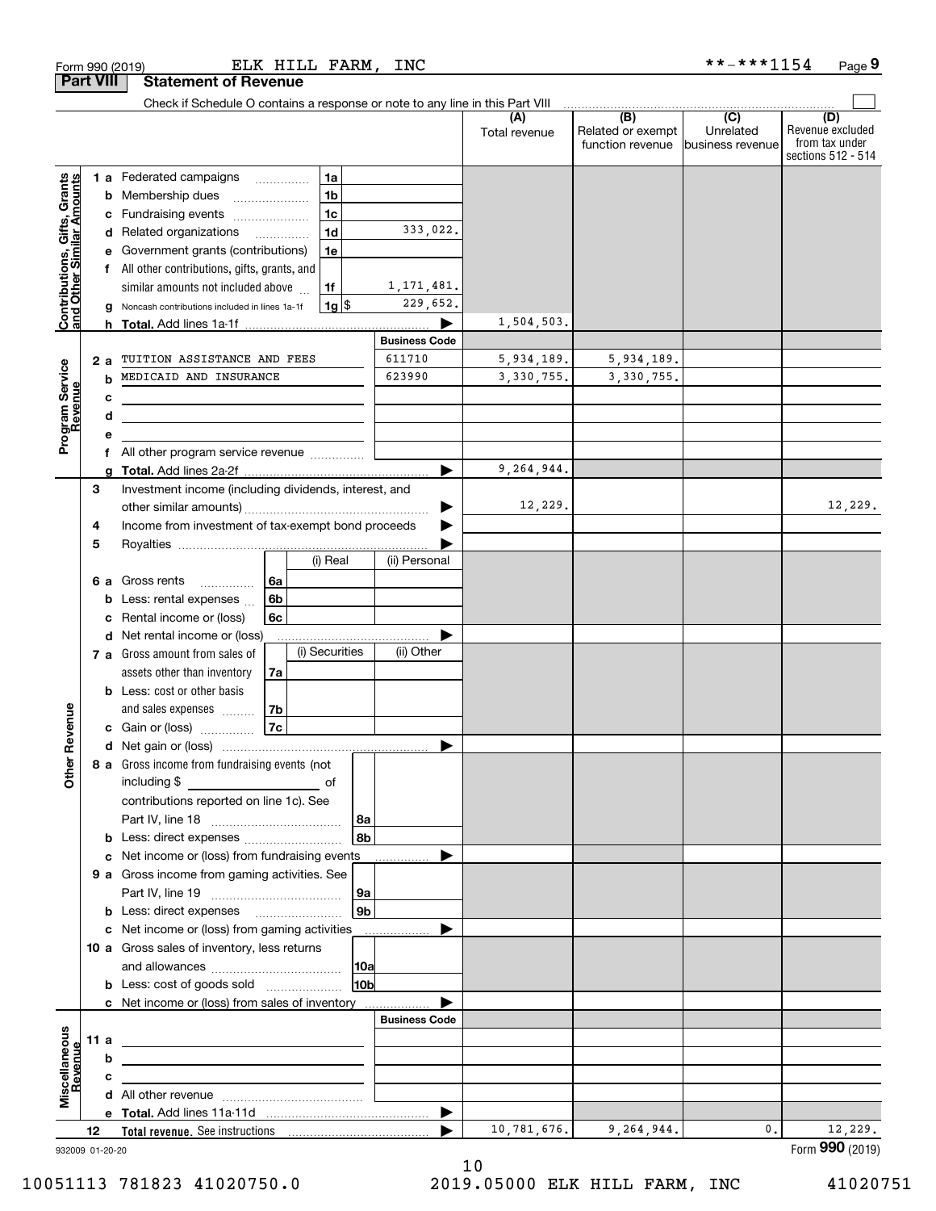Form 990 (2019) ELK HILL FARM, INC **-***1154 Page 9

## Part VIII Statement of Revenue

Check if Schedule O contains a response or note to any line in this Part VIII

| | | | | (A) Total revenue | (B) Related or exempt function revenue | (C) Unrelated business revenue | (D) Revenue excluded from tax under sections 512 - 514 |
|---|---|---|---|---|---|---|---|
| **Contributions, Gifts, Grants and Other Similar Amounts** | 1 a | Federated campaigns | 1a | | | | |
| | b | Membership dues | 1b | | | | |
| | c | Fundraising events | 1c | | | | |
| | d | Related organizations | 1d 333,022. | | | | |
| | e | Government grants (contributions) | 1e | | | | |
| | f | All other contributions, gifts, grants, and similar amounts not included above | 1f 1,171,481. | | | | |
| | g | Noncash contributions included in lines 1a-1f | 1g $ 229,652. | | | | |
| | h | **Total.** Add lines 1a-1f | ▶ | 1,504,503. | | | |
| | | | **Business Code** | | | | |
| **Program Service Revenue** | 2 a | TUITION ASSISTANCE AND FEES | 611710 | 5,934,189. | 5,934,189. | | |
| | b | MEDICAID AND INSURANCE | 623990 | 3,330,755. | 3,330,755. | | |
| | c | | | | | | |
| | d | | | | | | |
| | e | | | | | | |
| | f | All other program service revenue | | | | | |
| | g | **Total.** Add lines 2a-2f | ▶ | 9,264,944. | | | |
| **Other Revenue** | 3 | Investment income (including dividends, interest, and other similar amounts) | ▶ | 12,229. | | | 12,229. |
| | 4 | Income from investment of tax-exempt bond proceeds | ▶ | | | | |
| | 5 | Royalties | ▶ | | | | |
| | | | (i) Real / (ii) Personal | | | | |
| | 6 a | Gross rents | 6a | | | | |
| | b | Less: rental expenses | 6b | | | | |
| | c | Rental income or (loss) | 6c | | | | |
| | d | Net rental income or (loss) | ▶ | | | | |
| | | | (i) Securities / (ii) Other | | | | |
| | 7 a | Gross amount from sales of assets other than inventory | 7a | | | | |
| | b | Less: cost or other basis and sales expenses | 7b | | | | |
| | c | Gain or (loss) | 7c | | | | |
| | d | Net gain or (loss) | ▶ | | | | |
| | 8 a | Gross income from fundraising events (not including $ ____ of contributions reported on line 1c). See Part IV, line 18 | 8a | | | | |
| | b | Less: direct expenses | 8b | | | | |
| | c | Net income or (loss) from fundraising events | ▶ | | | | |
| | 9 a | Gross income from gaming activities. See Part IV, line 19 | 9a | | | | |
| | b | Less: direct expenses | 9b | | | | |
| | c | Net income or (loss) from gaming activities | ▶ | | | | |
| | 10 a | Gross sales of inventory, less returns and allowances | 10a | | | | |
| | b | Less: cost of goods sold | 10b | | | | |
| | c | Net income or (loss) from sales of inventory | ▶ | | | | |
| | | | **Business Code** | | | | |
| **Miscellaneous Revenue** | 11 a | | | | | | |
| | b | | | | | | |
| | c | | | | | | |
| | d | All other revenue | | | | | |
| | e | **Total.** Add lines 11a-11d | ▶ | | | | |
| | 12 | **Total revenue.** See instructions | ▶ | 10,781,676. | 9,264,944. | 0. | 12,229. |

932009 01-20-20 Form **990** (2019)

10051113 781823 41020750.0 2019.05000 ELK HILL FARM, INC 41020751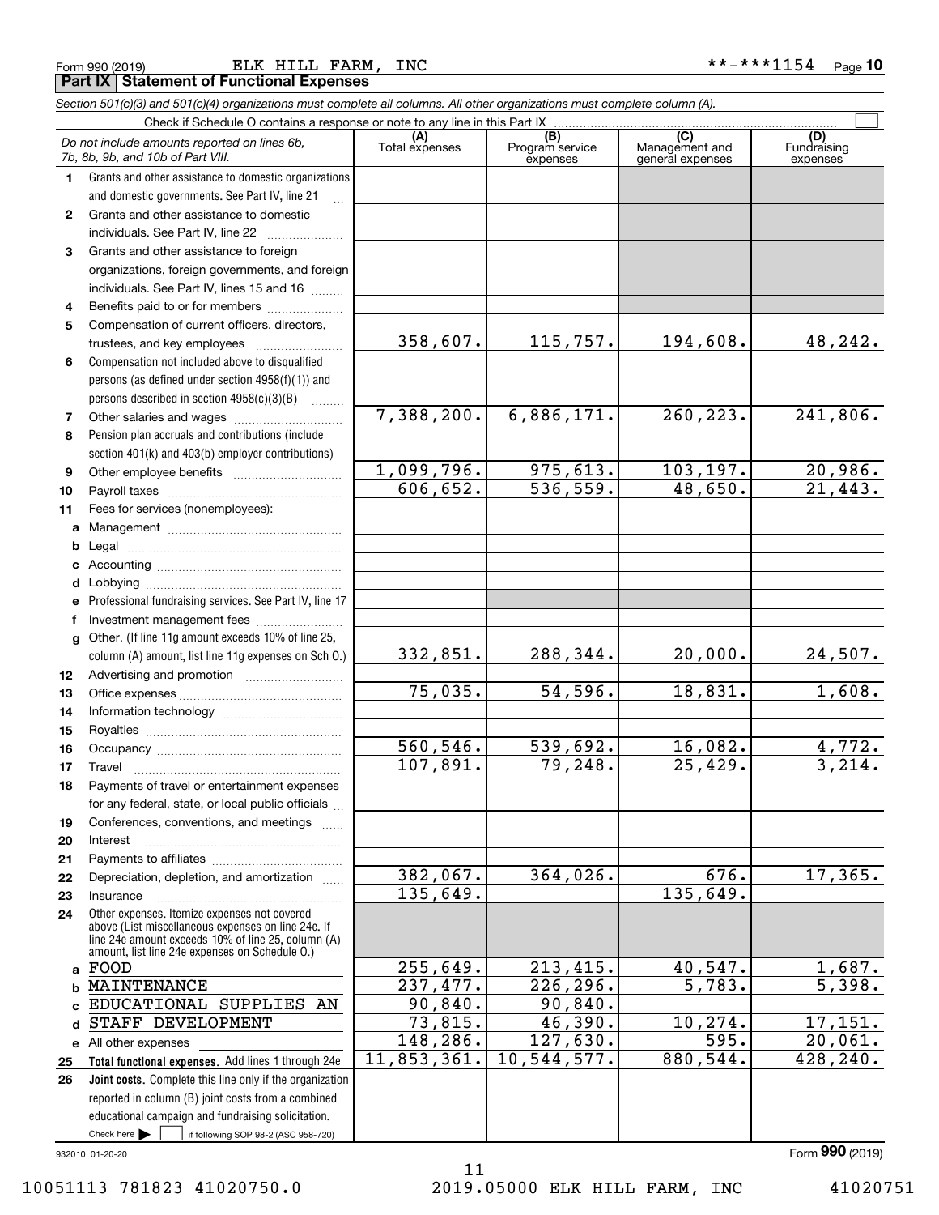Form 990 (2019) ELK HILL FARM, INC **-***1154 Page 10

## Part IX Statement of Functional Expenses

*Section 501(c)(3) and 501(c)(4) organizations must complete all columns. All other organizations must complete column (A).*

Check if Schedule O contains a response or note to any line in this Part IX

| *Do not include amounts reported on lines 6b, 7b, 8b, 9b, and 10b of Part VIII.* | (A) Total expenses | (B) Program service expenses | (C) Management and general expenses | (D) Fundraising expenses |
|---|---|---|---|---|
| **1** Grants and other assistance to domestic organizations and domestic governments. See Part IV, line 21 | | | | |
| **2** Grants and other assistance to domestic individuals. See Part IV, line 22 | | | | |
| **3** Grants and other assistance to foreign organizations, foreign governments, and foreign individuals. See Part IV, lines 15 and 16 | | | | |
| **4** Benefits paid to or for members | | | | |
| **5** Compensation of current officers, directors, trustees, and key employees | 358,607. | 115,757. | 194,608. | 48,242. |
| **6** Compensation not included above to disqualified persons (as defined under section 4958(f)(1)) and persons described in section 4958(c)(3)(B) | | | | |
| **7** Other salaries and wages | 7,388,200. | 6,886,171. | 260,223. | 241,806. |
| **8** Pension plan accruals and contributions (include section 401(k) and 403(b) employer contributions) | | | | |
| **9** Other employee benefits | 1,099,796. | 975,613. | 103,197. | 20,986. |
| **10** Payroll taxes | 606,652. | 536,559. | 48,650. | 21,443. |
| **11** Fees for services (nonemployees): | | | | |
| **a** Management | | | | |
| **b** Legal | | | | |
| **c** Accounting | | | | |
| **d** Lobbying | | | | |
| **e** Professional fundraising services. See Part IV, line 17 | | | | |
| **f** Investment management fees | | | | |
| **g** Other. (If line 11g amount exceeds 10% of line 25, column (A) amount, list line 11g expenses on Sch O.) | 332,851. | 288,344. | 20,000. | 24,507. |
| **12** Advertising and promotion | | | | |
| **13** Office expenses | 75,035. | 54,596. | 18,831. | 1,608. |
| **14** Information technology | | | | |
| **15** Royalties | | | | |
| **16** Occupancy | 560,546. | 539,692. | 16,082. | 4,772. |
| **17** Travel | 107,891. | 79,248. | 25,429. | 3,214. |
| **18** Payments of travel or entertainment expenses for any federal, state, or local public officials | | | | |
| **19** Conferences, conventions, and meetings | | | | |
| **20** Interest | | | | |
| **21** Payments to affiliates | | | | |
| **22** Depreciation, depletion, and amortization | 382,067. | 364,026. | 676. | 17,365. |
| **23** Insurance | 135,649. | | 135,649. | |
| **24** Other expenses. Itemize expenses not covered above (List miscellaneous expenses on line 24e. If line 24e amount exceeds 10% of line 25, column (A) amount, list line 24e expenses on Schedule O.) | | | | |
| **a** FOOD | 255,649. | 213,415. | 40,547. | 1,687. |
| **b** MAINTENANCE | 237,477. | 226,296. | 5,783. | 5,398. |
| **c** EDUCATIONAL SUPPLIES AN | 90,840. | 90,840. | | |
| **d** STAFF DEVELOPMENT | 73,815. | 46,390. | 10,274. | 17,151. |
| **e** All other expenses | 148,286. | 127,630. | 595. | 20,061. |
| **25** **Total functional expenses.** Add lines 1 through 24e | 11,853,361. | 10,544,577. | 880,544. | 428,240. |
| **26** **Joint costs.** Complete this line only if the organization reported in column (B) joint costs from a combined educational campaign and fundraising solicitation. Check here ☐ if following SOP 98-2 (ASC 958-720) | | | | |

932010 01-20-20 Form **990** (2019)

10051113 781823 41020750.0 2019.05000 ELK HILL FARM, INC 41020751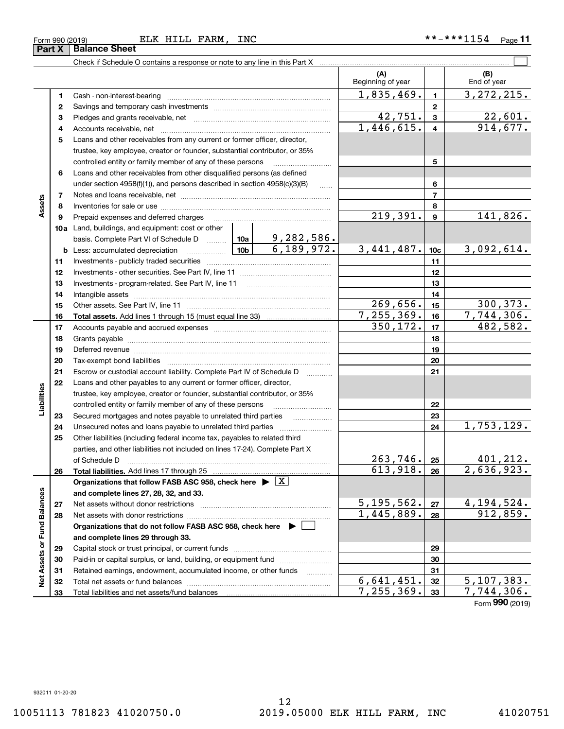Form 990 (2019) ELK HILL FARM, INC **-***1154 Page 11

**Part X Balance Sheet**

Check if Schedule O contains a response or note to any line in this Part X ☐

| | | | | (A) Beginning of year | | (B) End of year |
|---|---|---|---|---|---|---|
| **Assets** | 1 | Cash - non-interest-bearing | | 1,835,469. | 1 | 3,272,215. |
| | 2 | Savings and temporary cash investments | | | 2 | |
| | 3 | Pledges and grants receivable, net | | 42,751. | 3 | 22,601. |
| | 4 | Accounts receivable, net | | 1,446,615. | 4 | 914,677. |
| | 5 | Loans and other receivables from any current or former officer, director, trustee, key employee, creator or founder, substantial contributor, or 35% controlled entity or family member of any of these persons | | | 5 | |
| | 6 | Loans and other receivables from other disqualified persons (as defined under section 4958(f)(1)), and persons described in section 4958(c)(3)(B) | | | 6 | |
| | 7 | Notes and loans receivable, net | | | 7 | |
| | 8 | Inventories for sale or use | | | 8 | |
| | 9 | Prepaid expenses and deferred charges | | 219,391. | 9 | 141,826. |
| | 10a | Land, buildings, and equipment: cost or other basis. Complete Part VI of Schedule D | 10a 9,282,586. | | | |
| | b | Less: accumulated depreciation | 10b 6,189,972. | 3,441,487. | 10c | 3,092,614. |
| | 11 | Investments - publicly traded securities | | | 11 | |
| | 12 | Investments - other securities. See Part IV, line 11 | | | 12 | |
| | 13 | Investments - program-related. See Part IV, line 11 | | | 13 | |
| | 14 | Intangible assets | | | 14 | |
| | 15 | Other assets. See Part IV, line 11 | | 269,656. | 15 | 300,373. |
| | 16 | **Total assets.** Add lines 1 through 15 (must equal line 33) | | 7,255,369. | 16 | 7,744,306. |
| **Liabilities** | 17 | Accounts payable and accrued expenses | | 350,172. | 17 | 482,582. |
| | 18 | Grants payable | | | 18 | |
| | 19 | Deferred revenue | | | 19 | |
| | 20 | Tax-exempt bond liabilities | | | 20 | |
| | 21 | Escrow or custodial account liability. Complete Part IV of Schedule D | | | 21 | |
| | 22 | Loans and other payables to any current or former officer, director, trustee, key employee, creator or founder, substantial contributor, or 35% controlled entity or family member of any of these persons | | | 22 | |
| | 23 | Secured mortgages and notes payable to unrelated third parties | | | 23 | |
| | 24 | Unsecured notes and loans payable to unrelated third parties | | | 24 | 1,753,129. |
| | 25 | Other liabilities (including federal income tax, payables to related third parties, and other liabilities not included on lines 17-24). Complete Part X of Schedule D | | 263,746. | 25 | 401,212. |
| | 26 | **Total liabilities.** Add lines 17 through 25 | | 613,918. | 26 | 2,636,923. |
| **Net Assets or Fund Balances** | | **Organizations that follow FASB ASC 958, check here** ▶ ☒ **and complete lines 27, 28, 32, and 33.** | | | | |
| | 27 | Net assets without donor restrictions | | 5,195,562. | 27 | 4,194,524. |
| | 28 | Net assets with donor restrictions | | 1,445,889. | 28 | 912,859. |
| | | **Organizations that do not follow FASB ASC 958, check here** ▶ ☐ **and complete lines 29 through 33.** | | | | |
| | 29 | Capital stock or trust principal, or current funds | | | 29 | |
| | 30 | Paid-in or capital surplus, or land, building, or equipment fund | | | 30 | |
| | 31 | Retained earnings, endowment, accumulated income, or other funds | | | 31 | |
| | 32 | Total net assets or fund balances | | 6,641,451. | 32 | 5,107,383. |
| | 33 | Total liabilities and net assets/fund balances | | 7,255,369. | 33 | 7,744,306. |

Form **990** (2019)

932011 01-20-20

10051113 781823 41020750.0 2019.05000 ELK HILL FARM, INC 41020751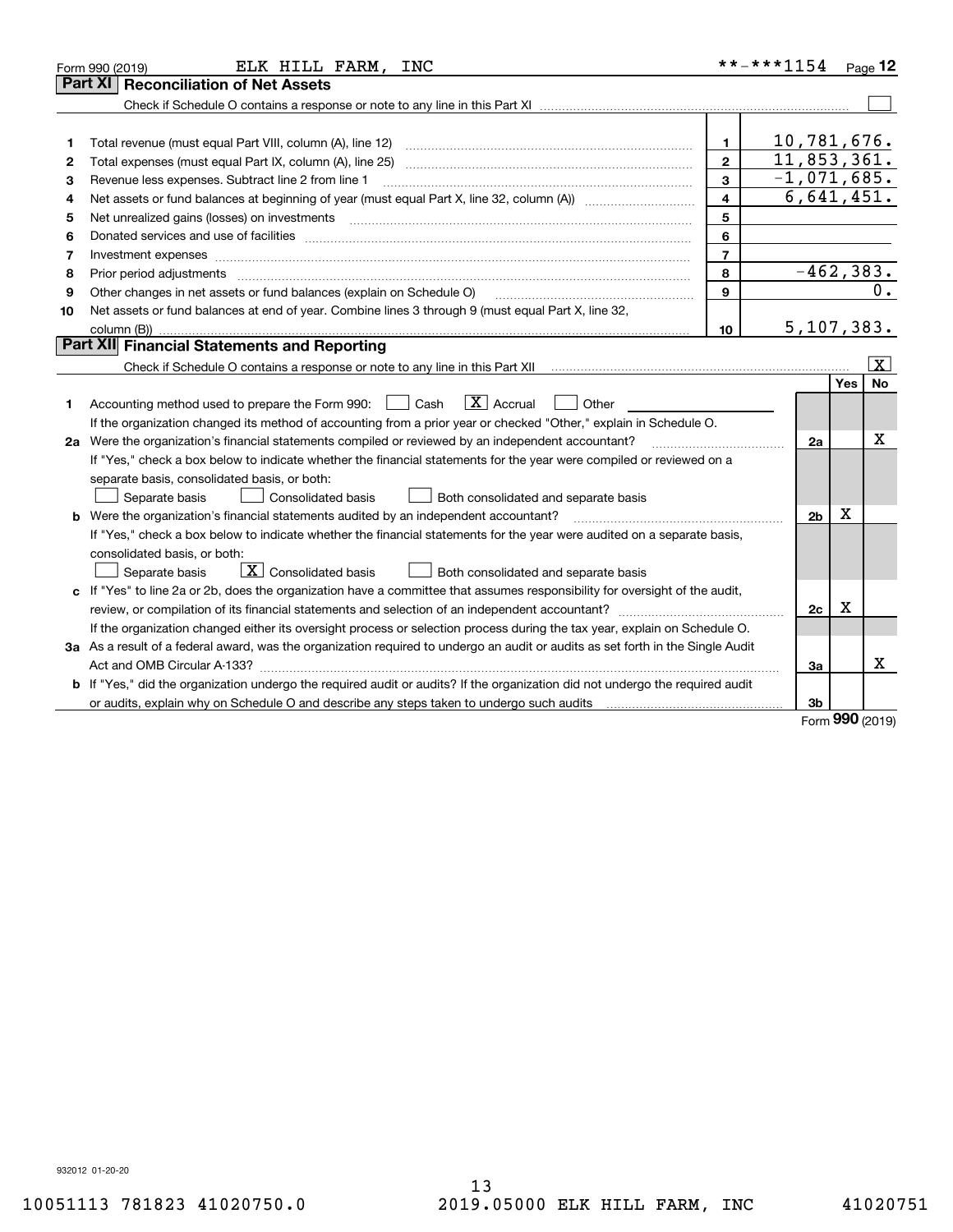Form 990 (2019) ELK HILL FARM, INC **-***1154 Page 12

## Part XI Reconciliation of Net Assets

Check if Schedule O contains a response or note to any line in this Part XI ☐

| | | | |
|---|---|---|---|
| 1 | Total revenue (must equal Part VIII, column (A), line 12) | 1 | 10,781,676. |
| 2 | Total expenses (must equal Part IX, column (A), line 25) | 2 | 11,853,361. |
| 3 | Revenue less expenses. Subtract line 2 from line 1 | 3 | -1,071,685. |
| 4 | Net assets or fund balances at beginning of year (must equal Part X, line 32, column (A)) | 4 | 6,641,451. |
| 5 | Net unrealized gains (losses) on investments | 5 | |
| 6 | Donated services and use of facilities | 6 | |
| 7 | Investment expenses | 7 | |
| 8 | Prior period adjustments | 8 | -462,383. |
| 9 | Other changes in net assets or fund balances (explain on Schedule O) | 9 | 0. |
| 10 | Net assets or fund balances at end of year. Combine lines 3 through 9 (must equal Part X, line 32, column (B)) | 10 | 5,107,383. |

## Part XII Financial Statements and Reporting

Check if Schedule O contains a response or note to any line in this Part XII ☒

| | | | Yes | No |
|---|---|---|---|---|
| 1 | Accounting method used to prepare the Form 990: ☐ Cash ☒ Accrual ☐ Other<br>If the organization changed its method of accounting from a prior year or checked "Other," explain in Schedule O. | | | |
| 2a | Were the organization's financial statements compiled or reviewed by an independent accountant?<br>If "Yes," check a box below to indicate whether the financial statements for the year were compiled or reviewed on a separate basis, consolidated basis, or both:<br>☐ Separate basis ☐ Consolidated basis ☐ Both consolidated and separate basis | 2a | | X |
| b | Were the organization's financial statements audited by an independent accountant?<br>If "Yes," check a box below to indicate whether the financial statements for the year were audited on a separate basis, consolidated basis, or both:<br>☐ Separate basis ☒ Consolidated basis ☐ Both consolidated and separate basis | 2b | X | |
| c | If "Yes" to line 2a or 2b, does the organization have a committee that assumes responsibility for oversight of the audit, review, or compilation of its financial statements and selection of an independent accountant?<br>If the organization changed either its oversight process or selection process during the tax year, explain on Schedule O. | 2c | X | |
| 3a | As a result of a federal award, was the organization required to undergo an audit or audits as set forth in the Single Audit Act and OMB Circular A-133? | 3a | | X |
| b | If "Yes," did the organization undergo the required audit or audits? If the organization did not undergo the required audit or audits, explain why on Schedule O and describe any steps taken to undergo such audits | 3b | | |

Form **990** (2019)

932012 01-20-20

10051113 781823 41020750.0 2019.05000 ELK HILL FARM, INC 41020751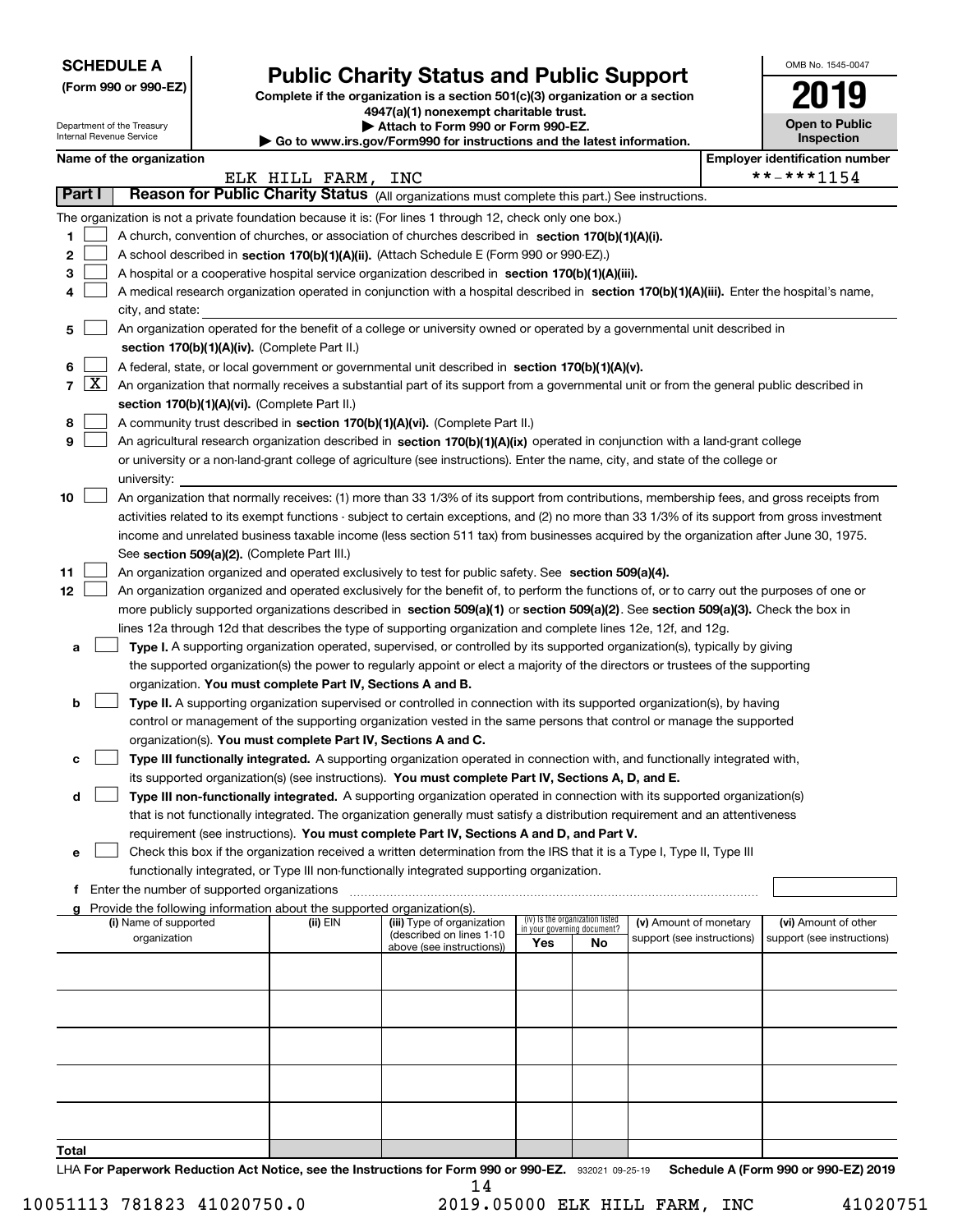**SCHEDULE A**
**(Form 990 or 990-EZ)**

Department of the Treasury
Internal Revenue Service

# Public Charity Status and Public Support

**Complete if the organization is a section 501(c)(3) organization or a section 4947(a)(1) nonexempt charitable trust.**
**▶ Attach to Form 990 or Form 990-EZ.**
**▶ Go to www.irs.gov/Form990 for instructions and the latest information.**

OMB No. 1545-0047

**2019**

**Open to Public Inspection**

**Name of the organization**
ELK HILL FARM, INC

**Employer identification number**
**-***1154

## Part I Reason for Public Charity Status (All organizations must complete this part.) See instructions.

The organization is not a private foundation because it is: (For lines 1 through 12, check only one box.)

1. [ ] A church, convention of churches, or association of churches described in **section 170(b)(1)(A)(i).**
2. [ ] A school described in **section 170(b)(1)(A)(ii).** (Attach Schedule E (Form 990 or 990-EZ).)
3. [ ] A hospital or a cooperative hospital service organization described in **section 170(b)(1)(A)(iii).**
4. [ ] A medical research organization operated in conjunction with a hospital described in **section 170(b)(1)(A)(iii).** Enter the hospital's name, city, and state:
5. [ ] An organization operated for the benefit of a college or university owned or operated by a governmental unit described in **section 170(b)(1)(A)(iv).** (Complete Part II.)
6. [ ] A federal, state, or local government or governmental unit described in **section 170(b)(1)(A)(v).**
7. [X] An organization that normally receives a substantial part of its support from a governmental unit or from the general public described in **section 170(b)(1)(A)(vi).** (Complete Part II.)
8. [ ] A community trust described in **section 170(b)(1)(A)(vi).** (Complete Part II.)
9. [ ] An agricultural research organization described in **section 170(b)(1)(A)(ix)** operated in conjunction with a land-grant college or university or a non-land-grant college of agriculture (see instructions). Enter the name, city, and state of the college or university:
10. [ ] An organization that normally receives: (1) more than 33 1/3% of its support from contributions, membership fees, and gross receipts from activities related to its exempt functions - subject to certain exceptions, and (2) no more than 33 1/3% of its support from gross investment income and unrelated business taxable income (less section 511 tax) from businesses acquired by the organization after June 30, 1975. See **section 509(a)(2).** (Complete Part III.)
11. [ ] An organization organized and operated exclusively to test for public safety. See **section 509(a)(4).**
12. [ ] An organization organized and operated exclusively for the benefit of, to perform the functions of, or to carry out the purposes of one or more publicly supported organizations described in **section 509(a)(1)** or **section 509(a)(2)**. See **section 509(a)(3).** Check the box in lines 12a through 12d that describes the type of supporting organization and complete lines 12e, 12f, and 12g.
   - **a** [ ] **Type I.** A supporting organization operated, supervised, or controlled by its supported organization(s), typically by giving the supported organization(s) the power to regularly appoint or elect a majority of the directors or trustees of the supporting organization. **You must complete Part IV, Sections A and B.**
   - **b** [ ] **Type II.** A supporting organization supervised or controlled in connection with its supported organization(s), by having control or management of the supporting organization vested in the same persons that control or manage the supported organization(s). **You must complete Part IV, Sections A and C.**
   - **c** [ ] **Type III functionally integrated.** A supporting organization operated in connection with, and functionally integrated with, its supported organization(s) (see instructions). **You must complete Part IV, Sections A, D, and E.**
   - **d** [ ] **Type III non-functionally integrated.** A supporting organization operated in connection with its supported organization(s) that is not functionally integrated. The organization generally must satisfy a distribution requirement and an attentiveness requirement (see instructions). **You must complete Part IV, Sections A and D, and Part V.**
   - **e** [ ] Check this box if the organization received a written determination from the IRS that it is a Type I, Type II, Type III functionally integrated, or Type III non-functionally integrated supporting organization.
   - **f** Enter the number of supported organizations
   - **g** Provide the following information about the supported organization(s).

| (i) Name of supported organization | (ii) EIN | (iii) Type of organization (described on lines 1-10 above (see instructions)) | (iv) Is the organization listed in your governing document? Yes | No | (v) Amount of monetary support (see instructions) | (vi) Amount of other support (see instructions) |
|---|---|---|---|---|---|---|
| | | | | | | |
| | | | | | | |
| | | | | | | |
| | | | | | | |
| | | | | | | |
| **Total** | | | | | | |

LHA **For Paperwork Reduction Act Notice, see the Instructions for Form 990 or 990-EZ.** 932021 09-25-19 **Schedule A (Form 990 or 990-EZ) 2019**

10051113 781823 41020750.0 2019.05000 ELK HILL FARM, INC 41020751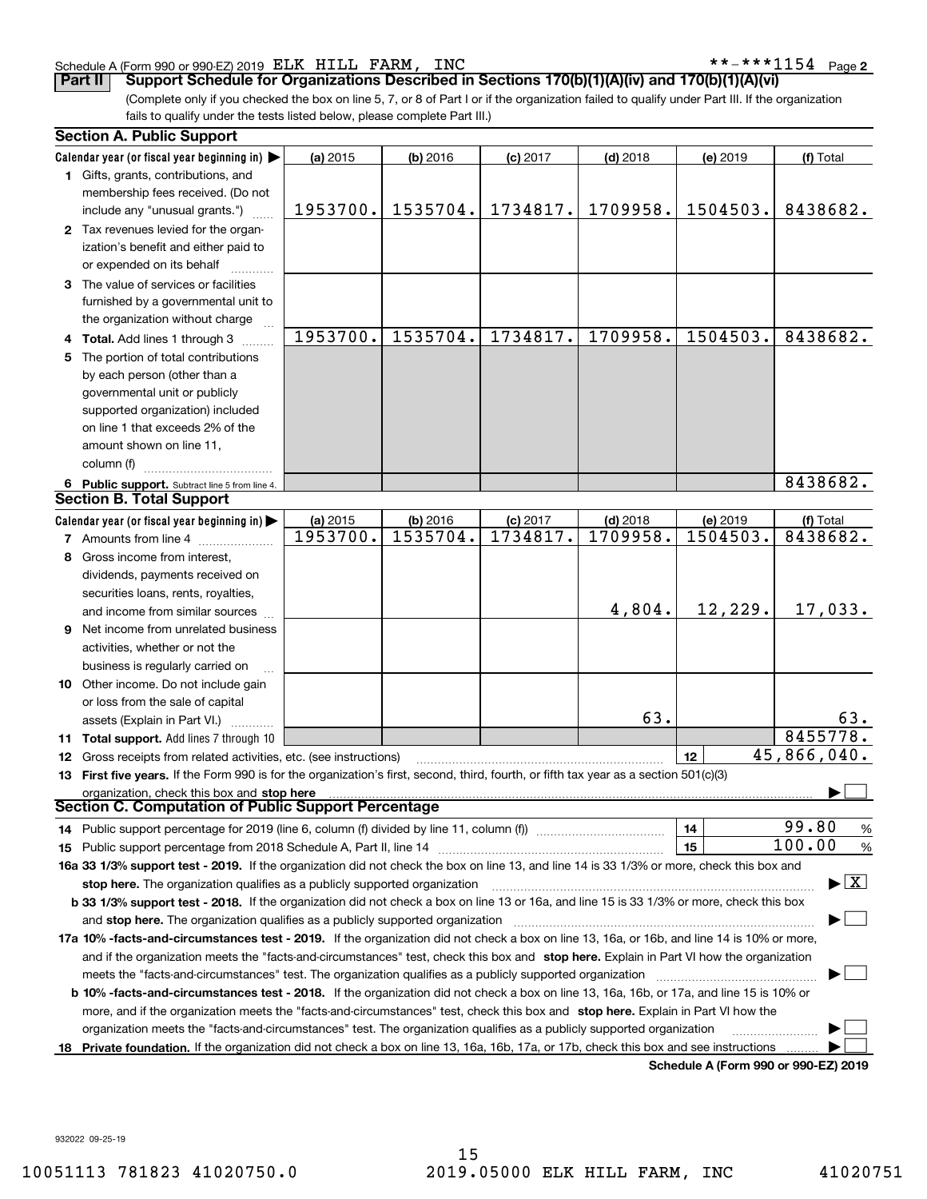Schedule A (Form 990 or 990-EZ) 2019 ELK HILL FARM, INC **-***1154 Page 2

**Part II** **Support Schedule for Organizations Described in Sections 170(b)(1)(A)(iv) and 170(b)(1)(A)(vi)**

(Complete only if you checked the box on line 5, 7, or 8 of Part I or if the organization failed to qualify under Part III. If the organization fails to qualify under the tests listed below, please complete Part III.)

### Section A. Public Support

| Calendar year (or fiscal year beginning in) ▶ | (a) 2015 | (b) 2016 | (c) 2017 | (d) 2018 | (e) 2019 | (f) Total |
|---|---|---|---|---|---|---|
| 1 Gifts, grants, contributions, and membership fees received. (Do not include any "unusual grants.") | 1953700. | 1535704. | 1734817. | 1709958. | 1504503. | 8438682. |
| 2 Tax revenues levied for the organization's benefit and either paid to or expended on its behalf | | | | | | |
| 3 The value of services or facilities furnished by a governmental unit to the organization without charge | | | | | | |
| 4 Total. Add lines 1 through 3 | 1953700. | 1535704. | 1734817. | 1709958. | 1504503. | 8438682. |
| 5 The portion of total contributions by each person (other than a governmental unit or publicly supported organization) included on line 1 that exceeds 2% of the amount shown on line 11, column (f) | | | | | | |
| 6 Public support. Subtract line 5 from line 4. | | | | | | 8438682. |

### Section B. Total Support

| Calendar year (or fiscal year beginning in) ▶ | (a) 2015 | (b) 2016 | (c) 2017 | (d) 2018 | (e) 2019 | (f) Total |
|---|---|---|---|---|---|---|
| 7 Amounts from line 4 | 1953700. | 1535704. | 1734817. | 1709958. | 1504503. | 8438682. |
| 8 Gross income from interest, dividends, payments received on securities loans, rents, royalties, and income from similar sources | | | | 4,804. | 12,229. | 17,033. |
| 9 Net income from unrelated business activities, whether or not the business is regularly carried on | | | | | | |
| 10 Other income. Do not include gain or loss from the sale of capital assets (Explain in Part VI.) | | | | 63. | | 63. |
| 11 Total support. Add lines 7 through 10 | | | | | | 8455778. |

12 Gross receipts from related activities, etc. (see instructions) — 12 — 45,866,040.

13 **First five years.** If the Form 990 is for the organization's first, second, third, fourth, or fifth tax year as a section 501(c)(3) organization, check this box and **stop here** ▶ ☐

### Section C. Computation of Public Support Percentage

14 Public support percentage for 2019 (line 6, column (f) divided by line 11, column (f)) — 14 — 99.80 %

15 Public support percentage from 2018 Schedule A, Part II, line 14 — 15 — 100.00 %

**16a 33 1/3% support test - 2019.** If the organization did not check the box on line 13, and line 14 is 33 1/3% or more, check this box and **stop here.** The organization qualifies as a publicly supported organization ▶ ☒

**b 33 1/3% support test - 2018.** If the organization did not check a box on line 13 or 16a, and line 15 is 33 1/3% or more, check this box and **stop here.** The organization qualifies as a publicly supported organization ▶ ☐

**17a 10% -facts-and-circumstances test - 2019.** If the organization did not check a box on line 13, 16a, or 16b, and line 14 is 10% or more, and if the organization meets the "facts-and-circumstances" test, check this box and **stop here.** Explain in Part VI how the organization meets the "facts-and-circumstances" test. The organization qualifies as a publicly supported organization ▶ ☐

**b 10% -facts-and-circumstances test - 2018.** If the organization did not check a box on line 13, 16a, 16b, or 17a, and line 15 is 10% or more, and if the organization meets the "facts-and-circumstances" test, check this box and **stop here.** Explain in Part VI how the organization meets the "facts-and-circumstances" test. The organization qualifies as a publicly supported organization ▶ ☐

**18 Private foundation.** If the organization did not check a box on line 13, 16a, 16b, 17a, or 17b, check this box and see instructions ▶ ☐

**Schedule A (Form 990 or 990-EZ) 2019**

932022 09-25-19

10051113 781823 41020750.0 2019.05000 ELK HILL FARM, INC 41020751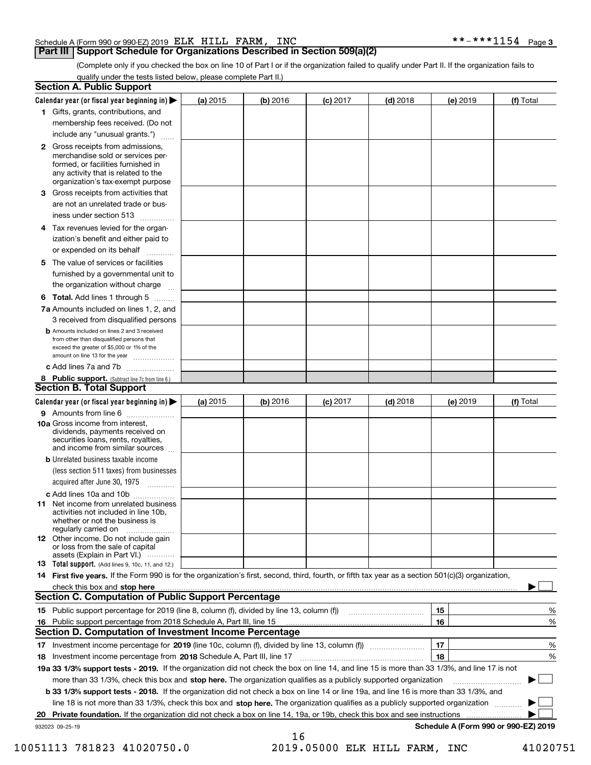Schedule A (Form 990 or 990-EZ) 2019 ELK HILL FARM, INC **-***1154 Page 3

## Part III Support Schedule for Organizations Described in Section 509(a)(2)

(Complete only if you checked the box on line 10 of Part I or if the organization failed to qualify under Part II. If the organization fails to qualify under the tests listed below, please complete Part II.)

### Section A. Public Support

| Calendar year (or fiscal year beginning in) ▶ | (a) 2015 | (b) 2016 | (c) 2017 | (d) 2018 | (e) 2019 | (f) Total |
|---|---|---|---|---|---|---|
| 1 Gifts, grants, contributions, and membership fees received. (Do not include any "unusual grants.") | | | | | | |
| 2 Gross receipts from admissions, merchandise sold or services performed, or facilities furnished in any activity that is related to the organization's tax-exempt purpose | | | | | | |
| 3 Gross receipts from activities that are not an unrelated trade or business under section 513 | | | | | | |
| 4 Tax revenues levied for the organization's benefit and either paid to or expended on its behalf | | | | | | |
| 5 The value of services or facilities furnished by a governmental unit to the organization without charge | | | | | | |
| 6 Total. Add lines 1 through 5 | | | | | | |
| 7a Amounts included on lines 1, 2, and 3 received from disqualified persons | | | | | | |
| b Amounts included on lines 2 and 3 received from other than disqualified persons that exceed the greater of $5,000 or 1% of the amount on line 13 for the year | | | | | | |
| c Add lines 7a and 7b | | | | | | |
| 8 Public support. (Subtract line 7c from line 6.) | | | | | | |

### Section B. Total Support

| Calendar year (or fiscal year beginning in) ▶ | (a) 2015 | (b) 2016 | (c) 2017 | (d) 2018 | (e) 2019 | (f) Total |
|---|---|---|---|---|---|---|
| 9 Amounts from line 6 | | | | | | |
| 10a Gross income from interest, dividends, payments received on securities loans, rents, royalties, and income from similar sources | | | | | | |
| b Unrelated business taxable income (less section 511 taxes) from businesses acquired after June 30, 1975 | | | | | | |
| c Add lines 10a and 10b | | | | | | |
| 11 Net income from unrelated business activities not included in line 10b, whether or not the business is regularly carried on | | | | | | |
| 12 Other income. Do not include gain or loss from the sale of capital assets (Explain in Part VI.) | | | | | | |
| 13 Total support. (Add lines 9, 10c, 11, and 12.) | | | | | | |

14 **First five years.** If the Form 990 is for the organization's first, second, third, fourth, or fifth tax year as a section 501(c)(3) organization, check this box and **stop here** ▶ ☐

### Section C. Computation of Public Support Percentage

| | | | |
|---|---|---|---|
| 15 | Public support percentage for 2019 (line 8, column (f), divided by line 13, column (f)) | 15 | % |
| 16 | Public support percentage from 2018 Schedule A, Part III, line 15 | 16 | % |

### Section D. Computation of Investment Income Percentage

| | | | |
|---|---|---|---|
| 17 | Investment income percentage for **2019** (line 10c, column (f), divided by line 13, column (f)) | 17 | % |
| 18 | Investment income percentage from **2018** Schedule A, Part III, line 17 | 18 | % |

**19a 33 1/3% support tests - 2019.** If the organization did not check the box on line 14, and line 15 is more than 33 1/3%, and line 17 is not more than 33 1/3%, check this box and **stop here.** The organization qualifies as a publicly supported organization ▶ ☐

**b 33 1/3% support tests - 2018.** If the organization did not check a box on line 14 or line 19a, and line 16 is more than 33 1/3%, and line 18 is not more than 33 1/3%, check this box and **stop here.** The organization qualifies as a publicly supported organization ▶ ☐

**20 Private foundation.** If the organization did not check a box on line 14, 19a, or 19b, check this box and see instructions ▶ ☐

932023 09-25-19 **Schedule A (Form 990 or 990-EZ) 2019**

10051113 781823 41020750.0 2019.05000 ELK HILL FARM, INC 41020751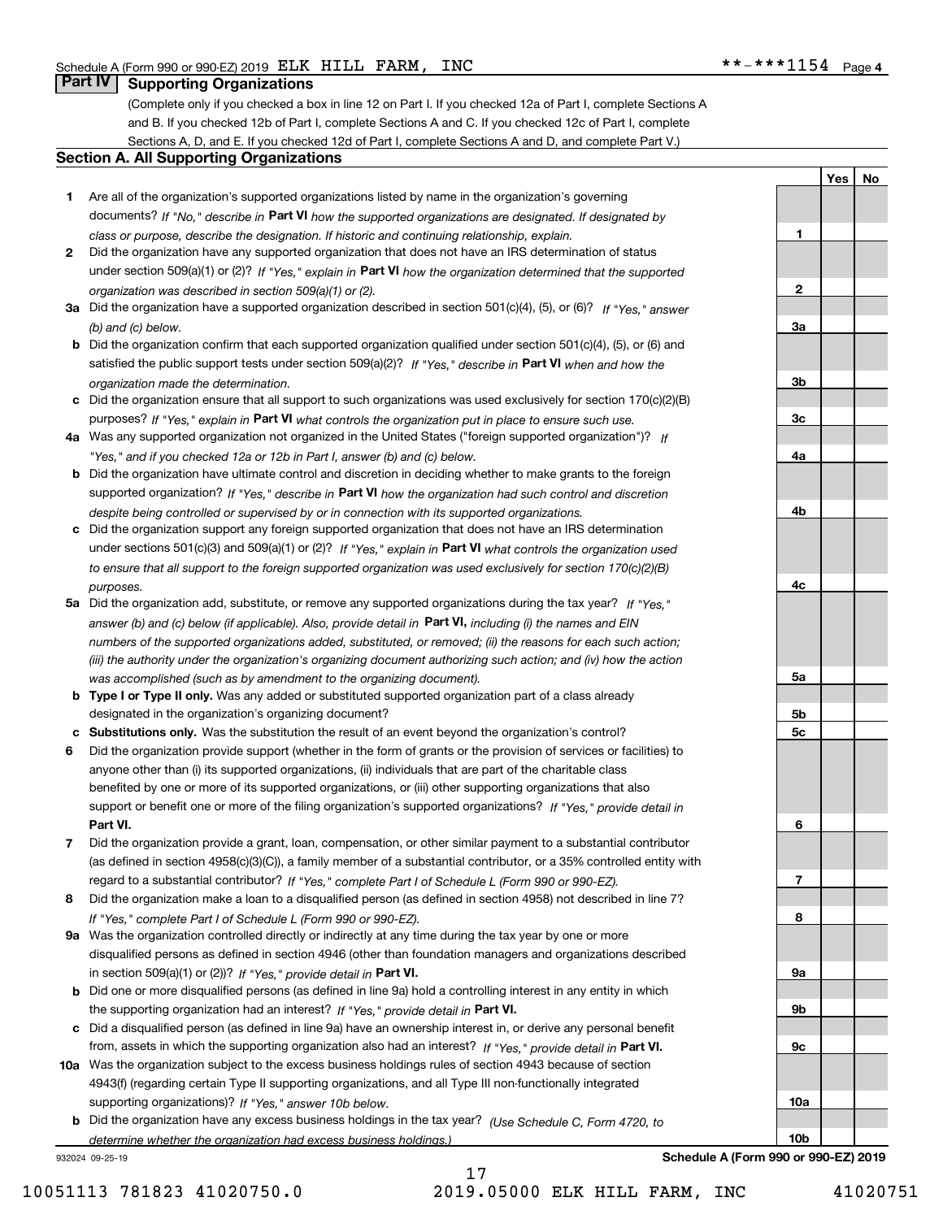Schedule A (Form 990 or 990-EZ) 2019 ELK HILL FARM, INC **-***1154 Page 4

## Part IV Supporting Organizations

(Complete only if you checked a box in line 12 on Part I. If you checked 12a of Part I, complete Sections A and B. If you checked 12b of Part I, complete Sections A and C. If you checked 12c of Part I, complete Sections A, D, and E. If you checked 12d of Part I, complete Sections A and D, and complete Part V.)

### Section A. All Supporting Organizations

| | | | Yes | No |
|---|---|---|---|---|
| **1** | Are all of the organization's supported organizations listed by name in the organization's governing documents? *If "No," describe in* **Part VI** *how the supported organizations are designated. If designated by class or purpose, describe the designation. If historic and continuing relationship, explain.* | 1 | | |
| **2** | Did the organization have any supported organization that does not have an IRS determination of status under section 509(a)(1) or (2)? *If "Yes," explain in* **Part VI** *how the organization determined that the supported organization was described in section 509(a)(1) or (2).* | 2 | | |
| **3a** | Did the organization have a supported organization described in section 501(c)(4), (5), or (6)? *If "Yes," answer (b) and (c) below.* | 3a | | |
| **b** | Did the organization confirm that each supported organization qualified under section 501(c)(4), (5), or (6) and satisfied the public support tests under section 509(a)(2)? *If "Yes," describe in* **Part VI** *when and how the organization made the determination.* | 3b | | |
| **c** | Did the organization ensure that all support to such organizations was used exclusively for section 170(c)(2)(B) purposes? *If "Yes," explain in* **Part VI** *what controls the organization put in place to ensure such use.* | 3c | | |
| **4a** | Was any supported organization not organized in the United States ("foreign supported organization")? *If "Yes," and if you checked 12a or 12b in Part I, answer (b) and (c) below.* | 4a | | |
| **b** | Did the organization have ultimate control and discretion in deciding whether to make grants to the foreign supported organization? *If "Yes," describe in* **Part VI** *how the organization had such control and discretion despite being controlled or supervised by or in connection with its supported organizations.* | 4b | | |
| **c** | Did the organization support any foreign supported organization that does not have an IRS determination under sections 501(c)(3) and 509(a)(1) or (2)? *If "Yes," explain in* **Part VI** *what controls the organization used to ensure that all support to the foreign supported organization was used exclusively for section 170(c)(2)(B) purposes.* | 4c | | |
| **5a** | Did the organization add, substitute, or remove any supported organizations during the tax year? *If "Yes," answer (b) and (c) below (if applicable). Also, provide detail in* **Part VI,** *including (i) the names and EIN numbers of the supported organizations added, substituted, or removed; (ii) the reasons for each such action; (iii) the authority under the organization's organizing document authorizing such action; and (iv) how the action was accomplished (such as by amendment to the organizing document).* | 5a | | |
| **b** | **Type I or Type II only.** Was any added or substituted supported organization part of a class already designated in the organization's organizing document? | 5b | | |
| **c** | **Substitutions only.** Was the substitution the result of an event beyond the organization's control? | 5c | | |
| **6** | Did the organization provide support (whether in the form of grants or the provision of services or facilities) to anyone other than (i) its supported organizations, (ii) individuals that are part of the charitable class benefited by one or more of its supported organizations, or (iii) other supporting organizations that also support or benefit one or more of the filing organization's supported organizations? *If "Yes," provide detail in* **Part VI.** | 6 | | |
| **7** | Did the organization provide a grant, loan, compensation, or other similar payment to a substantial contributor (as defined in section 4958(c)(3)(C)), a family member of a substantial contributor, or a 35% controlled entity with regard to a substantial contributor? *If "Yes," complete Part I of Schedule L (Form 990 or 990-EZ).* | 7 | | |
| **8** | Did the organization make a loan to a disqualified person (as defined in section 4958) not described in line 7? *If "Yes," complete Part I of Schedule L (Form 990 or 990-EZ).* | 8 | | |
| **9a** | Was the organization controlled directly or indirectly at any time during the tax year by one or more disqualified persons as defined in section 4946 (other than foundation managers and organizations described in section 509(a)(1) or (2))? *If "Yes," provide detail in* **Part VI.** | 9a | | |
| **b** | Did one or more disqualified persons (as defined in line 9a) hold a controlling interest in any entity in which the supporting organization had an interest? *If "Yes," provide detail in* **Part VI.** | 9b | | |
| **c** | Did a disqualified person (as defined in line 9a) have an ownership interest in, or derive any personal benefit from, assets in which the supporting organization also had an interest? *If "Yes," provide detail in* **Part VI.** | 9c | | |
| **10a** | Was the organization subject to the excess business holdings rules of section 4943 because of section 4943(f) (regarding certain Type II supporting organizations, and all Type III non-functionally integrated supporting organizations)? *If "Yes," answer 10b below.* | 10a | | |
| **b** | Did the organization have any excess business holdings in the tax year? *(Use Schedule C, Form 4720, to determine whether the organization had excess business holdings.)* | 10b | | |

932024 09-25-19 **Schedule A (Form 990 or 990-EZ) 2019**

10051113 781823 41020750.0 2019.05000 ELK HILL FARM, INC 41020751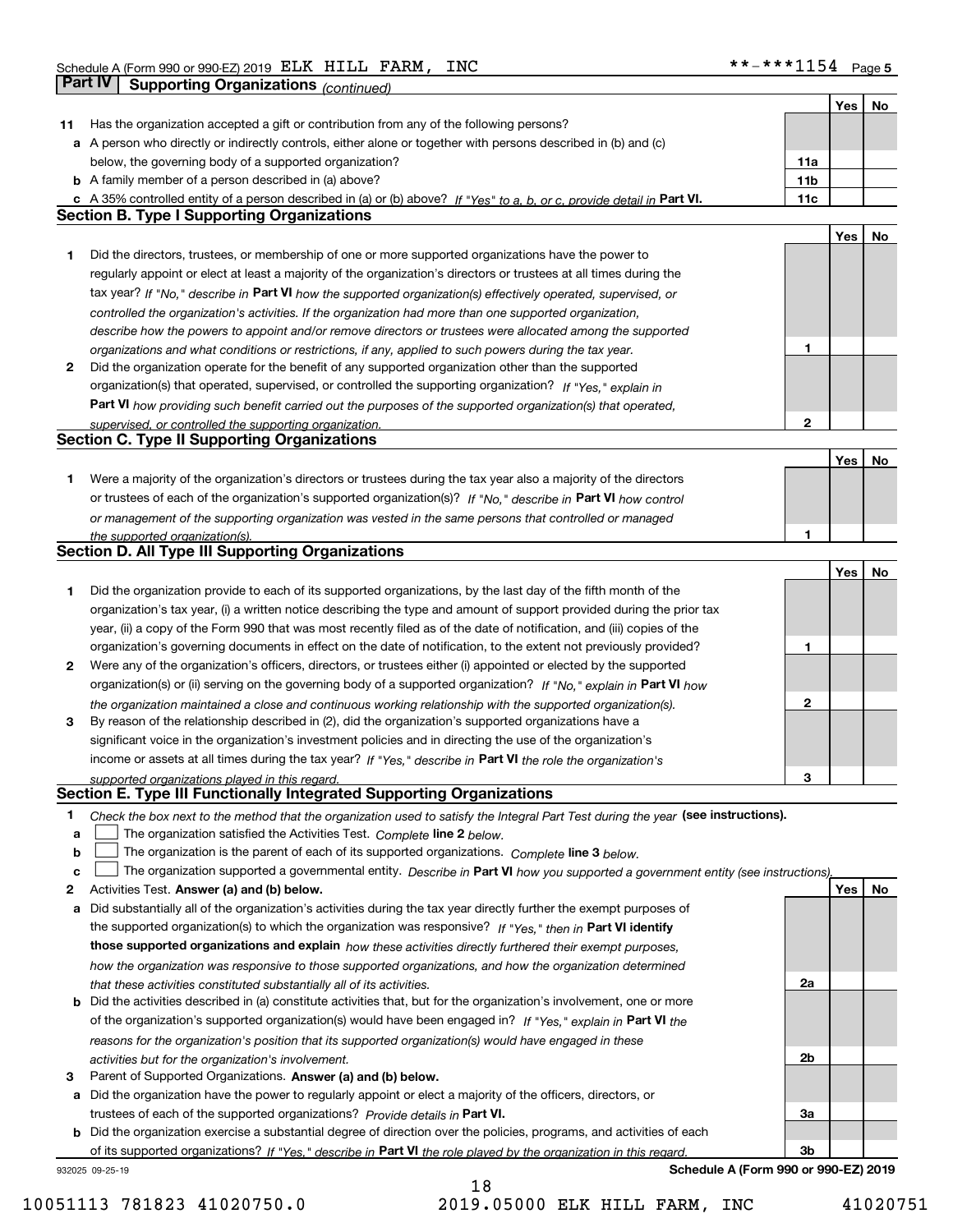Schedule A (Form 990 or 990-EZ) 2019 ELK HILL FARM, INC **-***1154 Page 5

## Part IV Supporting Organizations *(continued)*

| | | | Yes | No |
|---|---|---|---|---|
| **11** | Has the organization accepted a gift or contribution from any of the following persons? | | | |
| **a** | A person who directly or indirectly controls, either alone or together with persons described in (b) and (c) below, the governing body of a supported organization? | **11a** | | |
| **b** | A family member of a person described in (a) above? | **11b** | | |
| **c** | A 35% controlled entity of a person described in (a) or (b) above? *If "Yes" to a, b, or c, provide detail in* **Part VI.** | **11c** | | |

### Section B. Type I Supporting Organizations

| | | | Yes | No |
|---|---|---|---|---|
| **1** | Did the directors, trustees, or membership of one or more supported organizations have the power to regularly appoint or elect at least a majority of the organization's directors or trustees at all times during the tax year? *If "No," describe in* **Part VI** *how the supported organization(s) effectively operated, supervised, or controlled the organization's activities. If the organization had more than one supported organization, describe how the powers to appoint and/or remove directors or trustees were allocated among the supported organizations and what conditions or restrictions, if any, applied to such powers during the tax year.* | **1** | | |
| **2** | Did the organization operate for the benefit of any supported organization other than the supported organization(s) that operated, supervised, or controlled the supporting organization? *If "Yes," explain in* **Part VI** *how providing such benefit carried out the purposes of the supported organization(s) that operated, supervised, or controlled the supporting organization.* | **2** | | |

### Section C. Type II Supporting Organizations

| | | | Yes | No |
|---|---|---|---|---|
| **1** | Were a majority of the organization's directors or trustees during the tax year also a majority of the directors or trustees of each of the organization's supported organization(s)? *If "No," describe in* **Part VI** *how control or management of the supporting organization was vested in the same persons that controlled or managed the supported organization(s).* | **1** | | |

### Section D. All Type III Supporting Organizations

| | | | Yes | No |
|---|---|---|---|---|
| **1** | Did the organization provide to each of its supported organizations, by the last day of the fifth month of the organization's tax year, (i) a written notice describing the type and amount of support provided during the prior tax year, (ii) a copy of the Form 990 that was most recently filed as of the date of notification, and (iii) copies of the organization's governing documents in effect on the date of notification, to the extent not previously provided? | **1** | | |
| **2** | Were any of the organization's officers, directors, or trustees either (i) appointed or elected by the supported organization(s) or (ii) serving on the governing body of a supported organization? *If "No," explain in* **Part VI** *how the organization maintained a close and continuous working relationship with the supported organization(s).* | **2** | | |
| **3** | By reason of the relationship described in (2), did the organization's supported organizations have a significant voice in the organization's investment policies and in directing the use of the organization's income or assets at all times during the tax year? *If "Yes," describe in* **Part VI** *the role the organization's supported organizations played in this regard.* | **3** | | |

### Section E. Type III Functionally Integrated Supporting Organizations

**1** *Check the box next to the method that the organization used to satisfy the Integral Part Test during the year* **(see instructions).**

- **a** ☐ The organization satisfied the Activities Test. *Complete* **line 2** *below.*
- **b** ☐ The organization is the parent of each of its supported organizations. *Complete* **line 3** *below.*
- **c** ☐ The organization supported a governmental entity. *Describe in* **Part VI** *how you supported a government entity (see instructions).*

| | | | Yes | No |
|---|---|---|---|---|
| **2** | Activities Test. **Answer (a) and (b) below.** | | | |
| **a** | Did substantially all of the organization's activities during the tax year directly further the exempt purposes of the supported organization(s) to which the organization was responsive? *If "Yes," then in* **Part VI identify those supported organizations and explain** *how these activities directly furthered their exempt purposes, how the organization was responsive to those supported organizations, and how the organization determined that these activities constituted substantially all of its activities.* | **2a** | | |
| **b** | Did the activities described in (a) constitute activities that, but for the organization's involvement, one or more of the organization's supported organization(s) would have been engaged in? *If "Yes," explain in* **Part VI** *the reasons for the organization's position that its supported organization(s) would have engaged in these activities but for the organization's involvement.* | **2b** | | |
| **3** | Parent of Supported Organizations. **Answer (a) and (b) below.** | | | |
| **a** | Did the organization have the power to regularly appoint or elect a majority of the officers, directors, or trustees of each of the supported organizations? *Provide details in* **Part VI.** | **3a** | | |
| **b** | Did the organization exercise a substantial degree of direction over the policies, programs, and activities of each of its supported organizations? *If "Yes," describe in* **Part VI** *the role played by the organization in this regard.* | **3b** | | |

932025 09-25-19 **Schedule A (Form 990 or 990-EZ) 2019**

10051113 781823 41020750.0 2019.05000 ELK HILL FARM, INC 41020751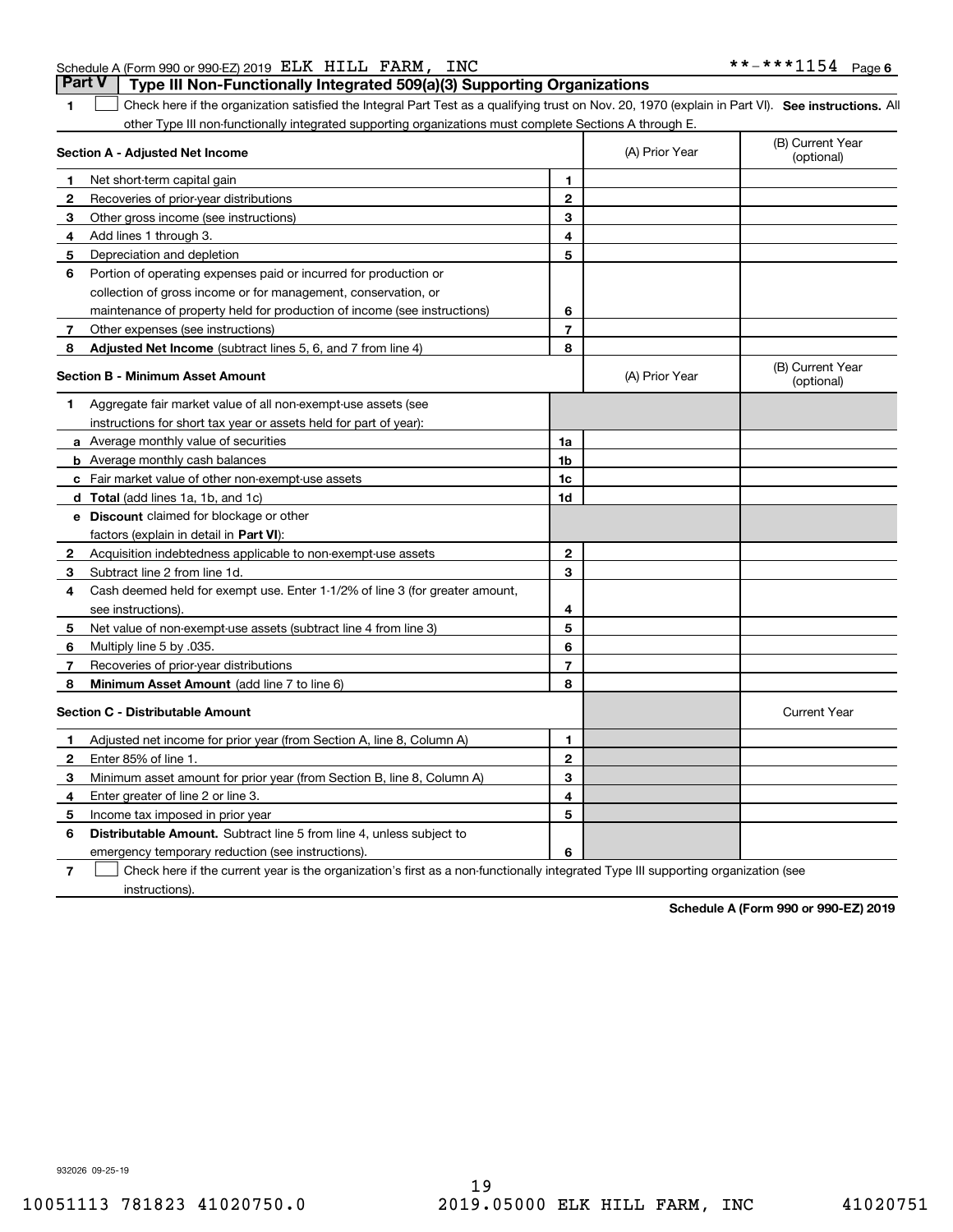Schedule A (Form 990 or 990-EZ) 2019 ELK HILL FARM, INC **-***1154 Page 6

## Part V | Type III Non-Functionally Integrated 509(a)(3) Supporting Organizations

**1** ☐ Check here if the organization satisfied the Integral Part Test as a qualifying trust on Nov. 20, 1970 (explain in Part VI). **See instructions.** All other Type III non-functionally integrated supporting organizations must complete Sections A through E.

| **Section A - Adjusted Net Income** | | | (A) Prior Year | (B) Current Year (optional) |
|---|---|---|---|---|
| **1** | Net short-term capital gain | **1** | | |
| **2** | Recoveries of prior-year distributions | **2** | | |
| **3** | Other gross income (see instructions) | **3** | | |
| **4** | Add lines 1 through 3. | **4** | | |
| **5** | Depreciation and depletion | **5** | | |
| **6** | Portion of operating expenses paid or incurred for production or collection of gross income or for management, conservation, or maintenance of property held for production of income (see instructions) | **6** | | |
| **7** | Other expenses (see instructions) | **7** | | |
| **8** | **Adjusted Net Income** (subtract lines 5, 6, and 7 from line 4) | **8** | | |

| **Section B - Minimum Asset Amount** | | | (A) Prior Year | (B) Current Year (optional) |
|---|---|---|---|---|
| **1** | Aggregate fair market value of all non-exempt-use assets (see instructions for short tax year or assets held for part of year): | | | |
| **a** | Average monthly value of securities | **1a** | | |
| **b** | Average monthly cash balances | **1b** | | |
| **c** | Fair market value of other non-exempt-use assets | **1c** | | |
| **d** | **Total** (add lines 1a, 1b, and 1c) | **1d** | | |
| **e** | **Discount** claimed for blockage or other factors (explain in detail in **Part VI**): | | | |
| **2** | Acquisition indebtedness applicable to non-exempt-use assets | **2** | | |
| **3** | Subtract line 2 from line 1d. | **3** | | |
| **4** | Cash deemed held for exempt use. Enter 1-1/2% of line 3 (for greater amount, see instructions). | **4** | | |
| **5** | Net value of non-exempt-use assets (subtract line 4 from line 3) | **5** | | |
| **6** | Multiply line 5 by .035. | **6** | | |
| **7** | Recoveries of prior-year distributions | **7** | | |
| **8** | **Minimum Asset Amount** (add line 7 to line 6) | **8** | | |

| **Section C - Distributable Amount** | | | | Current Year |
|---|---|---|---|---|
| **1** | Adjusted net income for prior year (from Section A, line 8, Column A) | **1** | | |
| **2** | Enter 85% of line 1. | **2** | | |
| **3** | Minimum asset amount for prior year (from Section B, line 8, Column A) | **3** | | |
| **4** | Enter greater of line 2 or line 3. | **4** | | |
| **5** | Income tax imposed in prior year | **5** | | |
| **6** | **Distributable Amount.** Subtract line 5 from line 4, unless subject to emergency temporary reduction (see instructions). | **6** | | |

**7** ☐ Check here if the current year is the organization's first as a non-functionally integrated Type III supporting organization (see instructions).

**Schedule A (Form 990 or 990-EZ) 2019**

932026 09-25-19

10051113 781823 41020750.0 2019.05000 ELK HILL FARM, INC 41020751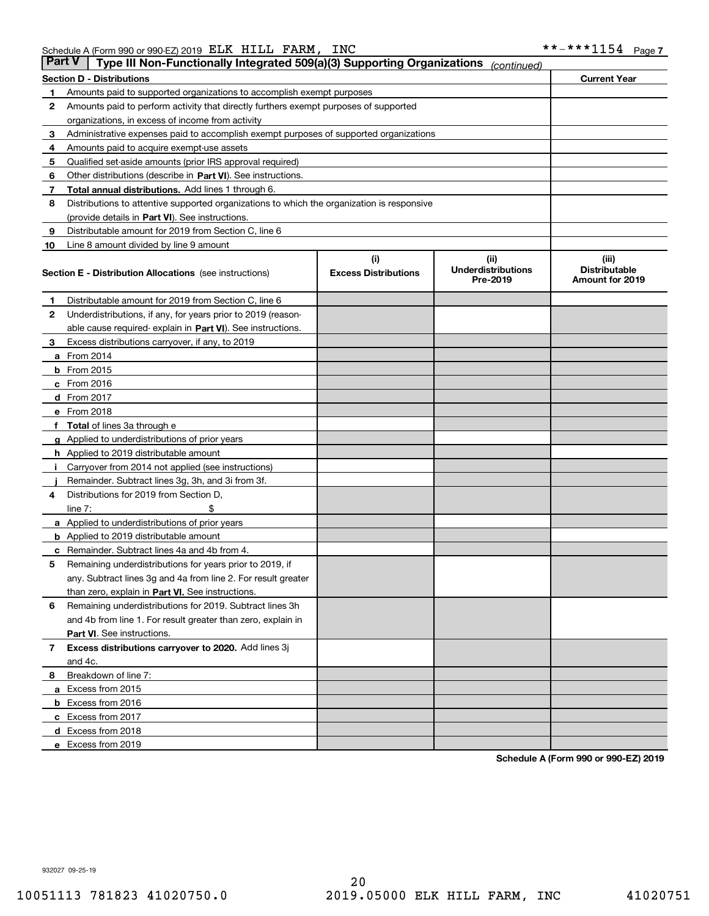Schedule A (Form 990 or 990-EZ) 2019 ELK HILL FARM, INC **-***1154 Page 7

## Part V | Type III Non-Functionally Integrated 509(a)(3) Supporting Organizations *(continued)*

| **Section D - Distributions** | | **Current Year** |
|---|---|---|
| 1 | Amounts paid to supported organizations to accomplish exempt purposes | |
| 2 | Amounts paid to perform activity that directly furthers exempt purposes of supported organizations, in excess of income from activity | |
| 3 | Administrative expenses paid to accomplish exempt purposes of supported organizations | |
| 4 | Amounts paid to acquire exempt-use assets | |
| 5 | Qualified set-aside amounts (prior IRS approval required) | |
| 6 | Other distributions (describe in **Part VI**). See instructions. | |
| 7 | **Total annual distributions.** Add lines 1 through 6. | |
| 8 | Distributions to attentive supported organizations to which the organization is responsive (provide details in **Part VI**). See instructions. | |
| 9 | Distributable amount for 2019 from Section C, line 6 | |
| 10 | Line 8 amount divided by line 9 amount | |

| **Section E - Distribution Allocations** (see instructions) | (i) Excess Distributions | (ii) Underdistributions Pre-2019 | (iii) Distributable Amount for 2019 |
|---|---|---|---|
| **1** Distributable amount for 2019 from Section C, line 6 | | | |
| **2** Underdistributions, if any, for years prior to 2019 (reasonable cause required- explain in **Part VI**). See instructions. | | | |
| **3** Excess distributions carryover, if any, to 2019 | | | |
| **a** From 2014 | | | |
| **b** From 2015 | | | |
| **c** From 2016 | | | |
| **d** From 2017 | | | |
| **e** From 2018 | | | |
| **f** **Total** of lines 3a through e | | | |
| **g** Applied to underdistributions of prior years | | | |
| **h** Applied to 2019 distributable amount | | | |
| **i** Carryover from 2014 not applied (see instructions) | | | |
| **j** Remainder. Subtract lines 3g, 3h, and 3i from 3f. | | | |
| **4** Distributions for 2019 from Section D, line 7: $ | | | |
| **a** Applied to underdistributions of prior years | | | |
| **b** Applied to 2019 distributable amount | | | |
| **c** Remainder. Subtract lines 4a and 4b from 4. | | | |
| **5** Remaining underdistributions for years prior to 2019, if any. Subtract lines 3g and 4a from line 2. For result greater than zero, explain in **Part VI.** See instructions. | | | |
| **6** Remaining underdistributions for 2019. Subtract lines 3h and 4b from line 1. For result greater than zero, explain in **Part VI**. See instructions. | | | |
| **7** **Excess distributions carryover to 2020.** Add lines 3j and 4c. | | | |
| **8** Breakdown of line 7: | | | |
| **a** Excess from 2015 | | | |
| **b** Excess from 2016 | | | |
| **c** Excess from 2017 | | | |
| **d** Excess from 2018 | | | |
| **e** Excess from 2019 | | | |

**Schedule A (Form 990 or 990-EZ) 2019**

932027 09-25-19

10051113 781823 41020750.0 2019.05000 ELK HILL FARM, INC 41020751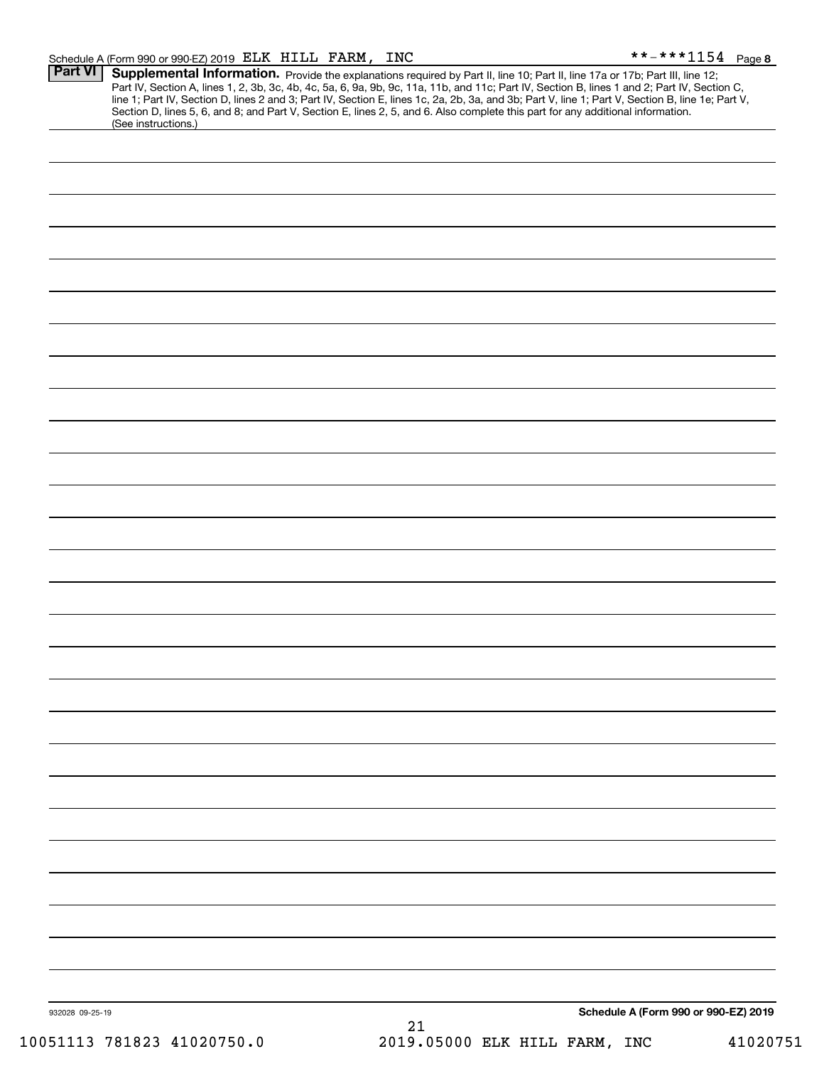**Part VI** **Supplemental Information.** Provide the explanations required by Part II, line 10; Part II, line 17a or 17b; Part III, line 12; Part IV, Section A, lines 1, 2, 3b, 3c, 4b, 4c, 5a, 6, 9a, 9b, 9c, 11a, 11b, and 11c; Part IV, Section B, lines 1 and 2; Part IV, Section C, line 1; Part IV, Section D, lines 2 and 3; Part IV, Section E, lines 1c, 2a, 2b, 3a, and 3b; Part V, line 1; Part V, Section B, line 1e; Part V, Section D, lines 5, 6, and 8; and Part V, Section E, lines 2, 5, and 6. Also complete this part for any additional information. (See instructions.)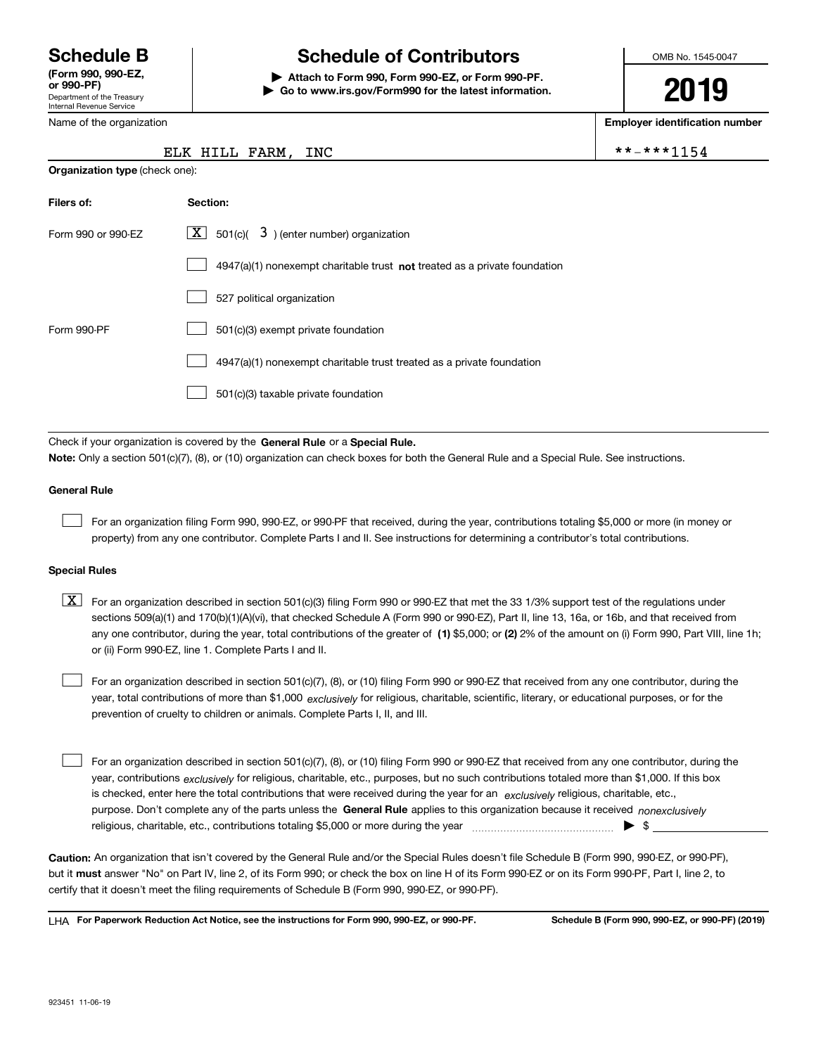**Schedule B**
**(Form 990, 990-EZ, or 990-PF)**
Department of the Treasury
Internal Revenue Service

# Schedule of Contributors

▶ **Attach to Form 990, Form 990-EZ, or Form 990-PF.**
▶ **Go to www.irs.gov/Form990 for the latest information.**

OMB No. 1545-0047

**2019**

Name of the organization: ELK HILL FARM, INC

**Employer identification number**: **-***1154

**Organization type** (check one):

| **Filers of:** | **Section:** |
|---|---|
| Form 990 or 990-EZ | [X] 501(c)( 3 ) (enter number) organization |
| | [ ] 4947(a)(1) nonexempt charitable trust **not** treated as a private foundation |
| | [ ] 527 political organization |
| Form 990-PF | [ ] 501(c)(3) exempt private foundation |
| | [ ] 4947(a)(1) nonexempt charitable trust treated as a private foundation |
| | [ ] 501(c)(3) taxable private foundation |

Check if your organization is covered by the **General Rule** or a **Special Rule.**

**Note:** Only a section 501(c)(7), (8), or (10) organization can check boxes for both the General Rule and a Special Rule. See instructions.

**General Rule**

[ ] For an organization filing Form 990, 990-EZ, or 990-PF that received, during the year, contributions totaling $5,000 or more (in money or property) from any one contributor. Complete Parts I and II. See instructions for determining a contributor's total contributions.

**Special Rules**

[X] For an organization described in section 501(c)(3) filing Form 990 or 990-EZ that met the 33 1/3% support test of the regulations under sections 509(a)(1) and 170(b)(1)(A)(vi), that checked Schedule A (Form 990 or 990-EZ), Part II, line 13, 16a, or 16b, and that received from any one contributor, during the year, total contributions of the greater of **(1)** $5,000; or **(2)** 2% of the amount on (i) Form 990, Part VIII, line 1h; or (ii) Form 990-EZ, line 1. Complete Parts I and II.

[ ] For an organization described in section 501(c)(7), (8), or (10) filing Form 990 or 990-EZ that received from any one contributor, during the year, total contributions of more than $1,000 *exclusively* for religious, charitable, scientific, literary, or educational purposes, or for the prevention of cruelty to children or animals. Complete Parts I, II, and III.

[ ] For an organization described in section 501(c)(7), (8), or (10) filing Form 990 or 990-EZ that received from any one contributor, during the year, contributions *exclusively* for religious, charitable, etc., purposes, but no such contributions totaled more than $1,000. If this box is checked, enter here the total contributions that were received during the year for an *exclusively* religious, charitable, etc., purpose. Don't complete any of the parts unless the **General Rule** applies to this organization because it received *nonexclusively* religious, charitable, etc., contributions totaling $5,000 or more during the year ▶ $ ____________

**Caution:** An organization that isn't covered by the General Rule and/or the Special Rules doesn't file Schedule B (Form 990, 990-EZ, or 990-PF), but it **must** answer "No" on Part IV, line 2, of its Form 990; or check the box on line H of its Form 990-EZ or on its Form 990-PF, Part I, line 2, to certify that it doesn't meet the filing requirements of Schedule B (Form 990, 990-EZ, or 990-PF).

LHA **For Paperwork Reduction Act Notice, see the instructions for Form 990, 990-EZ, or 990-PF.** **Schedule B (Form 990, 990-EZ, or 990-PF) (2019)**

923451 11-06-19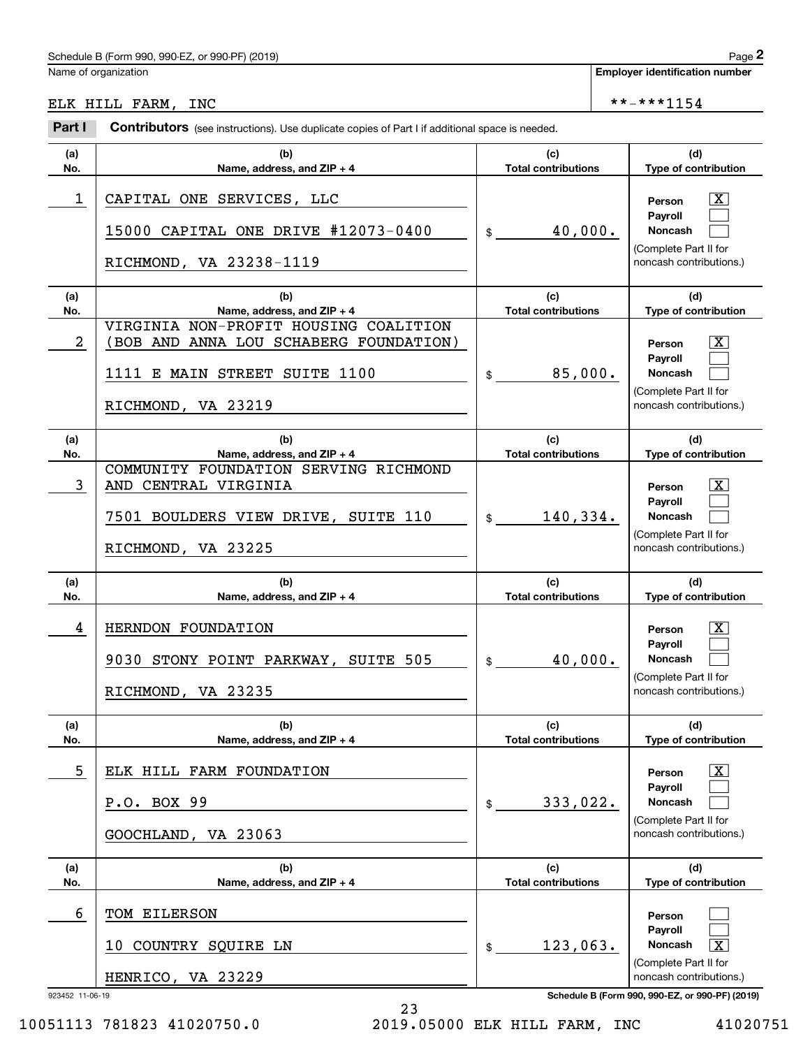Schedule B (Form 990, 990-EZ, or 990-PF) (2019)

Name of organization: ELK HILL FARM, INC

Employer identification number: **-***1154

**Part I** **Contributors** (see instructions). Use duplicate copies of Part I if additional space is needed.

| (a) No. | (b) Name, address, and ZIP + 4 | (c) Total contributions | (d) Type of contribution |
|---|---|---|---|
| 1 | CAPITAL ONE SERVICES, LLC<br>15000 CAPITAL ONE DRIVE #12073-0400<br>RICHMOND, VA 23238-1119 | $ 40,000. | Person [X]<br>Payroll [ ]<br>Noncash [ ]<br>(Complete Part II for noncash contributions.) |
| 2 | VIRGINIA NON-PROFIT HOUSING COALITION (BOB AND ANNA LOU SCHABERG FOUNDATION)<br>1111 E MAIN STREET SUITE 1100<br>RICHMOND, VA 23219 | $ 85,000. | Person [X]<br>Payroll [ ]<br>Noncash [ ]<br>(Complete Part II for noncash contributions.) |
| 3 | COMMUNITY FOUNDATION SERVING RICHMOND AND CENTRAL VIRGINIA<br>7501 BOULDERS VIEW DRIVE, SUITE 110<br>RICHMOND, VA 23225 | $ 140,334. | Person [X]<br>Payroll [ ]<br>Noncash [ ]<br>(Complete Part II for noncash contributions.) |
| 4 | HERNDON FOUNDATION<br>9030 STONY POINT PARKWAY, SUITE 505<br>RICHMOND, VA 23235 | $ 40,000. | Person [X]<br>Payroll [ ]<br>Noncash [ ]<br>(Complete Part II for noncash contributions.) |
| 5 | ELK HILL FARM FOUNDATION<br>P.O. BOX 99<br>GOOCHLAND, VA 23063 | $ 333,022. | Person [X]<br>Payroll [ ]<br>Noncash [ ]<br>(Complete Part II for noncash contributions.) |
| 6 | TOM EILERSON<br>10 COUNTRY SQUIRE LN<br>HENRICO, VA 23229 | $ 123,063. | Person [ ]<br>Payroll [ ]<br>Noncash [X]<br>(Complete Part II for noncash contributions.) |

923452 11-06-19

Schedule B (Form 990, 990-EZ, or 990-PF) (2019)

10051113 781823 41020750.0 2019.05000 ELK HILL FARM, INC 41020751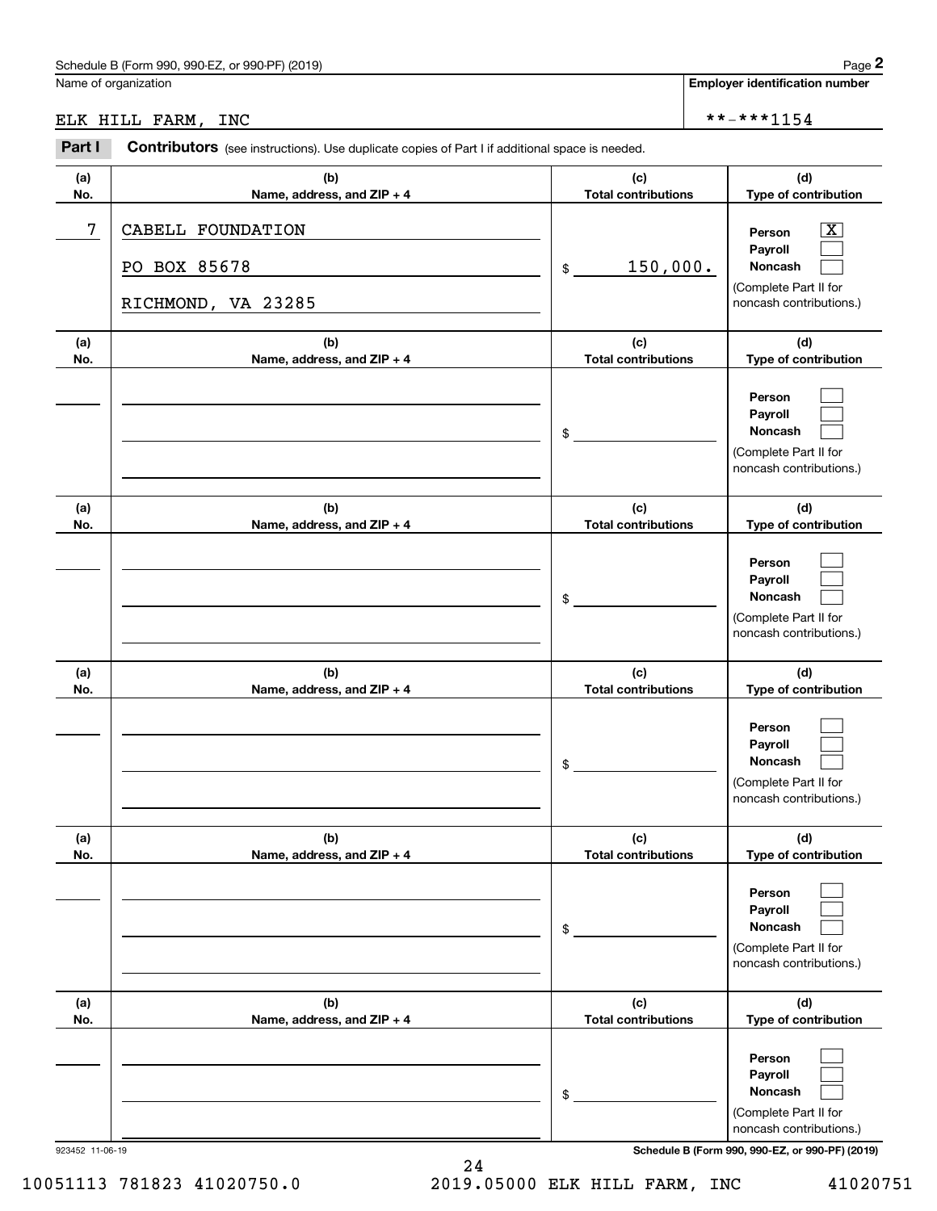Schedule B (Form 990, 990-EZ, or 990-PF) (2019)

Name of organization: ELK HILL FARM, INC

Employer identification number: **-***1154

## Part I Contributors (see instructions). Use duplicate copies of Part I if additional space is needed.

| (a) No. | (b) Name, address, and ZIP + 4 | (c) Total contributions | (d) Type of contribution |
|---|---|---|---|
| 7 | CABELL FOUNDATION<br>PO BOX 85678<br>RICHMOND, VA 23285 | $ 150,000. | Person [X]<br>Payroll [ ]<br>Noncash [ ]<br>(Complete Part II for noncash contributions.) |
| | | $ | Person [ ]<br>Payroll [ ]<br>Noncash [ ]<br>(Complete Part II for noncash contributions.) |
| | | $ | Person [ ]<br>Payroll [ ]<br>Noncash [ ]<br>(Complete Part II for noncash contributions.) |
| | | $ | Person [ ]<br>Payroll [ ]<br>Noncash [ ]<br>(Complete Part II for noncash contributions.) |
| | | $ | Person [ ]<br>Payroll [ ]<br>Noncash [ ]<br>(Complete Part II for noncash contributions.) |
| | | $ | Person [ ]<br>Payroll [ ]<br>Noncash [ ]<br>(Complete Part II for noncash contributions.) |

923452 11-06-19

Schedule B (Form 990, 990-EZ, or 990-PF) (2019)

10051113 781823 41020750.0 2019.05000 ELK HILL FARM, INC 41020751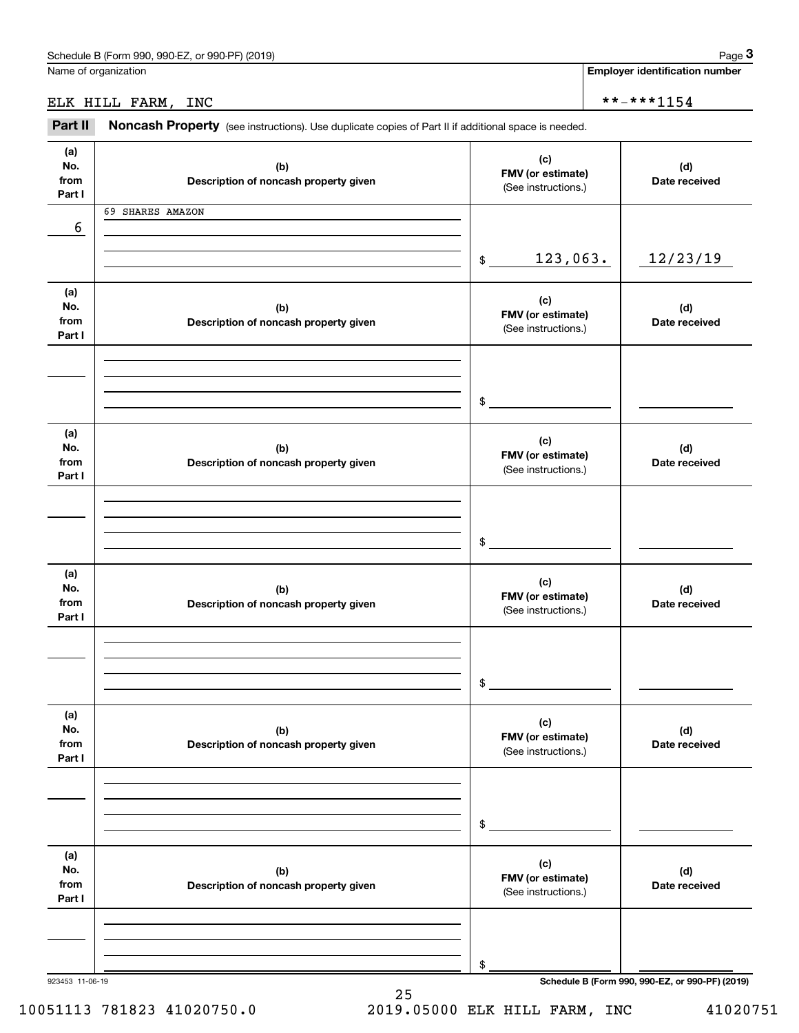Schedule B (Form 990, 990-EZ, or 990-PF) (2019)

Name of organization: ELK HILL FARM, INC

**Employer identification number**: **-***1154

**Part II** **Noncash Property** (see instructions). Use duplicate copies of Part II if additional space is needed.

| (a) No. from Part I | (b) Description of noncash property given | (c) FMV (or estimate) (See instructions.) | (d) Date received |
|---|---|---|---|
| 6 | 69 SHARES AMAZON | $ 123,063. | 12/23/19 |

| (a) No. from Part I | (b) Description of noncash property given | (c) FMV (or estimate) (See instructions.) | (d) Date received |
|---|---|---|---|
| | | $ | |

| (a) No. from Part I | (b) Description of noncash property given | (c) FMV (or estimate) (See instructions.) | (d) Date received |
|---|---|---|---|
| | | $ | |

| (a) No. from Part I | (b) Description of noncash property given | (c) FMV (or estimate) (See instructions.) | (d) Date received |
|---|---|---|---|
| | | $ | |

| (a) No. from Part I | (b) Description of noncash property given | (c) FMV (or estimate) (See instructions.) | (d) Date received |
|---|---|---|---|
| | | $ | |

| (a) No. from Part I | (b) Description of noncash property given | (c) FMV (or estimate) (See instructions.) | (d) Date received |
|---|---|---|---|
| | | $ | |

923453 11-06-19

**Schedule B (Form 990, 990-EZ, or 990-PF) (2019)**

10051113 781823 41020750.0 2019.05000 ELK HILL FARM, INC 41020751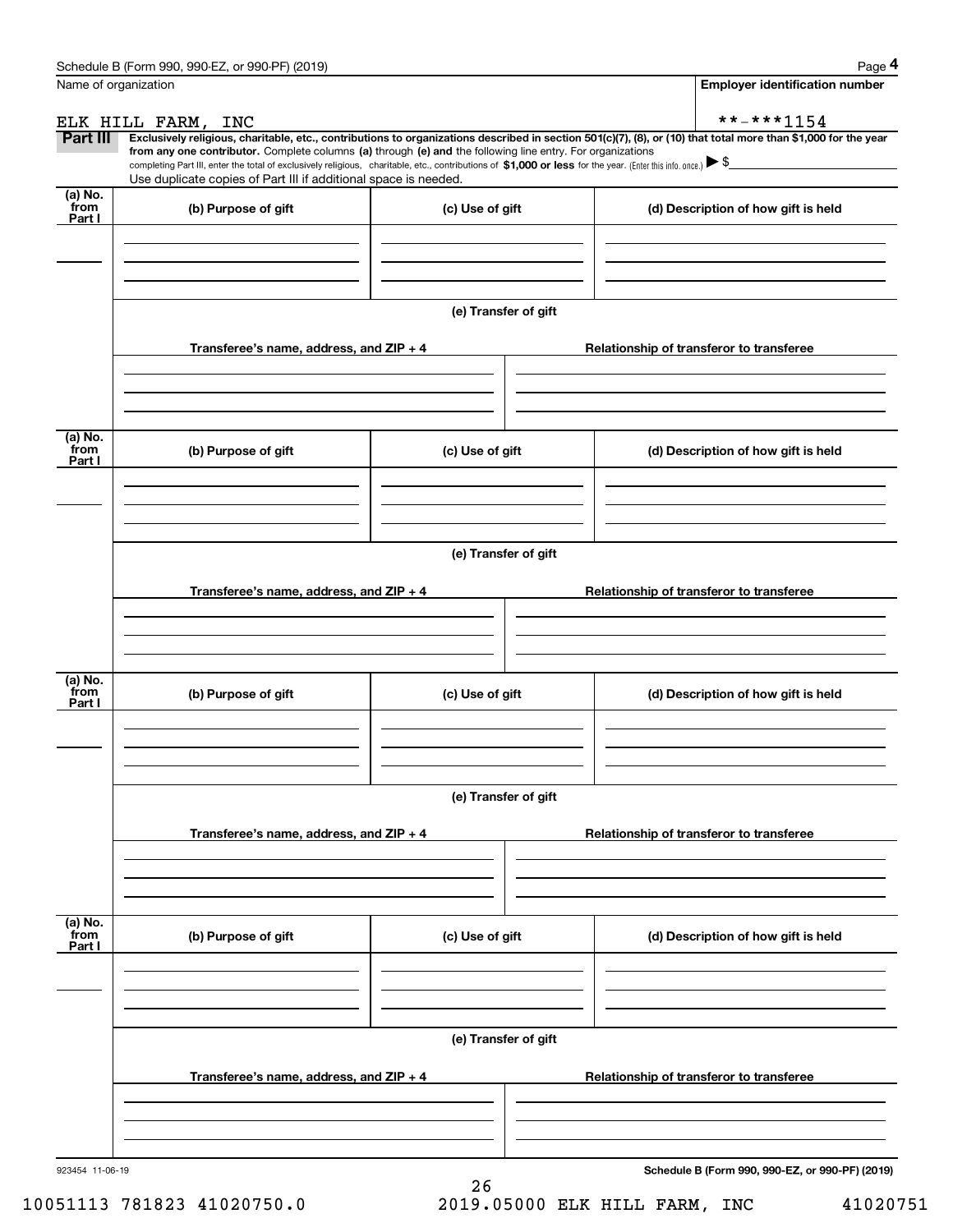Schedule B (Form 990, 990-EZ, or 990-PF) (2019)

Name of organization: ELK HILL FARM, INC

Employer identification number: **-***1154

**Part III** **Exclusively religious, charitable, etc., contributions to organizations described in section 501(c)(7), (8), or (10) that total more than $1,000 for the year from any one contributor.** Complete columns **(a)** through **(e) and** the following line entry. For organizations completing Part III, enter the total of exclusively religious, charitable, etc., contributions of **$1,000 or less** for the year. (Enter this info. once.) ▶ $

Use duplicate copies of Part III if additional space is needed.

| (a) No. from Part I | (b) Purpose of gift | (c) Use of gift | (d) Description of how gift is held |
| --- | --- | --- | --- |
| | | | |

(e) Transfer of gift

| Transferee's name, address, and ZIP + 4 | Relationship of transferor to transferee |
| --- | --- |
| | |

| (a) No. from Part I | (b) Purpose of gift | (c) Use of gift | (d) Description of how gift is held |
| --- | --- | --- | --- |
| | | | |

(e) Transfer of gift

| Transferee's name, address, and ZIP + 4 | Relationship of transferor to transferee |
| --- | --- |
| | |

| (a) No. from Part I | (b) Purpose of gift | (c) Use of gift | (d) Description of how gift is held |
| --- | --- | --- | --- |
| | | | |

(e) Transfer of gift

| Transferee's name, address, and ZIP + 4 | Relationship of transferor to transferee |
| --- | --- |
| | |

| (a) No. from Part I | (b) Purpose of gift | (c) Use of gift | (d) Description of how gift is held |
| --- | --- | --- | --- |
| | | | |

(e) Transfer of gift

| Transferee's name, address, and ZIP + 4 | Relationship of transferor to transferee |
| --- | --- |
| | |

923454 11-06-19

**Schedule B (Form 990, 990-EZ, or 990-PF) (2019)**

10051113 781823 41020750.0 2019.05000 ELK HILL FARM, INC 41020751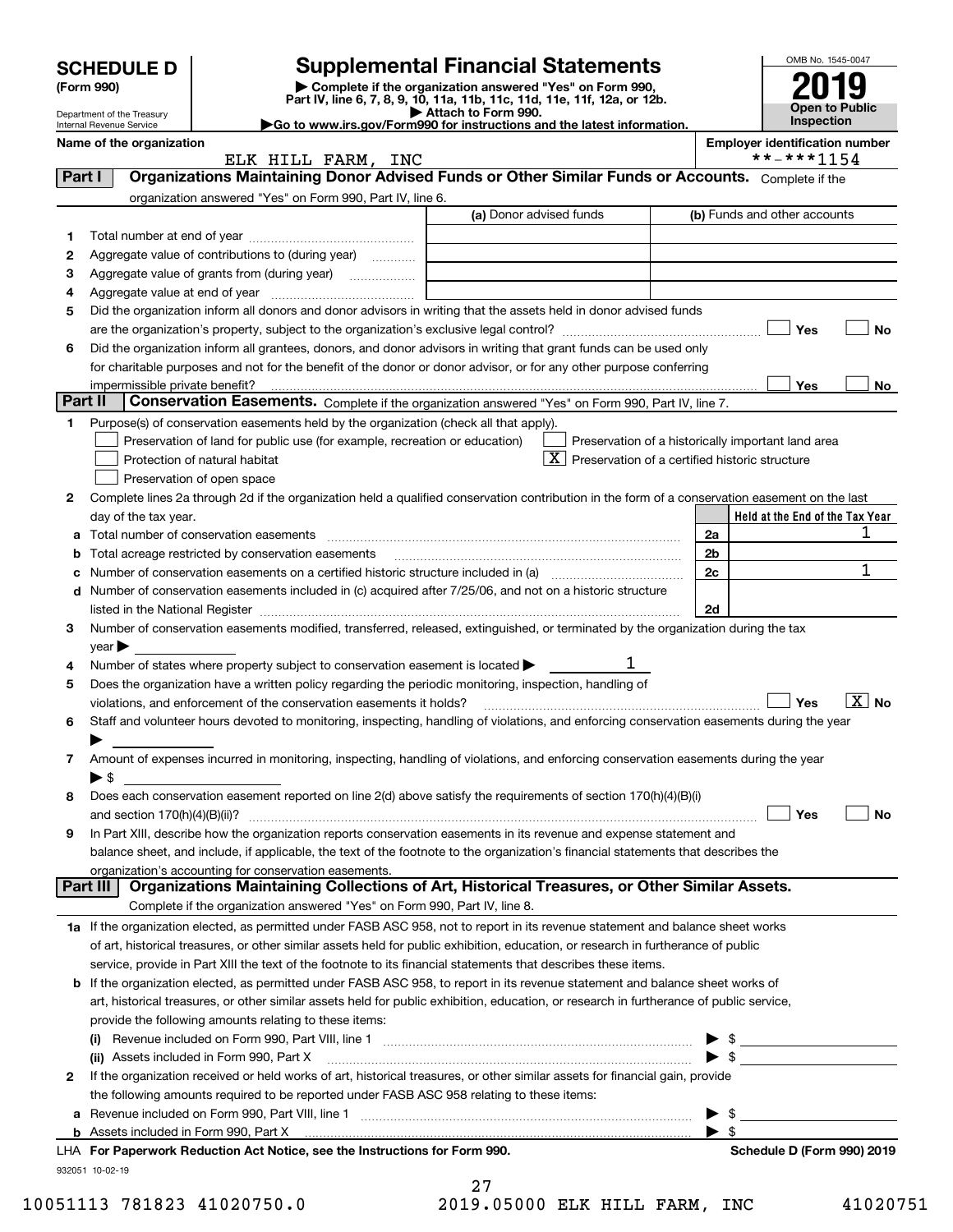# SCHEDULE D (Form 990)

Department of the Treasury
Internal Revenue Service

## Supplemental Financial Statements

▶ Complete if the organization answered "Yes" on Form 990, Part IV, line 6, 7, 8, 9, 10, 11a, 11b, 11c, 11d, 11e, 11f, 12a, or 12b.
▶ Attach to Form 990.
▶Go to www.irs.gov/Form990 for instructions and the latest information.

OMB No. 1545-0047
**2019**
**Open to Public Inspection**

**Name of the organization:** ELK HILL FARM, INC
**Employer identification number:** **-***1154

### Part I — Organizations Maintaining Donor Advised Funds or Other Similar Funds or Accounts. Complete if the organization answered "Yes" on Form 990, Part IV, line 6.

| | | (a) Donor advised funds | (b) Funds and other accounts |
|---|---|---|---|
| 1 | Total number at end of year | | |
| 2 | Aggregate value of contributions to (during year) | | |
| 3 | Aggregate value of grants from (during year) | | |
| 4 | Aggregate value at end of year | | |

5 Did the organization inform all donors and donor advisors in writing that the assets held in donor advised funds are the organization's property, subject to the organization's exclusive legal control? ☐ Yes ☐ No

6 Did the organization inform all grantees, donors, and donor advisors in writing that grant funds can be used only for charitable purposes and not for the benefit of the donor or donor advisor, or for any other purpose conferring impermissible private benefit? ☐ Yes ☐ No

### Part II — Conservation Easements. Complete if the organization answered "Yes" on Form 990, Part IV, line 7.

1 Purpose(s) of conservation easements held by the organization (check all that apply).
- ☐ Preservation of land for public use (for example, recreation or education)
- ☐ Protection of natural habitat
- ☐ Preservation of open space
- ☐ Preservation of a historically important land area
- ☒ Preservation of a certified historic structure

2 Complete lines 2a through 2d if the organization held a qualified conservation contribution in the form of a conservation easement on the last day of the tax year.

| | | | Held at the End of the Tax Year |
|---|---|---|---|
| a | Total number of conservation easements | 2a | 1 |
| b | Total acreage restricted by conservation easements | 2b | |
| c | Number of conservation easements on a certified historic structure included in (a) | 2c | 1 |
| d | Number of conservation easements included in (c) acquired after 7/25/06, and not on a historic structure listed in the National Register | 2d | |

3 Number of conservation easements modified, transferred, released, extinguished, or terminated by the organization during the tax year ▶

4 Number of states where property subject to conservation easement is located ▶ 1

5 Does the organization have a written policy regarding the periodic monitoring, inspection, handling of violations, and enforcement of the conservation easements it holds? ☐ Yes ☒ No

6 Staff and volunteer hours devoted to monitoring, inspecting, handling of violations, and enforcing conservation easements during the year ▶

7 Amount of expenses incurred in monitoring, inspecting, handling of violations, and enforcing conservation easements during the year ▶ $

8 Does each conservation easement reported on line 2(d) above satisfy the requirements of section 170(h)(4)(B)(i) and section 170(h)(4)(B)(ii)? ☐ Yes ☐ No

9 In Part XIII, describe how the organization reports conservation easements in its revenue and expense statement and balance sheet, and include, if applicable, the text of the footnote to the organization's financial statements that describes the organization's accounting for conservation easements.

### Part III — Organizations Maintaining Collections of Art, Historical Treasures, or Other Similar Assets. Complete if the organization answered "Yes" on Form 990, Part IV, line 8.

1a If the organization elected, as permitted under FASB ASC 958, not to report in its revenue statement and balance sheet works of art, historical treasures, or other similar assets held for public exhibition, education, or research in furtherance of public service, provide in Part XIII the text of the footnote to its financial statements that describes these items.

b If the organization elected, as permitted under FASB ASC 958, to report in its revenue statement and balance sheet works of art, historical treasures, or other similar assets held for public exhibition, education, or research in furtherance of public service, provide the following amounts relating to these items:

(i) Revenue included on Form 990, Part VIII, line 1 ▶ $

(ii) Assets included in Form 990, Part X ▶ $

2 If the organization received or held works of art, historical treasures, or other similar assets for financial gain, provide the following amounts required to be reported under FASB ASC 958 relating to these items:

a Revenue included on Form 990, Part VIII, line 1 ▶ $

b Assets included in Form 990, Part X ▶ $

LHA For Paperwork Reduction Act Notice, see the Instructions for Form 990.

Schedule D (Form 990) 2019

932051 10-02-19

10051113 781823 41020750.0 2019.05000 ELK HILL FARM, INC 41020751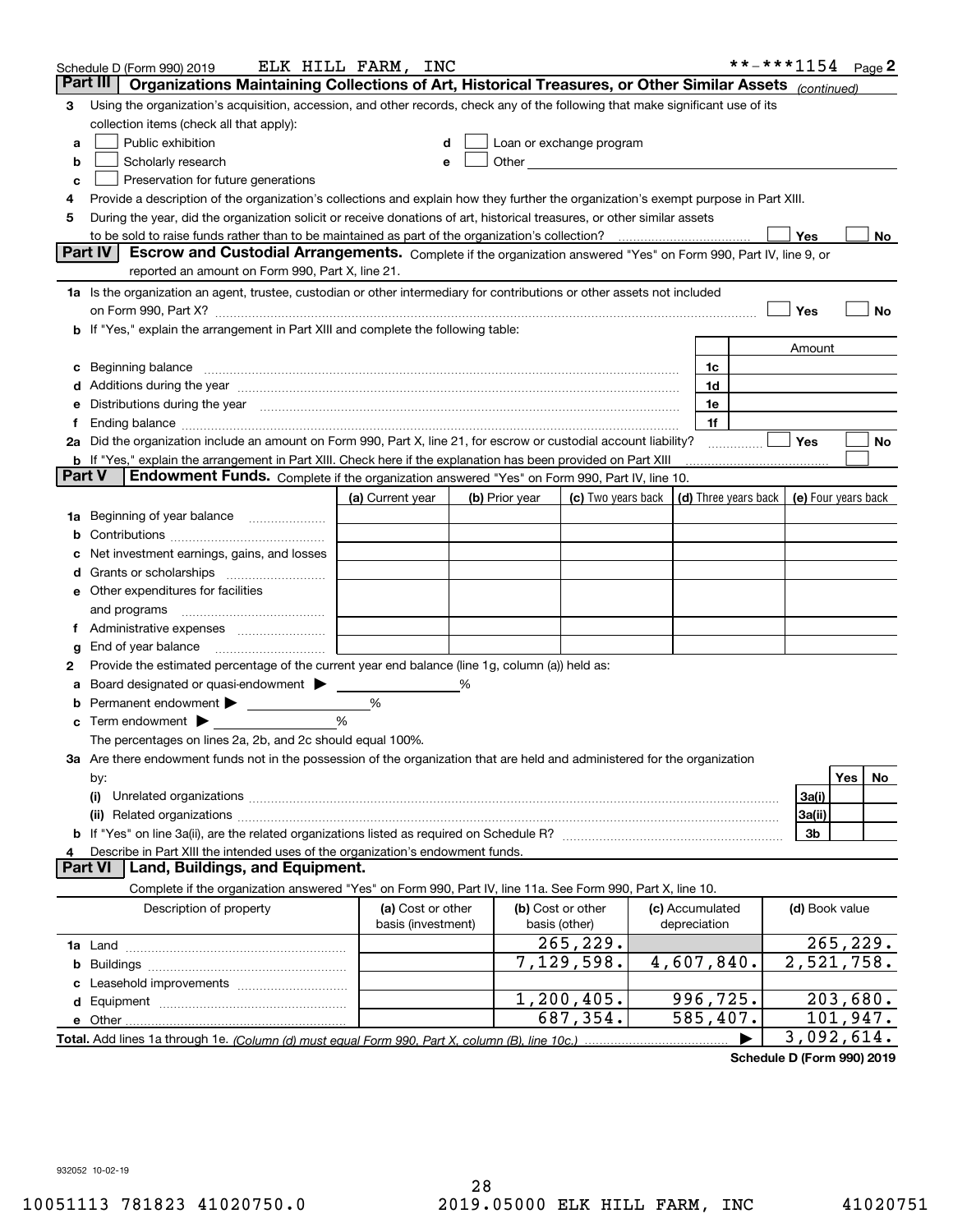Schedule D (Form 990) 2019 ELK HILL FARM, INC **-***1154 Page 2

## Part III Organizations Maintaining Collections of Art, Historical Treasures, or Other Similar Assets *(continued)*

3 Using the organization's acquisition, accession, and other records, check any of the following that make significant use of its collection items (check all that apply):

a ☐ Public exhibition
b ☐ Scholarly research
c ☐ Preservation for future generations
d ☐ Loan or exchange program
e ☐ Other

4 Provide a description of the organization's collections and explain how they further the organization's exempt purpose in Part XIII.

5 During the year, did the organization solicit or receive donations of art, historical treasures, or other similar assets to be sold to raise funds rather than to be maintained as part of the organization's collection? ☐ Yes ☐ No

## Part IV Escrow and Custodial Arrangements.

Complete if the organization answered "Yes" on Form 990, Part IV, line 9, or reported an amount on Form 990, Part X, line 21.

1a Is the organization an agent, trustee, custodian or other intermediary for contributions or other assets not included on Form 990, Part X? ☐ Yes ☐ No

b If "Yes," explain the arrangement in Part XIII and complete the following table:

| | | Amount |
|---|---|---|
| c Beginning balance | 1c | |
| d Additions during the year | 1d | |
| e Distributions during the year | 1e | |
| f Ending balance | 1f | |

2a Did the organization include an amount on Form 990, Part X, line 21, for escrow or custodial account liability? ☐ Yes ☐ No

b If "Yes," explain the arrangement in Part XIII. Check here if the explanation has been provided on Part XIII ☐

## Part V Endowment Funds.

Complete if the organization answered "Yes" on Form 990, Part IV, line 10.

| | (a) Current year | (b) Prior year | (c) Two years back | (d) Three years back | (e) Four years back |
|---|---|---|---|---|---|
| 1a Beginning of year balance | | | | | |
| b Contributions | | | | | |
| c Net investment earnings, gains, and losses | | | | | |
| d Grants or scholarships | | | | | |
| e Other expenditures for facilities and programs | | | | | |
| f Administrative expenses | | | | | |
| g End of year balance | | | | | |

2 Provide the estimated percentage of the current year end balance (line 1g, column (a)) held as:

a Board designated or quasi-endowment ▶ ____ %
b Permanent endowment ▶ ____ %
c Term endowment ▶ ____ %

The percentages on lines 2a, 2b, and 2c should equal 100%.

3a Are there endowment funds not in the possession of the organization that are held and administered for the organization by:

| | | Yes | No |
|---|---|---|---|
| (i) Unrelated organizations | 3a(i) | | |
| (ii) Related organizations | 3a(ii) | | |
| b If "Yes" on line 3a(ii), are the related organizations listed as required on Schedule R? | 3b | | |

4 Describe in Part XIII the intended uses of the organization's endowment funds.

## Part VI Land, Buildings, and Equipment.

Complete if the organization answered "Yes" on Form 990, Part IV, line 11a. See Form 990, Part X, line 10.

| Description of property | (a) Cost or other basis (investment) | (b) Cost or other basis (other) | (c) Accumulated depreciation | (d) Book value |
|---|---|---|---|---|
| 1a Land | | 265,229. | | 265,229. |
| b Buildings | | 7,129,598. | 4,607,840. | 2,521,758. |
| c Leasehold improvements | | | | |
| d Equipment | | 1,200,405. | 996,725. | 203,680. |
| e Other | | 687,354. | 585,407. | 101,947. |
| **Total.** Add lines 1a through 1e. *(Column (d) must equal Form 990, Part X, column (B), line 10c.)* ▶ | | | | 3,092,614. |

**Schedule D (Form 990) 2019**

932052 10-02-19

10051113 781823 41020750.0 2019.05000 ELK HILL FARM, INC 41020751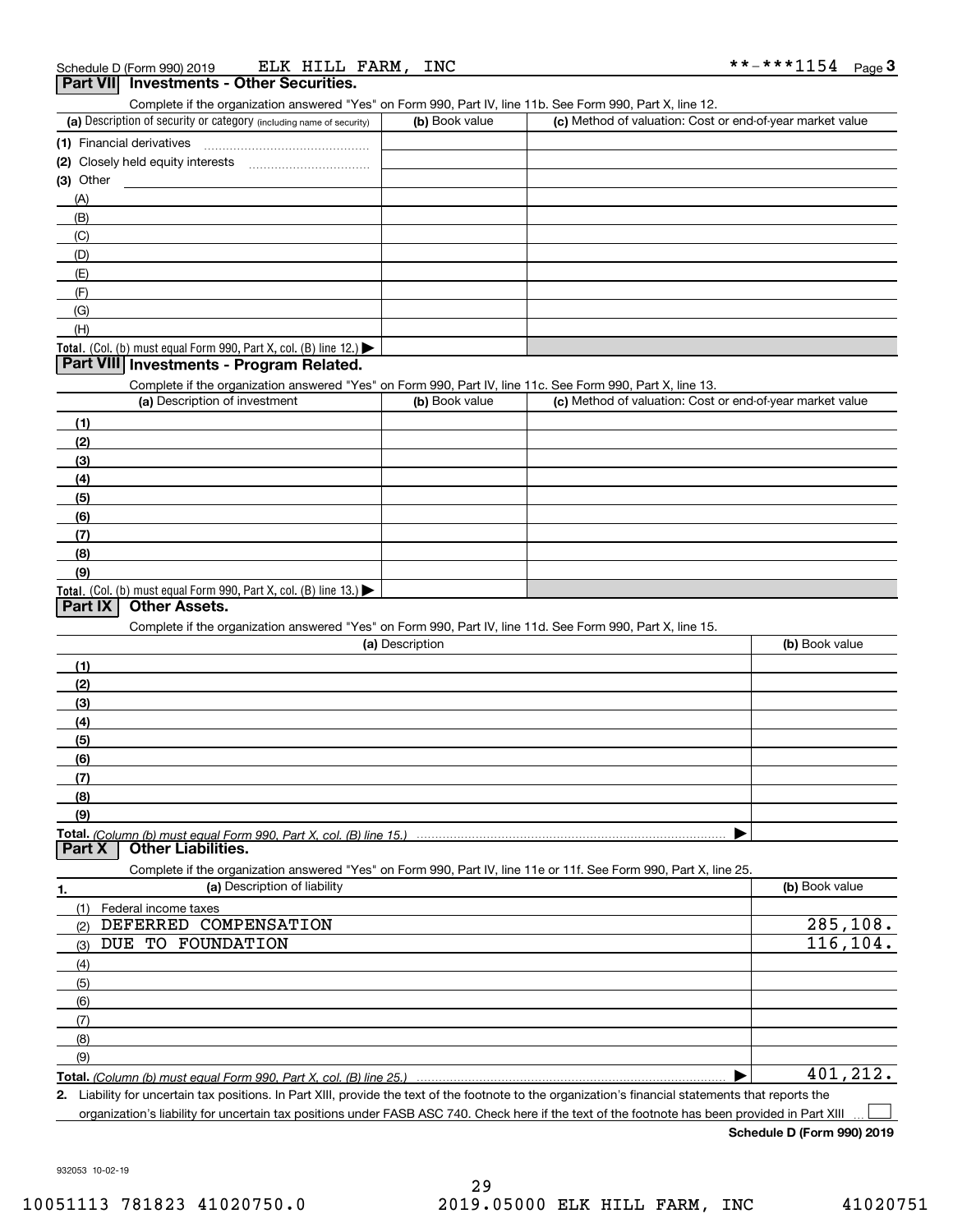Schedule D (Form 990) 2019 ELK HILL FARM, INC **-***1154 Page 3

## Part VII Investments - Other Securities.

Complete if the organization answered "Yes" on Form 990, Part IV, line 11b. See Form 990, Part X, line 12.

| (a) Description of security or category (including name of security) | (b) Book value | (c) Method of valuation: Cost or end-of-year market value |
|---|---|---|
| (1) Financial derivatives | | |
| (2) Closely held equity interests | | |
| (3) Other | | |
| (A) | | |
| (B) | | |
| (C) | | |
| (D) | | |
| (E) | | |
| (F) | | |
| (G) | | |
| (H) | | |
| **Total.** (Col. (b) must equal Form 990, Part X, col. (B) line 12.) ▶ | | |

## Part VIII Investments - Program Related.

Complete if the organization answered "Yes" on Form 990, Part IV, line 11c. See Form 990, Part X, line 13.

| (a) Description of investment | (b) Book value | (c) Method of valuation: Cost or end-of-year market value |
|---|---|---|
| (1) | | |
| (2) | | |
| (3) | | |
| (4) | | |
| (5) | | |
| (6) | | |
| (7) | | |
| (8) | | |
| (9) | | |
| **Total.** (Col. (b) must equal Form 990, Part X, col. (B) line 13.) ▶ | | |

## Part IX Other Assets.

Complete if the organization answered "Yes" on Form 990, Part IV, line 11d. See Form 990, Part X, line 15.

| (a) Description | (b) Book value |
|---|---|
| (1) | |
| (2) | |
| (3) | |
| (4) | |
| (5) | |
| (6) | |
| (7) | |
| (8) | |
| (9) | |
| **Total.** *(Column (b) must equal Form 990, Part X, col. (B) line 15.)* ▶ | |

## Part X Other Liabilities.

Complete if the organization answered "Yes" on Form 990, Part IV, line 11e or 11f. See Form 990, Part X, line 25.

| 1. (a) Description of liability | (b) Book value |
|---|---|
| (1) Federal income taxes | |
| (2) DEFERRED COMPENSATION | 285,108. |
| (3) DUE TO FOUNDATION | 116,104. |
| (4) | |
| (5) | |
| (6) | |
| (7) | |
| (8) | |
| (9) | |
| **Total.** *(Column (b) must equal Form 990, Part X, col. (B) line 25.)* ▶ | 401,212. |

**2.** Liability for uncertain tax positions. In Part XIII, provide the text of the footnote to the organization's financial statements that reports the organization's liability for uncertain tax positions under FASB ASC 740. Check here if the text of the footnote has been provided in Part XIII ☐

**Schedule D (Form 990) 2019**

932053 10-02-19

10051113 781823 41020750.0 2019.05000 ELK HILL FARM, INC 41020751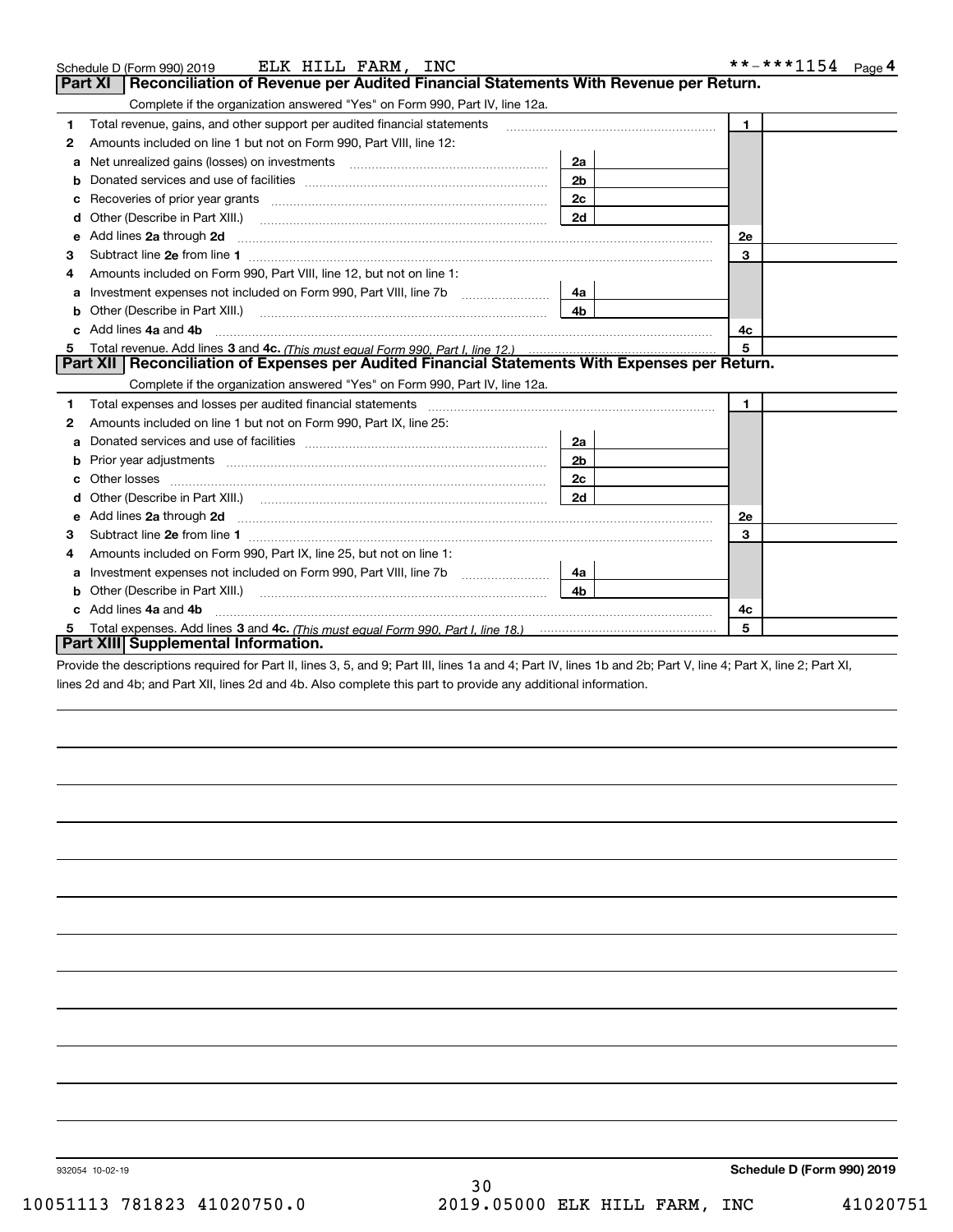Schedule D (Form 990) 2019    ELK HILL FARM, INC    **-***1154    Page 4

## Part XI  Reconciliation of Revenue per Audited Financial Statements With Revenue per Return.

Complete if the organization answered "Yes" on Form 990, Part IV, line 12a.

| | | | | | |
|---|---|---|---|---|---|
| 1 | Total revenue, gains, and other support per audited financial statements | | | 1 | |
| 2 | Amounts included on line 1 but not on Form 990, Part VIII, line 12: | | | | |
| a | Net unrealized gains (losses) on investments | 2a | | | |
| b | Donated services and use of facilities | 2b | | | |
| c | Recoveries of prior year grants | 2c | | | |
| d | Other (Describe in Part XIII.) | 2d | | | |
| e | Add lines **2a** through **2d** | | | 2e | |
| 3 | Subtract line **2e** from line **1** | | | 3 | |
| 4 | Amounts included on Form 990, Part VIII, line 12, but not on line 1: | | | | |
| a | Investment expenses not included on Form 990, Part VIII, line 7b | 4a | | | |
| b | Other (Describe in Part XIII.) | 4b | | | |
| c | Add lines **4a** and **4b** | | | 4c | |
| 5 | Total revenue. Add lines **3** and **4c.** *(This must equal Form 990, Part I, line 12.)* | | | 5 | |

## Part XII  Reconciliation of Expenses per Audited Financial Statements With Expenses per Return.

Complete if the organization answered "Yes" on Form 990, Part IV, line 12a.

| | | | | | |
|---|---|---|---|---|---|
| 1 | Total expenses and losses per audited financial statements | | | 1 | |
| 2 | Amounts included on line 1 but not on Form 990, Part IX, line 25: | | | | |
| a | Donated services and use of facilities | 2a | | | |
| b | Prior year adjustments | 2b | | | |
| c | Other losses | 2c | | | |
| d | Other (Describe in Part XIII.) | 2d | | | |
| e | Add lines **2a** through **2d** | | | 2e | |
| 3 | Subtract line **2e** from line **1** | | | 3 | |
| 4 | Amounts included on Form 990, Part IX, line 25, but not on line 1: | | | | |
| a | Investment expenses not included on Form 990, Part VIII, line 7b | 4a | | | |
| b | Other (Describe in Part XIII.) | 4b | | | |
| c | Add lines **4a** and **4b** | | | 4c | |
| 5 | Total expenses. Add lines **3** and **4c.** *(This must equal Form 990, Part I, line 18.)* | | | 5 | |

## Part XIII  Supplemental Information.

Provide the descriptions required for Part II, lines 3, 5, and 9; Part III, lines 1a and 4; Part IV, lines 1b and 2b; Part V, line 4; Part X, line 2; Part XI, lines 2d and 4b; and Part XII, lines 2d and 4b. Also complete this part to provide any additional information.

932054 10-02-19    **Schedule D (Form 990) 2019**

10051113 781823 41020750.0    2019.05000 ELK HILL FARM, INC    41020751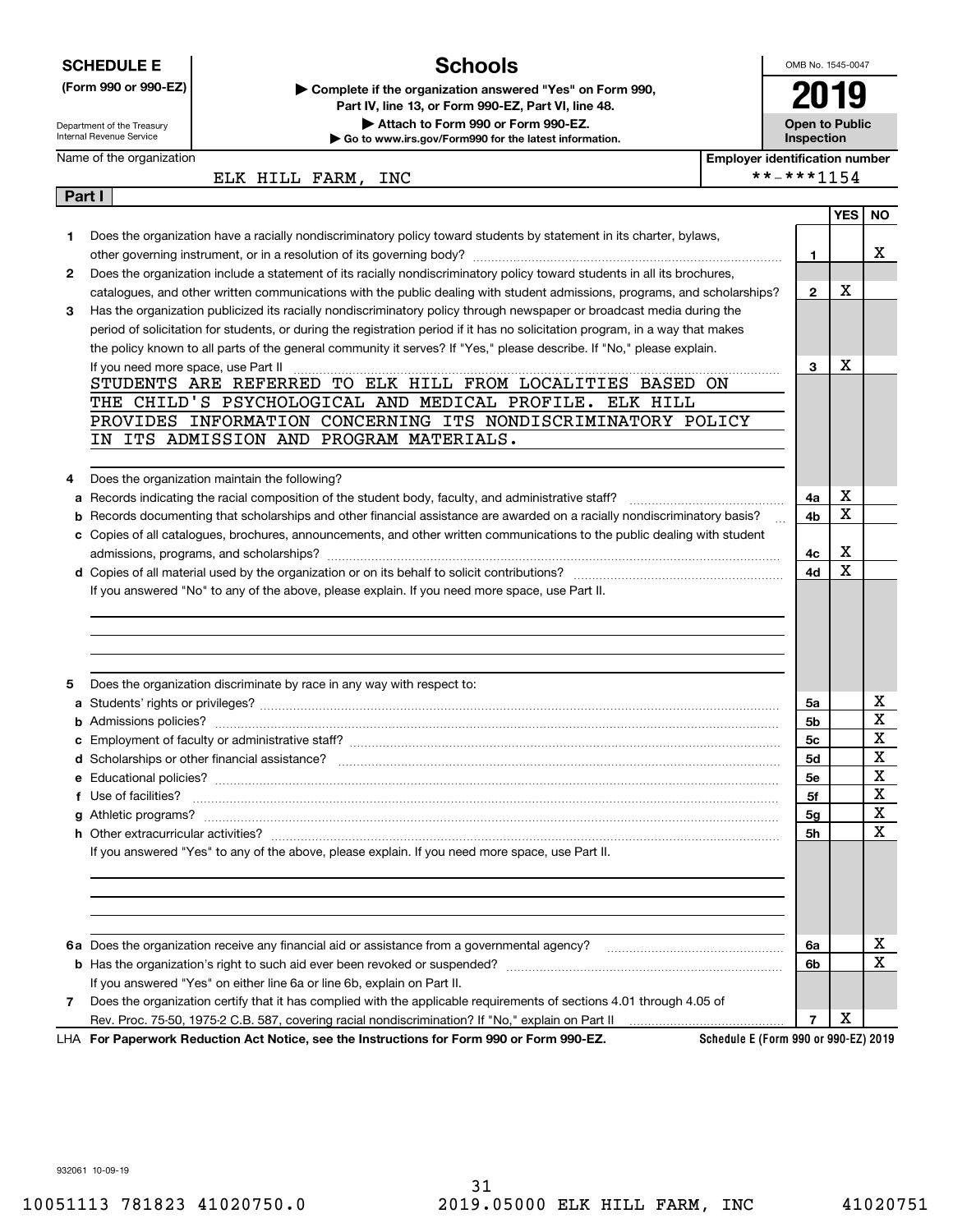**SCHEDULE E**
**(Form 990 or 990-EZ)**

Department of the Treasury
Internal Revenue Service

# Schools

▶ **Complete if the organization answered "Yes" on Form 990, Part IV, line 13, or Form 990-EZ, Part VI, line 48.**
▶ **Attach to Form 990 or Form 990-EZ.**
▶ **Go to www.irs.gov/Form990 for the latest information.**

OMB No. 1545-0047

**2019**

**Open to Public Inspection**

| Name of the organization | Employer identification number |
|---|---|
| ELK HILL FARM, INC | **-***1154 |

**Part I**

| | | | YES | NO |
|---|---|---|---|---|
| **1** | Does the organization have a racially nondiscriminatory policy toward students by statement in its charter, bylaws, other governing instrument, or in a resolution of its governing body? | **1** | | X |
| **2** | Does the organization include a statement of its racially nondiscriminatory policy toward students in all its brochures, catalogues, and other written communications with the public dealing with student admissions, programs, and scholarships? | **2** | X | |
| **3** | Has the organization publicized its racially nondiscriminatory policy through newspaper or broadcast media during the period of solicitation for students, or during the registration period if it has no solicitation program, in a way that makes the policy known to all parts of the general community it serves? If "Yes," please describe. If "No," please explain. If you need more space, use Part II | **3** | X | |

STUDENTS ARE REFERRED TO ELK HILL FROM LOCALITIES BASED ON THE CHILD'S PSYCHOLOGICAL AND MEDICAL PROFILE. ELK HILL PROVIDES INFORMATION CONCERNING ITS NONDISCRIMINATORY POLICY IN ITS ADMISSION AND PROGRAM MATERIALS.

| | | | YES | NO |
|---|---|---|---|---|
| **4** | Does the organization maintain the following? | | | |
| **a** | Records indicating the racial composition of the student body, faculty, and administrative staff? | **4a** | X | |
| **b** | Records documenting that scholarships and other financial assistance are awarded on a racially nondiscriminatory basis? | **4b** | X | |
| **c** | Copies of all catalogues, brochures, announcements, and other written communications to the public dealing with student admissions, programs, and scholarships? | **4c** | X | |
| **d** | Copies of all material used by the organization or on its behalf to solicit contributions? | **4d** | X | |

If you answered "No" to any of the above, please explain. If you need more space, use Part II.

| | | | YES | NO |
|---|---|---|---|---|
| **5** | Does the organization discriminate by race in any way with respect to: | | | |
| **a** | Students' rights or privileges? | **5a** | | X |
| **b** | Admissions policies? | **5b** | | X |
| **c** | Employment of faculty or administrative staff? | **5c** | | X |
| **d** | Scholarships or other financial assistance? | **5d** | | X |
| **e** | Educational policies? | **5e** | | X |
| **f** | Use of facilities? | **5f** | | X |
| **g** | Athletic programs? | **5g** | | X |
| **h** | Other extracurricular activities? | **5h** | | X |

If you answered "Yes" to any of the above, please explain. If you need more space, use Part II.

| | | | YES | NO |
|---|---|---|---|---|
| **6a** | Does the organization receive any financial aid or assistance from a governmental agency? | **6a** | | X |
| **b** | Has the organization's right to such aid ever been revoked or suspended? | **6b** | | X |
| | If you answered "Yes" on either line 6a or line 6b, explain on Part II. | | | |
| **7** | Does the organization certify that it has complied with the applicable requirements of sections 4.01 through 4.05 of Rev. Proc. 75-50, 1975-2 C.B. 587, covering racial nondiscrimination? If "No," explain on Part II | **7** | X | |

LHA **For Paperwork Reduction Act Notice, see the Instructions for Form 990 or Form 990-EZ.** **Schedule E (Form 990 or 990-EZ) 2019**

932061 10-09-19

10051113 781823 41020750.0 2019.05000 ELK HILL FARM, INC 41020751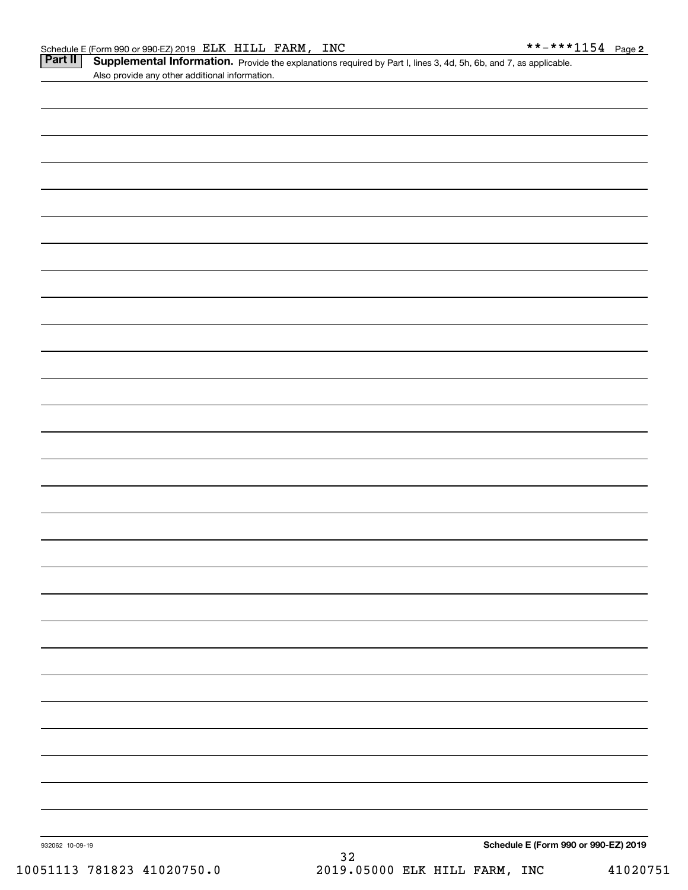Schedule E (Form 990 or 990-EZ) 2019 ELK HILL FARM, INC **-***1154 Page **2**

## Part II Supplemental Information.

Provide the explanations required by Part I, lines 3, 4d, 5h, 6b, and 7, as applicable. Also provide any other additional information.

932062 10-09-19

**Schedule E (Form 990 or 990-EZ) 2019**

10051113 781823 41020750.0 2019.05000 ELK HILL FARM, INC 41020751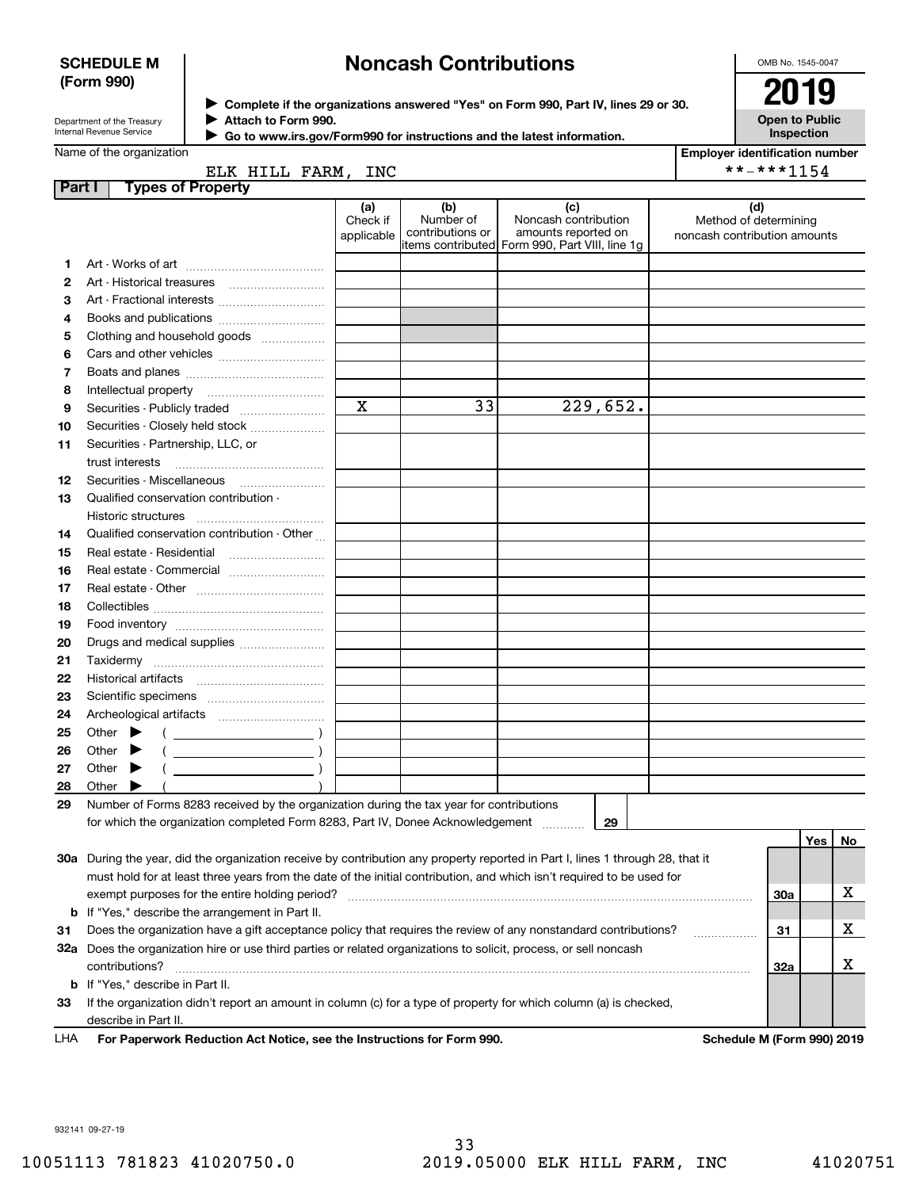**SCHEDULE M (Form 990)**

Department of the Treasury
Internal Revenue Service

# Noncash Contributions

▶ Complete if the organizations answered "Yes" on Form 990, Part IV, lines 29 or 30.
▶ Attach to Form 990.
▶ Go to www.irs.gov/Form990 for instructions and the latest information.

OMB No. 1545-0047

**2019**

**Open to Public Inspection**

Name of the organization: ELK HILL FARM, INC

Employer identification number: **-***1154

## Part I Types of Property

| | | (a) Check if applicable | (b) Number of contributions or items contributed | (c) Noncash contribution amounts reported on Form 990, Part VIII, line 1g | (d) Method of determining noncash contribution amounts |
|---|---|---|---|---|---|
| 1 | Art - Works of art | | | | |
| 2 | Art - Historical treasures | | | | |
| 3 | Art - Fractional interests | | | | |
| 4 | Books and publications | | | | |
| 5 | Clothing and household goods | | | | |
| 6 | Cars and other vehicles | | | | |
| 7 | Boats and planes | | | | |
| 8 | Intellectual property | | | | |
| 9 | Securities - Publicly traded | X | 33 | 229,652. | |
| 10 | Securities - Closely held stock | | | | |
| 11 | Securities - Partnership, LLC, or trust interests | | | | |
| 12 | Securities - Miscellaneous | | | | |
| 13 | Qualified conservation contribution - Historic structures | | | | |
| 14 | Qualified conservation contribution - Other | | | | |
| 15 | Real estate - Residential | | | | |
| 16 | Real estate - Commercial | | | | |
| 17 | Real estate - Other | | | | |
| 18 | Collectibles | | | | |
| 19 | Food inventory | | | | |
| 20 | Drugs and medical supplies | | | | |
| 21 | Taxidermy | | | | |
| 22 | Historical artifacts | | | | |
| 23 | Scientific specimens | | | | |
| 24 | Archeological artifacts | | | | |
| 25 | Other ▶ ( ) | | | | |
| 26 | Other ▶ ( ) | | | | |
| 27 | Other ▶ ( ) | | | | |
| 28 | Other ▶ ( ) | | | | |

29 Number of Forms 8283 received by the organization during the tax year for contributions for which the organization completed Form 8283, Part IV, Donee Acknowledgement ..... 29

| | | | Yes | No |
|---|---|---|---|---|
| 30a | During the year, did the organization receive by contribution any property reported in Part I, lines 1 through 28, that it must hold for at least three years from the date of the initial contribution, and which isn't required to be used for exempt purposes for the entire holding period? | 30a | | X |
| b | If "Yes," describe the arrangement in Part II. | | | |
| 31 | Does the organization have a gift acceptance policy that requires the review of any nonstandard contributions? | 31 | | X |
| 32a | Does the organization hire or use third parties or related organizations to solicit, process, or sell noncash contributions? | 32a | | X |
| b | If "Yes," describe in Part II. | | | |
| 33 | If the organization didn't report an amount in column (c) for a type of property for which column (a) is checked, describe in Part II. | | | |

LHA **For Paperwork Reduction Act Notice, see the Instructions for Form 990.** **Schedule M (Form 990) 2019**

932141 09-27-19

10051113 781823 41020750.0 2019.05000 ELK HILL FARM, INC 41020751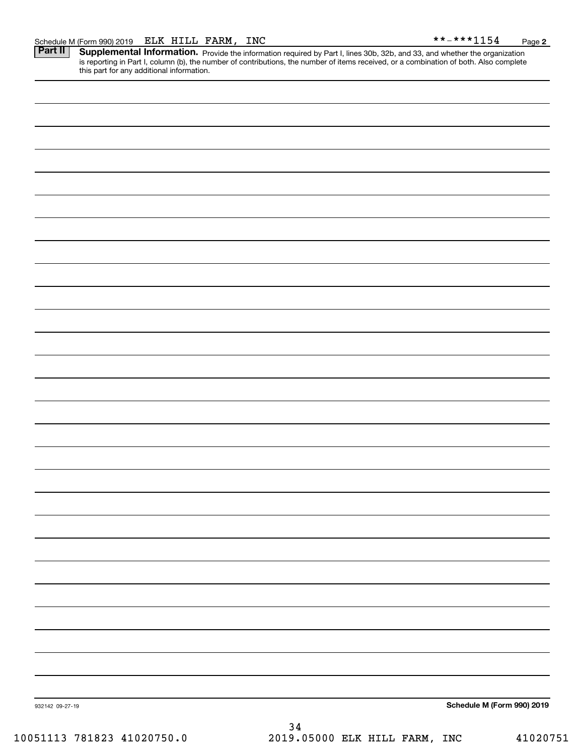Schedule M (Form 990) 2019 ELK HILL FARM, INC **-***1154 Page **2**

## Part II Supplemental Information.

Provide the information required by Part I, lines 30b, 32b, and 33, and whether the organization is reporting in Part I, column (b), the number of contributions, the number of items received, or a combination of both. Also complete this part for any additional information.

932142 09-27-19

**Schedule M (Form 990) 2019**

10051113 781823 41020750.0 2019.05000 ELK HILL FARM, INC 41020751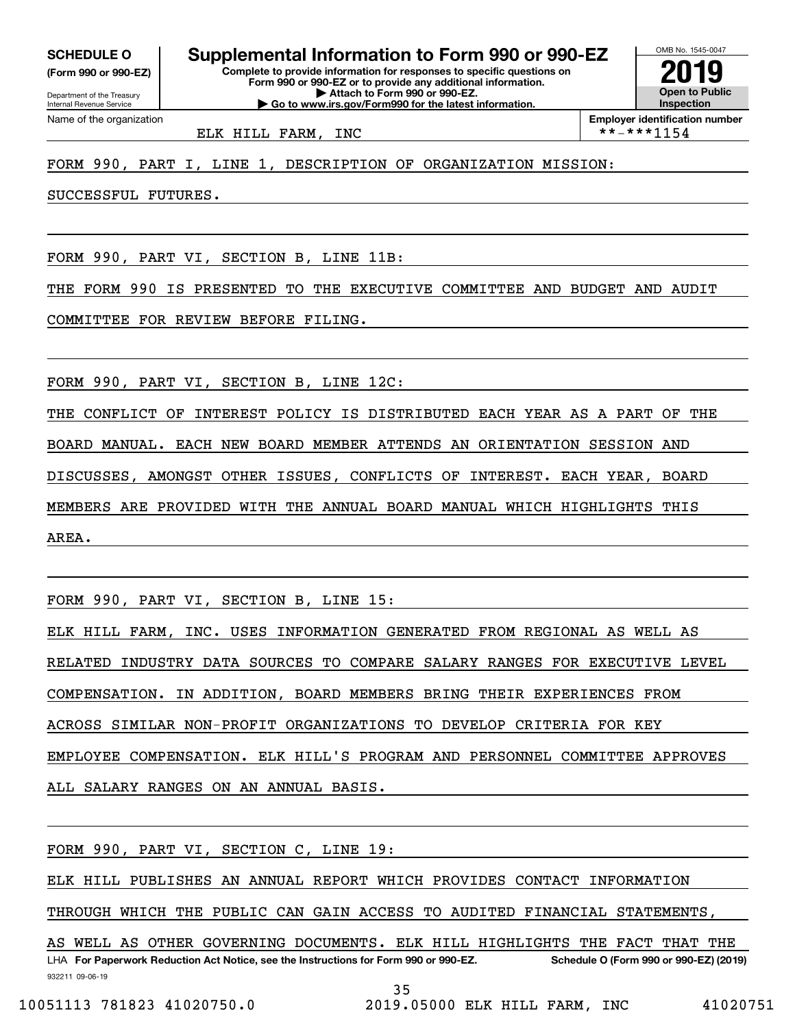**SCHEDULE O**
**(Form 990 or 990-EZ)**

Department of the Treasury
Internal Revenue Service

# Supplemental Information to Form 990 or 990-EZ

**Complete to provide information for responses to specific questions on Form 990 or 990-EZ or to provide any additional information.**
**▶ Attach to Form 990 or 990-EZ.**
**▶ Go to www.irs.gov/Form990 for the latest information.**

OMB No. 1545-0047

**2019**

**Open to Public Inspection**

Name of the organization: ELK HILL FARM, INC

**Employer identification number**: **-***1154

FORM 990, PART I, LINE 1, DESCRIPTION OF ORGANIZATION MISSION:

SUCCESSFUL FUTURES.

FORM 990, PART VI, SECTION B, LINE 11B:

THE FORM 990 IS PRESENTED TO THE EXECUTIVE COMMITTEE AND BUDGET AND AUDIT COMMITTEE FOR REVIEW BEFORE FILING.

FORM 990, PART VI, SECTION B, LINE 12C:

THE CONFLICT OF INTEREST POLICY IS DISTRIBUTED EACH YEAR AS A PART OF THE BOARD MANUAL. EACH NEW BOARD MEMBER ATTENDS AN ORIENTATION SESSION AND DISCUSSES, AMONGST OTHER ISSUES, CONFLICTS OF INTEREST. EACH YEAR, BOARD MEMBERS ARE PROVIDED WITH THE ANNUAL BOARD MANUAL WHICH HIGHLIGHTS THIS AREA.

FORM 990, PART VI, SECTION B, LINE 15:

ELK HILL FARM, INC. USES INFORMATION GENERATED FROM REGIONAL AS WELL AS RELATED INDUSTRY DATA SOURCES TO COMPARE SALARY RANGES FOR EXECUTIVE LEVEL COMPENSATION. IN ADDITION, BOARD MEMBERS BRING THEIR EXPERIENCES FROM ACROSS SIMILAR NON-PROFIT ORGANIZATIONS TO DEVELOP CRITERIA FOR KEY EMPLOYEE COMPENSATION. ELK HILL'S PROGRAM AND PERSONNEL COMMITTEE APPROVES ALL SALARY RANGES ON AN ANNUAL BASIS.

FORM 990, PART VI, SECTION C, LINE 19:

ELK HILL PUBLISHES AN ANNUAL REPORT WHICH PROVIDES CONTACT INFORMATION THROUGH WHICH THE PUBLIC CAN GAIN ACCESS TO AUDITED FINANCIAL STATEMENTS, AS WELL AS OTHER GOVERNING DOCUMENTS. ELK HILL HIGHLIGHTS THE FACT THAT THE

LHA **For Paperwork Reduction Act Notice, see the Instructions for Form 990 or 990-EZ.** **Schedule O (Form 990 or 990-EZ) (2019)**

932211 09-06-19

10051113 781823 41020750.0 2019.05000 ELK HILL FARM, INC 41020751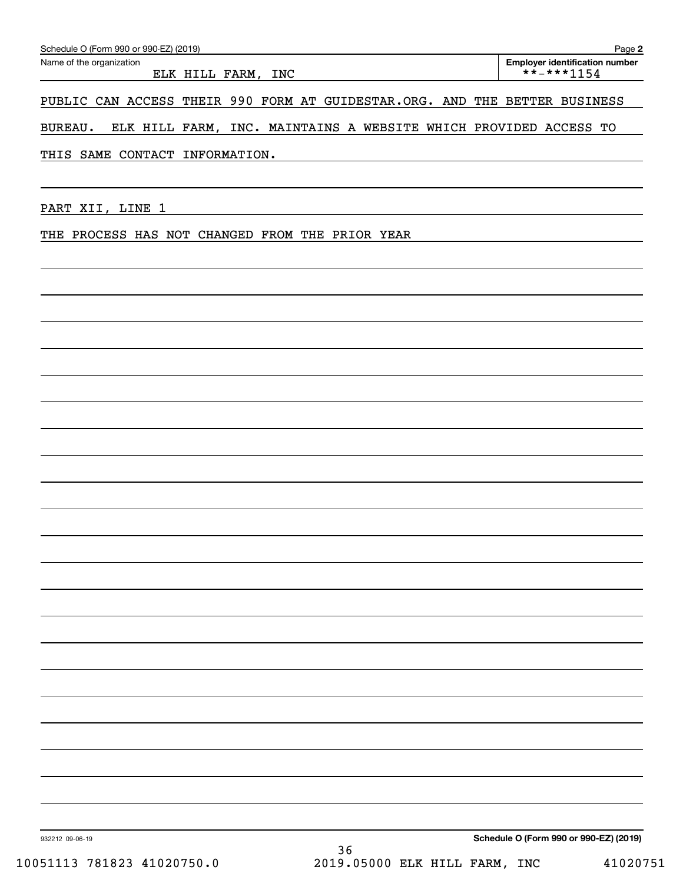Name of the organization: ELK HILL FARM, INC

Employer identification number: **-***1154

PUBLIC CAN ACCESS THEIR 990 FORM AT GUIDESTAR.ORG. AND THE BETTER BUSINESS BUREAU. ELK HILL FARM, INC. MAINTAINS A WEBSITE WHICH PROVIDED ACCESS TO THIS SAME CONTACT INFORMATION.

PART XII, LINE 1

THE PROCESS HAS NOT CHANGED FROM THE PRIOR YEAR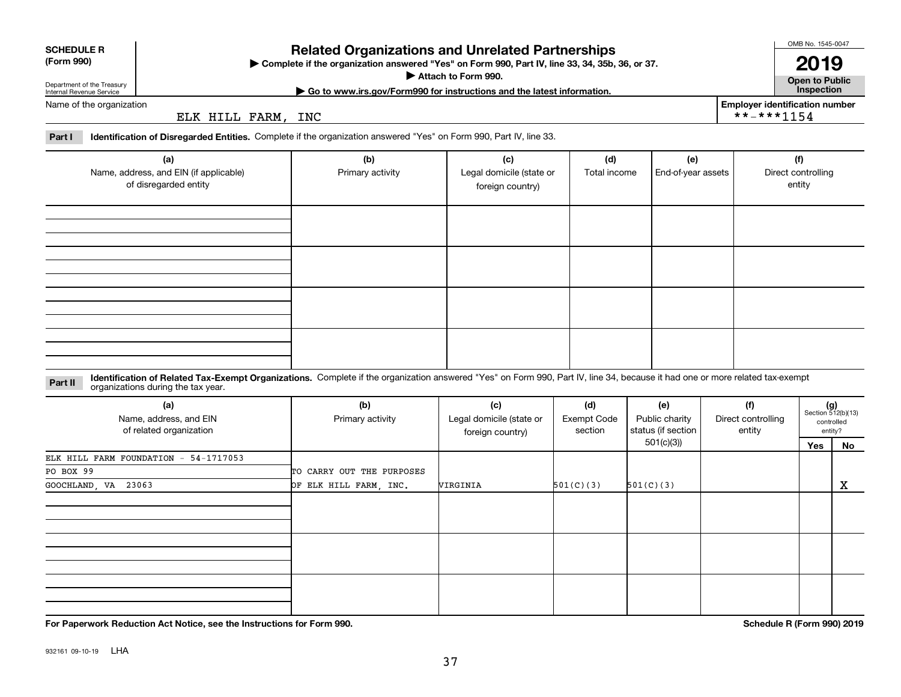**SCHEDULE R (Form 990)**

Department of the Treasury
Internal Revenue Service

# Related Organizations and Unrelated Partnerships

▶ Complete if the organization answered "Yes" on Form 990, Part IV, line 33, 34, 35b, 36, or 37.
▶ Attach to Form 990.
▶ Go to www.irs.gov/Form990 for instructions and the latest information.

OMB No. 1545-0047

**2019**

**Open to Public Inspection**

Name of the organization: ELK HILL FARM, INC

Employer identification number: **-***1154

**Part I** **Identification of Disregarded Entities.** Complete if the organization answered "Yes" on Form 990, Part IV, line 33.

| (a) Name, address, and EIN (if applicable) of disregarded entity | (b) Primary activity | (c) Legal domicile (state or foreign country) | (d) Total income | (e) End-of-year assets | (f) Direct controlling entity |
|---|---|---|---|---|---|
| | | | | | |
| | | | | | |
| | | | | | |
| | | | | | |

**Part II** **Identification of Related Tax-Exempt Organizations.** Complete if the organization answered "Yes" on Form 990, Part IV, line 34, because it had one or more related tax-exempt organizations during the tax year.

| (a) Name, address, and EIN of related organization | (b) Primary activity | (c) Legal domicile (state or foreign country) | (d) Exempt Code section | (e) Public charity status (if section 501(c)(3)) | (f) Direct controlling entity | (g) Section 512(b)(13) controlled entity? Yes | No |
|---|---|---|---|---|---|---|---|
| ELK HILL FARM FOUNDATION - 54-1717053<br>PO BOX 99<br>GOOCHLAND, VA 23063 | TO CARRY OUT THE PURPOSES OF ELK HILL FARM, INC. | VIRGINIA | 501(C)(3) | 501(C)(3) | | | X |
| | | | | | | | |
| | | | | | | | |
| | | | | | | | |

**For Paperwork Reduction Act Notice, see the Instructions for Form 990.**

**Schedule R (Form 990) 2019**

932161 09-10-19 LHA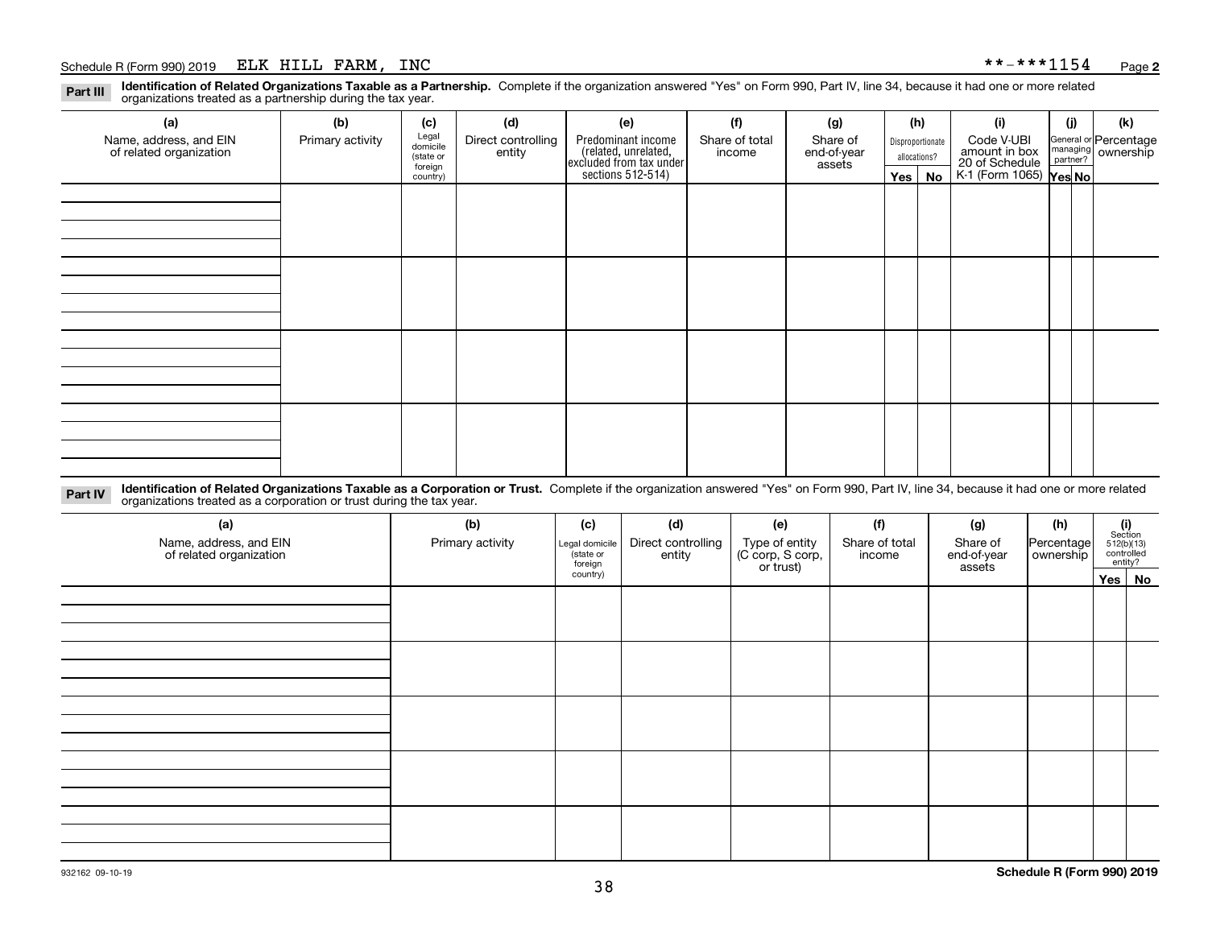Schedule R (Form 990) 2019 ELK HILL FARM, INC **-***1154 Page **2**

**Part III** **Identification of Related Organizations Taxable as a Partnership.** Complete if the organization answered "Yes" on Form 990, Part IV, line 34, because it had one or more related organizations treated as a partnership during the tax year.

| (a) Name, address, and EIN of related organization | (b) Primary activity | (c) Legal domicile (state or foreign country) | (d) Direct controlling entity | (e) Predominant income (related, unrelated, excluded from tax under sections 512-514) | (f) Share of total income | (g) Share of end-of-year assets | (h) Disproportionate allocations? | | (i) Code V-UBI amount in box 20 of Schedule K-1 (Form 1065) | (j) General or managing partner? | | (k) Percentage ownership |
|---|---|---|---|---|---|---|---|---|---|---|---|---|
| | | | | | | | Yes | No | | Yes | No | |
| | | | | | | | | | | | | |
| | | | | | | | | | | | | |
| | | | | | | | | | | | | |
| | | | | | | | | | | | | |

**Part IV** **Identification of Related Organizations Taxable as a Corporation or Trust.** Complete if the organization answered "Yes" on Form 990, Part IV, line 34, because it had one or more related organizations treated as a corporation or trust during the tax year.

| (a) Name, address, and EIN of related organization | (b) Primary activity | (c) Legal domicile (state or foreign country) | (d) Direct controlling entity | (e) Type of entity (C corp, S corp, or trust) | (f) Share of total income | (g) Share of end-of-year assets | (h) Percentage ownership | (i) Section 512(b)(13) controlled entity? | |
|---|---|---|---|---|---|---|---|---|---|
| | | | | | | | | Yes | No |
| | | | | | | | | | |
| | | | | | | | | | |
| | | | | | | | | | |
| | | | | | | | | | |
| | | | | | | | | | |

932162 09-10-19 **Schedule R (Form 990) 2019**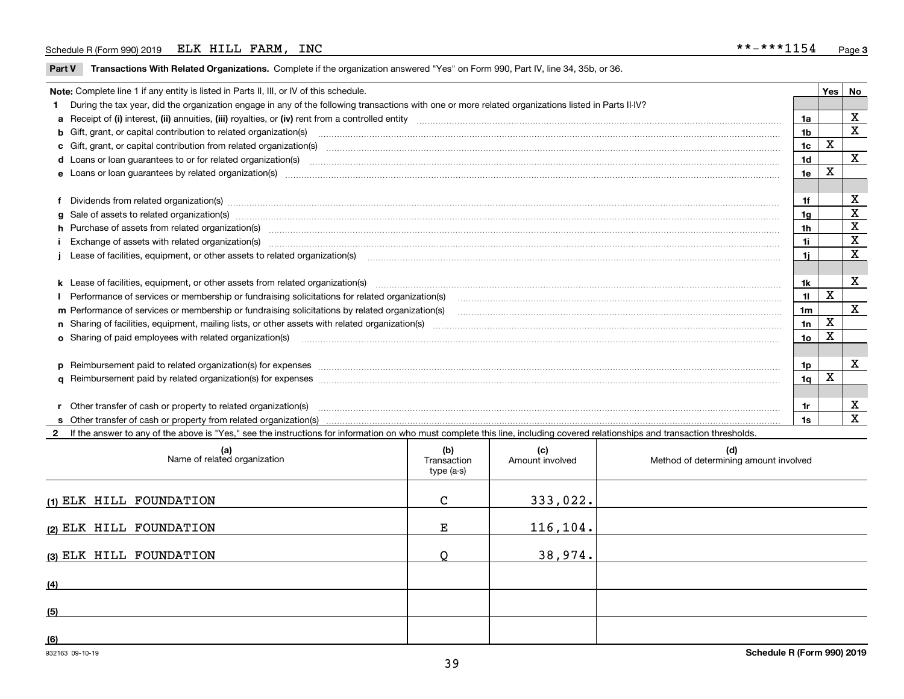Schedule R (Form 990) 2019 ELK HILL FARM, INC **-***1154 Page 3

**Part V Transactions With Related Organizations.** Complete if the organization answered "Yes" on Form 990, Part IV, line 34, 35b, or 36.

| Note: Complete line 1 if any entity is listed in Parts II, III, or IV of this schedule. | | Yes | No |
|---|---|---|---|
| **1** During the tax year, did the organization engage in any of the following transactions with one or more related organizations listed in Parts II-IV? | | | |
| **a** Receipt of **(i)** interest, **(ii)** annuities, **(iii)** royalties, or **(iv)** rent from a controlled entity | 1a | | X |
| **b** Gift, grant, or capital contribution to related organization(s) | 1b | | X |
| **c** Gift, grant, or capital contribution from related organization(s) | 1c | X | |
| **d** Loans or loan guarantees to or for related organization(s) | 1d | | X |
| **e** Loans or loan guarantees by related organization(s) | 1e | X | |
| **f** Dividends from related organization(s) | 1f | | X |
| **g** Sale of assets to related organization(s) | 1g | | X |
| **h** Purchase of assets from related organization(s) | 1h | | X |
| **i** Exchange of assets with related organization(s) | 1i | | X |
| **j** Lease of facilities, equipment, or other assets to related organization(s) | 1j | | X |
| **k** Lease of facilities, equipment, or other assets from related organization(s) | 1k | | X |
| **l** Performance of services or membership or fundraising solicitations for related organization(s) | 1l | X | |
| **m** Performance of services or membership or fundraising solicitations by related organization(s) | 1m | | X |
| **n** Sharing of facilities, equipment, mailing lists, or other assets with related organization(s) | 1n | X | |
| **o** Sharing of paid employees with related organization(s) | 1o | X | |
| **p** Reimbursement paid to related organization(s) for expenses | 1p | | X |
| **q** Reimbursement paid by related organization(s) for expenses | 1q | X | |
| **r** Other transfer of cash or property to related organization(s) | 1r | | X |
| **s** Other transfer of cash or property from related organization(s) | 1s | | X |

**2** If the answer to any of the above is "Yes," see the instructions for information on who must complete this line, including covered relationships and transaction thresholds.

| (a) Name of related organization | (b) Transaction type (a-s) | (c) Amount involved | (d) Method of determining amount involved |
|---|---|---|---|
| (1) ELK HILL FOUNDATION | C | 333,022. | |
| (2) ELK HILL FOUNDATION | E | 116,104. | |
| (3) ELK HILL FOUNDATION | Q | 38,974. | |
| (4) | | | |
| (5) | | | |
| (6) | | | |

932163 09-10-19 **Schedule R (Form 990) 2019**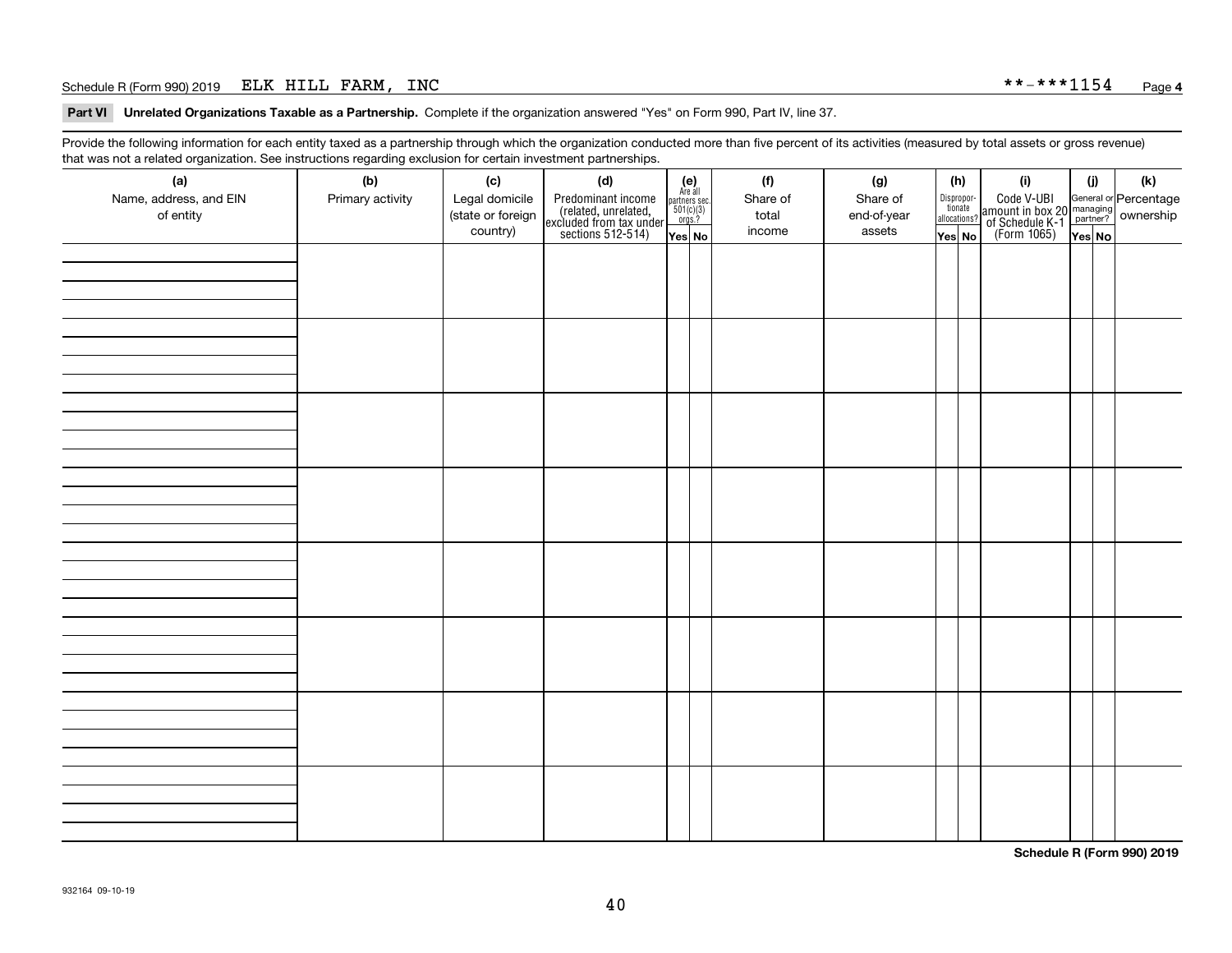Schedule R (Form 990) 2019 ELK HILL FARM, INC **-***1154

**Part VI Unrelated Organizations Taxable as a Partnership.** Complete if the organization answered "Yes" on Form 990, Part IV, line 37.

Provide the following information for each entity taxed as a partnership through which the organization conducted more than five percent of its activities (measured by total assets or gross revenue) that was not a related organization. See instructions regarding exclusion for certain investment partnerships.

| (a) Name, address, and EIN of entity | (b) Primary activity | (c) Legal domicile (state or foreign country) | (d) Predominant income (related, unrelated, excluded from tax under sections 512-514) | (e) Are all partners sec. 501(c)(3) orgs.? | | (f) Share of total income | (g) Share of end-of-year assets | (h) Disproportionate allocations? | | (i) Code V-UBI amount in box 20 of Schedule K-1 (Form 1065) | (j) General or managing partner? | | (k) Percentage ownership |
|---|---|---|---|---|---|---|---|---|---|---|---|---|---|
| | | | | Yes | No | | | Yes | No | | Yes | No | |
| | | | | | | | | | | | | | |
| | | | | | | | | | | | | | |
| | | | | | | | | | | | | | |
| | | | | | | | | | | | | | |
| | | | | | | | | | | | | | |
| | | | | | | | | | | | | | |
| | | | | | | | | | | | | | |
| | | | | | | | | | | | | | |

**Schedule R (Form 990) 2019**

932164 09-10-19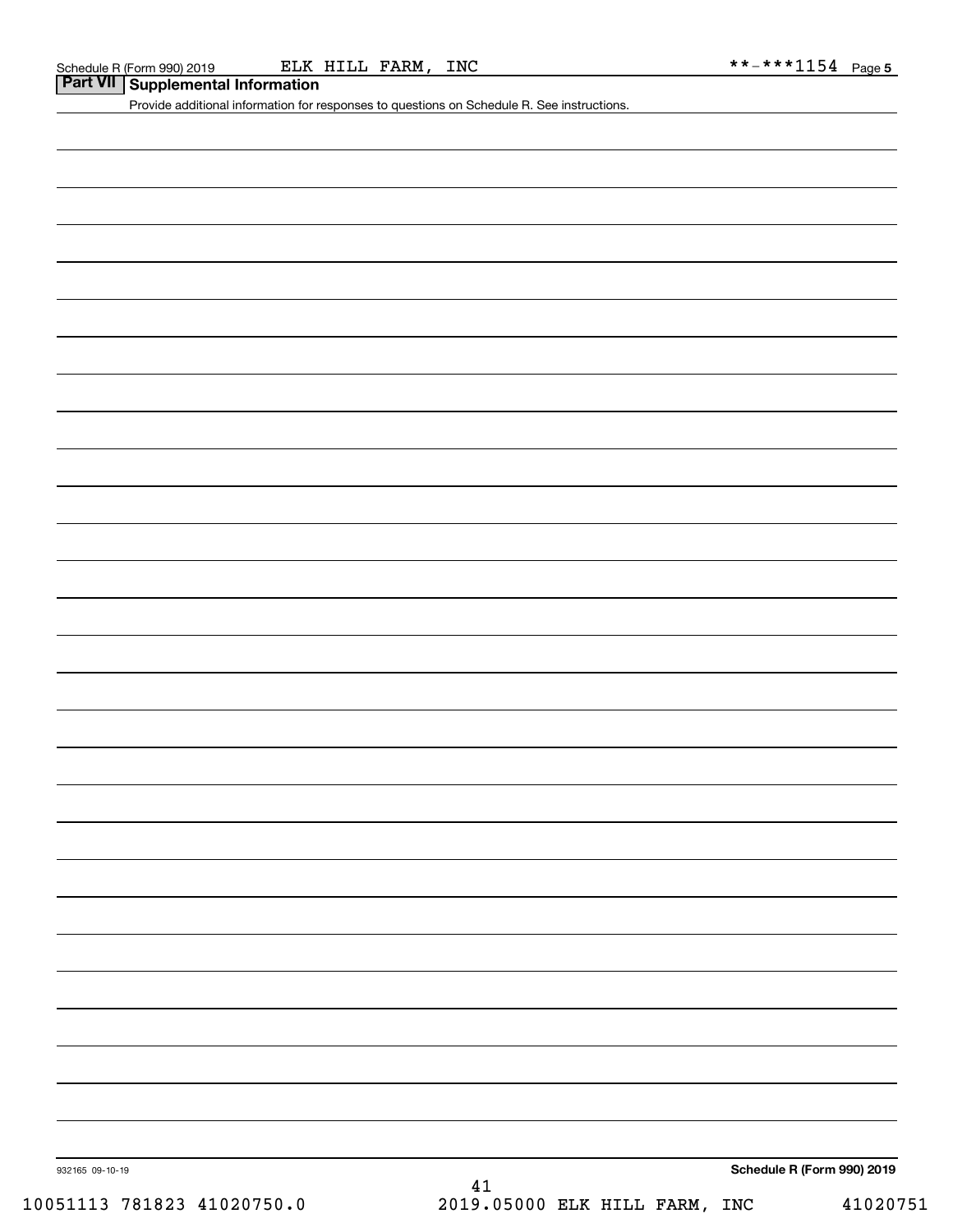Schedule R (Form 990) 2019 ELK HILL FARM, INC **-***1154 Page 5

## Part VII Supplemental Information

Provide additional information for responses to questions on Schedule R. See instructions.

932165 09-10-19

**Schedule R (Form 990) 2019**

10051113 781823 41020750.0 2019.05000 ELK HILL FARM, INC 41020751